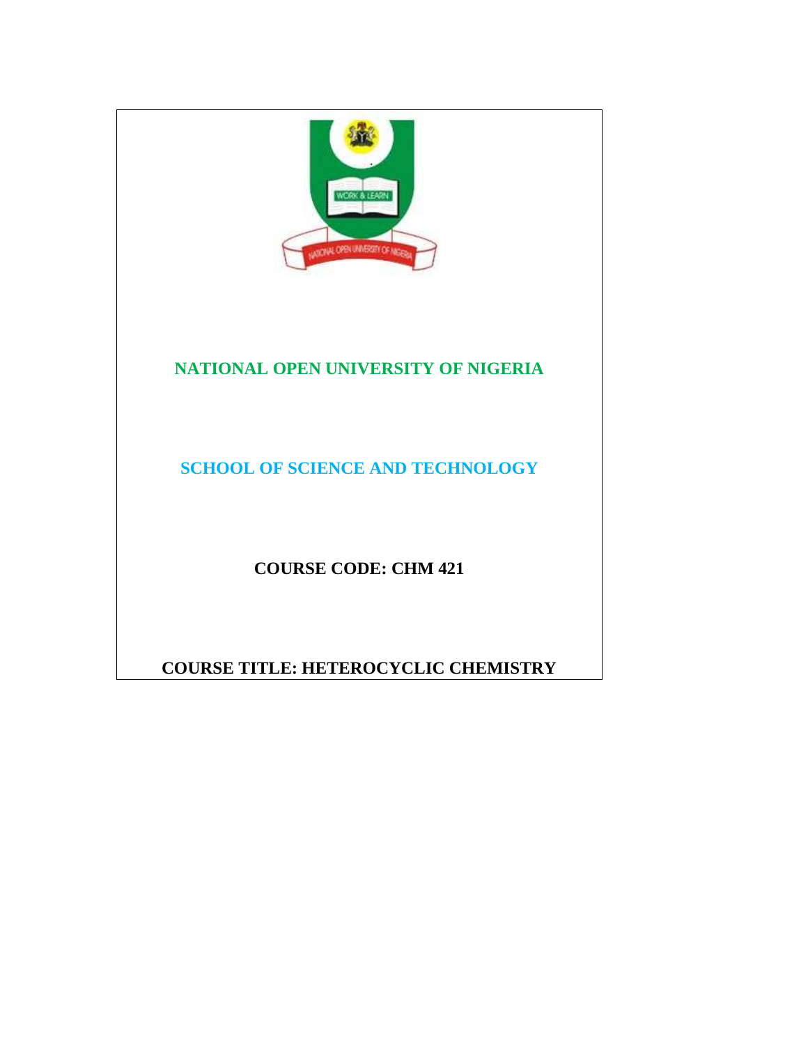# NATIONAL OPEN UNIVERSITY OF NIGERIA

## SCHOOL OF SCIENCE AND TECHNOLOGY

**COURSE CODE: CHM 421**

**COURSE TITLE: HETEROCYCLIC CHEMISTRY**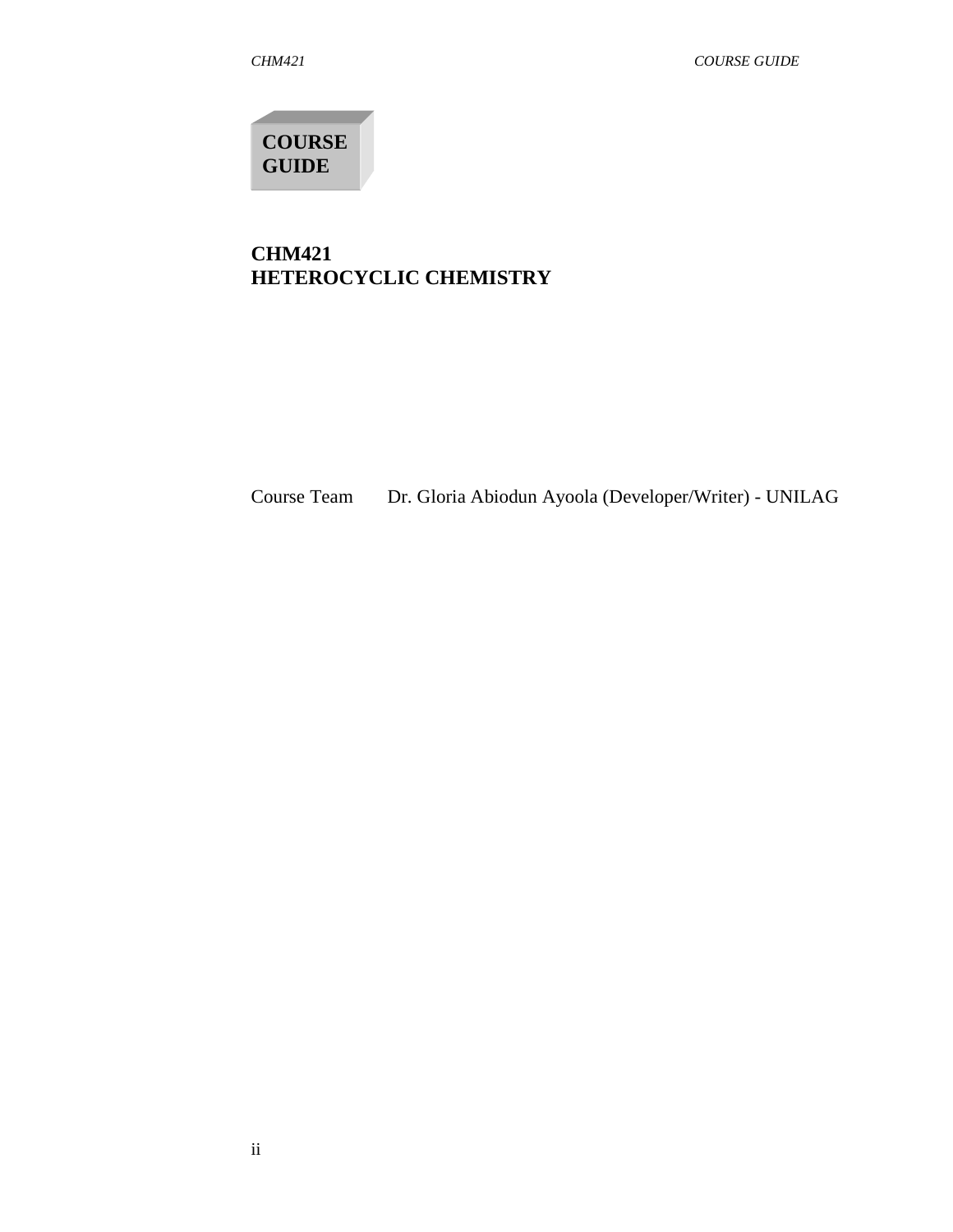**COURSE GUIDE**

# CHM421
# HETEROCYCLIC CHEMISTRY

Course Team Dr. Gloria Abiodun Ayoola (Developer/Writer) - UNILAG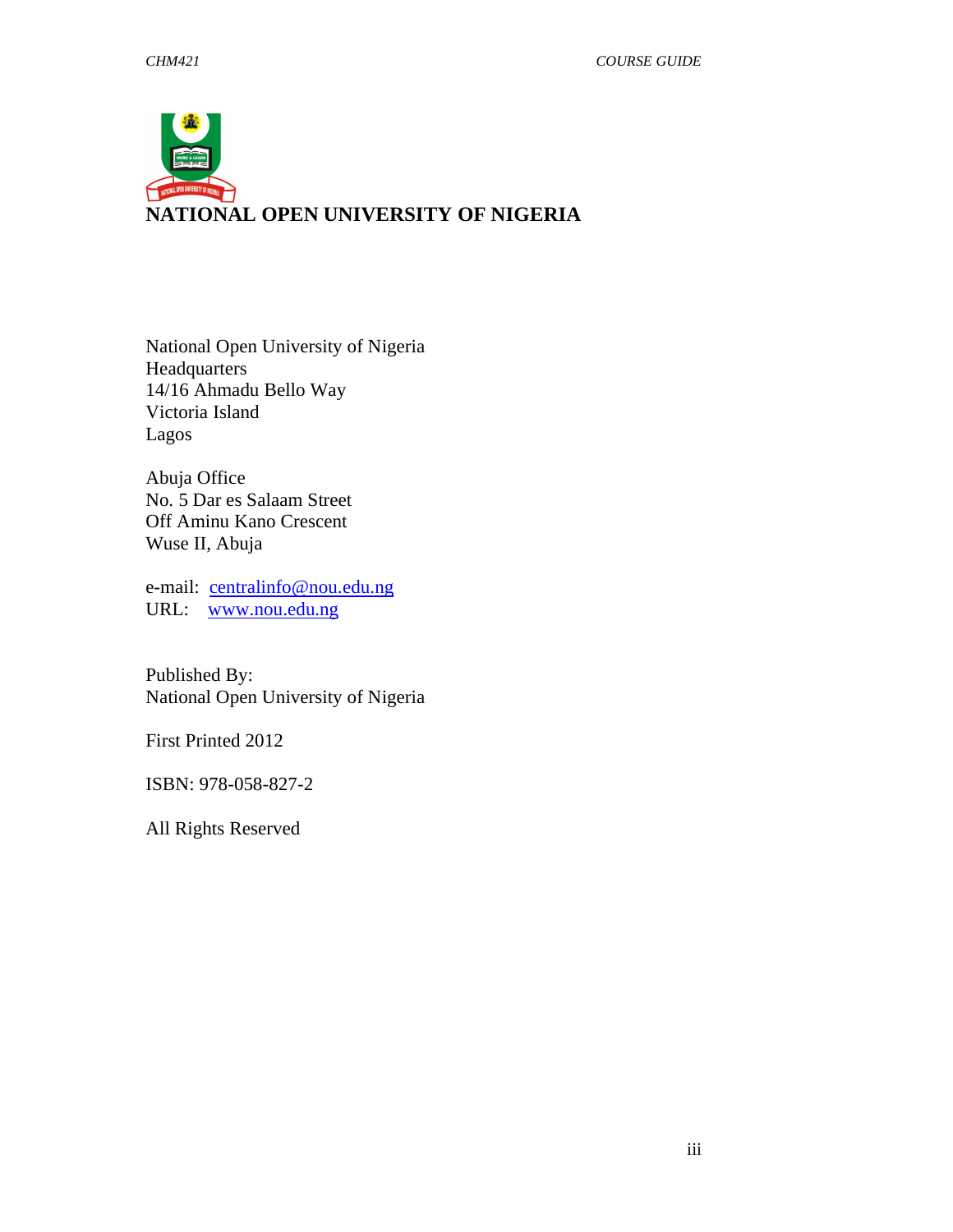**NATIONAL OPEN UNIVERSITY OF NIGERIA**

National Open University of Nigeria
Headquarters
14/16 Ahmadu Bello Way
Victoria Island
Lagos

Abuja Office
No. 5 Dar es Salaam Street
Off Aminu Kano Crescent
Wuse II, Abuja

e-mail: centralinfo@nou.edu.ng
URL: www.nou.edu.ng

Published By:
National Open University of Nigeria

First Printed 2012

ISBN: 978-058-827-2

All Rights Reserved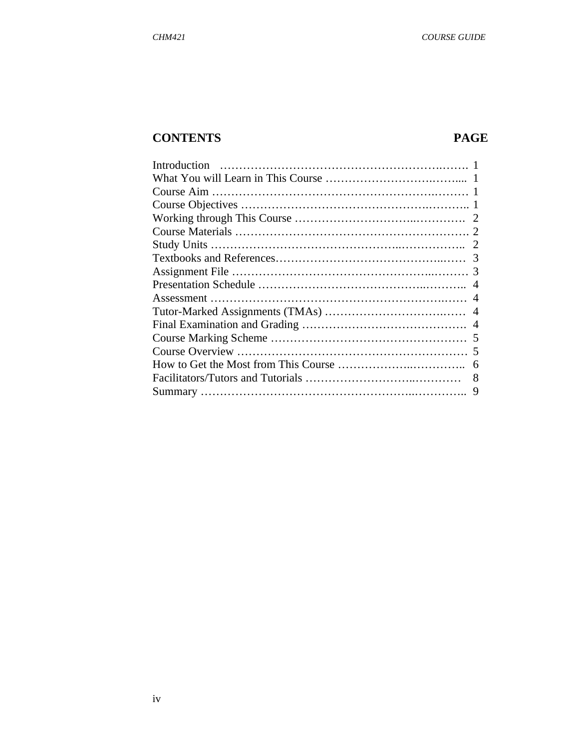| CONTENTS | PAGE |
| --- | --- |
| Introduction | 1 |
| What You will Learn in This Course | 1 |
| Course Aim | 1 |
| Course Objectives | 1 |
| Working through This Course | 2 |
| Course Materials | 2 |
| Study Units | 2 |
| Textbooks and References | 3 |
| Assignment File | 3 |
| Presentation Schedule | 4 |
| Assessment | 4 |
| Tutor-Marked Assignments (TMAs) | 4 |
| Final Examination and Grading | 4 |
| Course Marking Scheme | 5 |
| Course Overview | 5 |
| How to Get the Most from This Course | 6 |
| Facilitators/Tutors and Tutorials | 8 |
| Summary | 9 |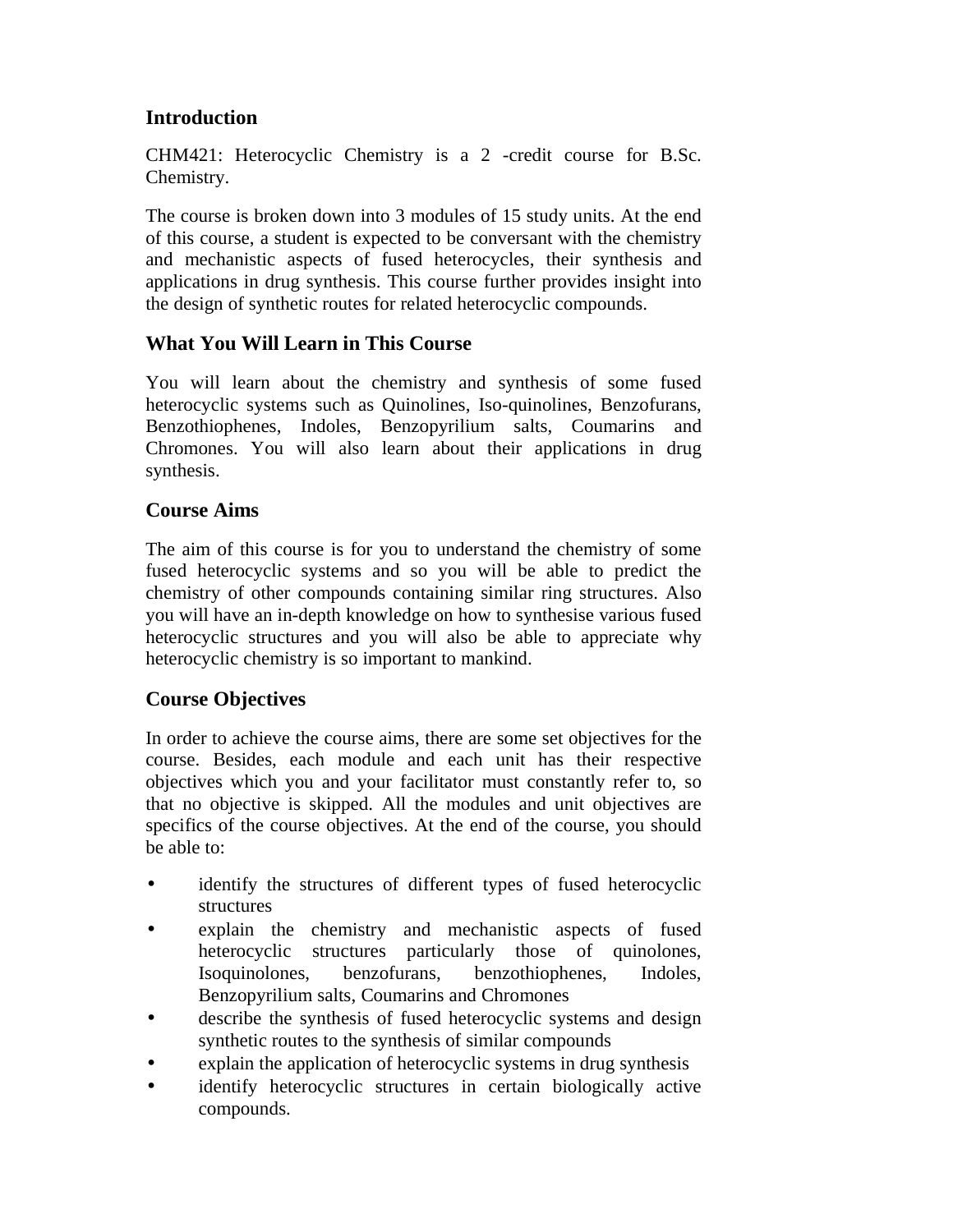## Introduction

CHM421: Heterocyclic Chemistry is a 2 -credit course for B.Sc. Chemistry.

The course is broken down into 3 modules of 15 study units. At the end of this course, a student is expected to be conversant with the chemistry and mechanistic aspects of fused heterocycles, their synthesis and applications in drug synthesis. This course further provides insight into the design of synthetic routes for related heterocyclic compounds.

## What You Will Learn in This Course

You will learn about the chemistry and synthesis of some fused heterocyclic systems such as Quinolines, Iso-quinolines, Benzofurans, Benzothiophenes, Indoles, Benzopyrilium salts, Coumarins and Chromones. You will also learn about their applications in drug synthesis.

## Course Aims

The aim of this course is for you to understand the chemistry of some fused heterocyclic systems and so you will be able to predict the chemistry of other compounds containing similar ring structures. Also you will have an in-depth knowledge on how to synthesise various fused heterocyclic structures and you will also be able to appreciate why heterocyclic chemistry is so important to mankind.

## Course Objectives

In order to achieve the course aims, there are some set objectives for the course. Besides, each module and each unit has their respective objectives which you and your facilitator must constantly refer to, so that no objective is skipped. All the modules and unit objectives are specifics of the course objectives. At the end of the course, you should be able to:

- identify the structures of different types of fused heterocyclic structures
- explain the chemistry and mechanistic aspects of fused heterocyclic structures particularly those of quinolones, Isoquinolones, benzofurans, benzothiophenes, Indoles, Benzopyrilium salts, Coumarins and Chromones
- describe the synthesis of fused heterocyclic systems and design synthetic routes to the synthesis of similar compounds
- explain the application of heterocyclic systems in drug synthesis
- identify heterocyclic structures in certain biologically active compounds.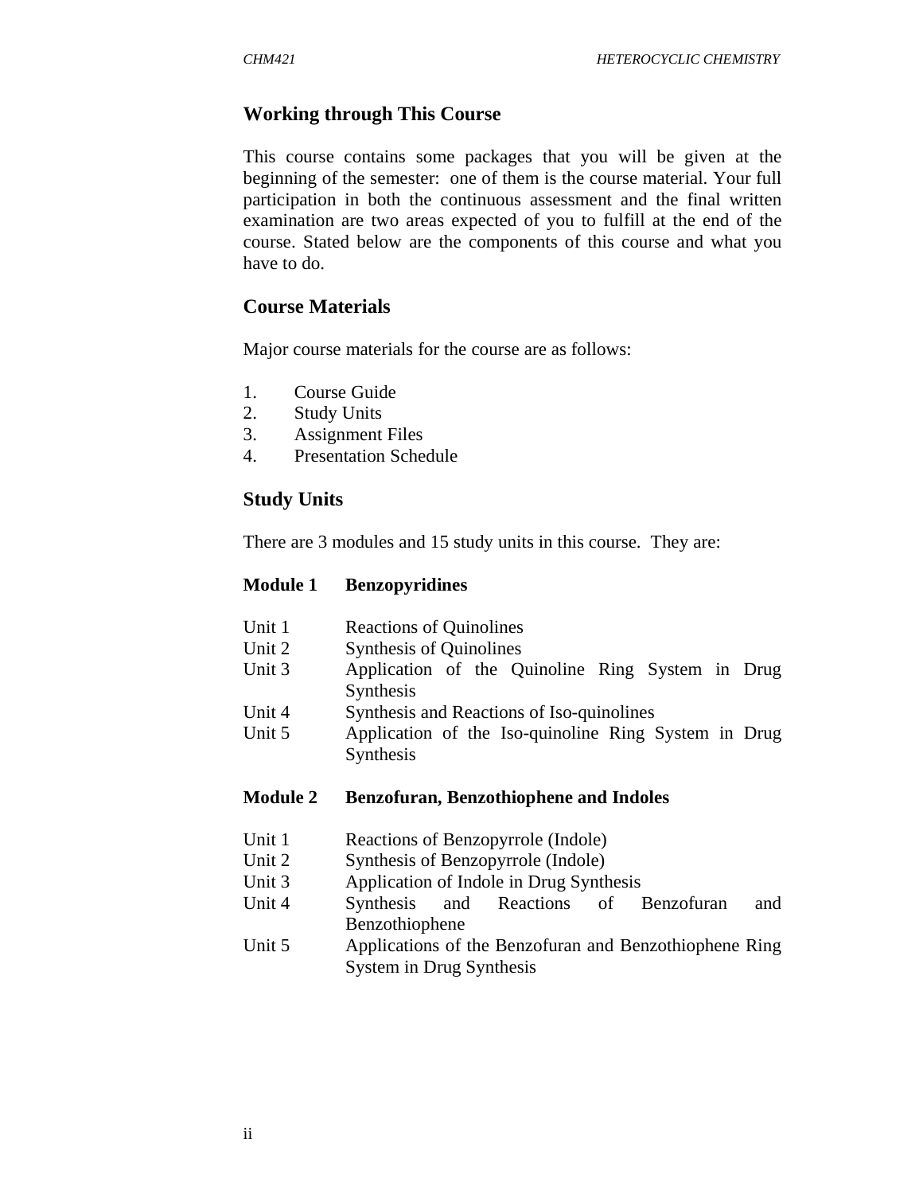## Working through This Course

This course contains some packages that you will be given at the beginning of the semester: one of them is the course material. Your full participation in both the continuous assessment and the final written examination are two areas expected of you to fulfill at the end of the course. Stated below are the components of this course and what you have to do.

## Course Materials

Major course materials for the course are as follows:

1. Course Guide
2. Study Units
3. Assignment Files
4. Presentation Schedule

## Study Units

There are 3 modules and 15 study units in this course. They are:

**Module 1 Benzopyridines**

Unit 1 Reactions of Quinolines
Unit 2 Synthesis of Quinolines
Unit 3 Application of the Quinoline Ring System in Drug Synthesis
Unit 4 Synthesis and Reactions of Iso-quinolines
Unit 5 Application of the Iso-quinoline Ring System in Drug Synthesis

**Module 2 Benzofuran, Benzothiophene and Indoles**

Unit 1 Reactions of Benzopyrrole (Indole)
Unit 2 Synthesis of Benzopyrrole (Indole)
Unit 3 Application of Indole in Drug Synthesis
Unit 4 Synthesis and Reactions of Benzofuran and Benzothiophene
Unit 5 Applications of the Benzofuran and Benzothiophene Ring System in Drug Synthesis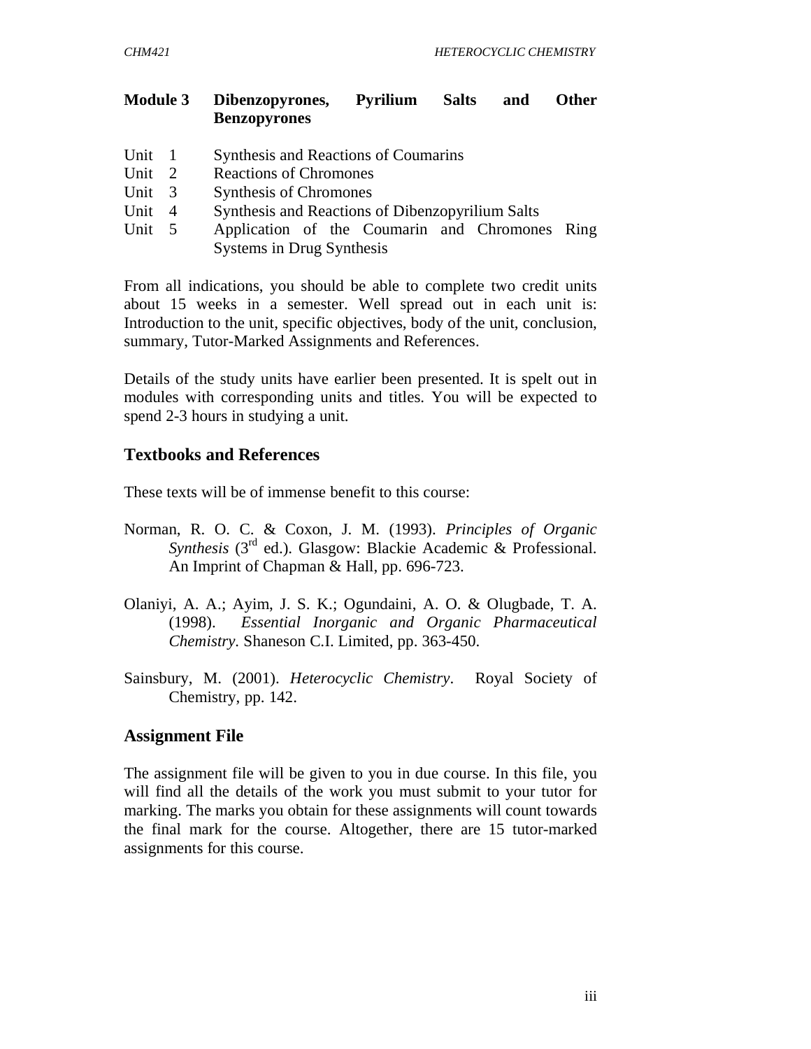**Module 3 Dibenzopyrones, Pyrilium Salts and Other Benzopyrones**

- Unit 1 Synthesis and Reactions of Coumarins
- Unit 2 Reactions of Chromones
- Unit 3 Synthesis of Chromones
- Unit 4 Synthesis and Reactions of Dibenzopyrilium Salts
- Unit 5 Application of the Coumarin and Chromones Ring Systems in Drug Synthesis

From all indications, you should be able to complete two credit units about 15 weeks in a semester. Well spread out in each unit is: Introduction to the unit, specific objectives, body of the unit, conclusion, summary, Tutor-Marked Assignments and References.

Details of the study units have earlier been presented. It is spelt out in modules with corresponding units and titles. You will be expected to spend 2-3 hours in studying a unit.

## Textbooks and References

These texts will be of immense benefit to this course:

Norman, R. O. C. & Coxon, J. M. (1993). *Principles of Organic Synthesis* (3rd ed.). Glasgow: Blackie Academic & Professional. An Imprint of Chapman & Hall, pp. 696-723.

Olaniyi, A. A.; Ayim, J. S. K.; Ogundaini, A. O. & Olugbade, T. A. (1998). *Essential Inorganic and Organic Pharmaceutical Chemistry*. Shaneson C.I. Limited, pp. 363-450.

Sainsbury, M. (2001). *Heterocyclic Chemistry*. Royal Society of Chemistry, pp. 142.

## Assignment File

The assignment file will be given to you in due course. In this file, you will find all the details of the work you must submit to your tutor for marking. The marks you obtain for these assignments will count towards the final mark for the course. Altogether, there are 15 tutor-marked assignments for this course.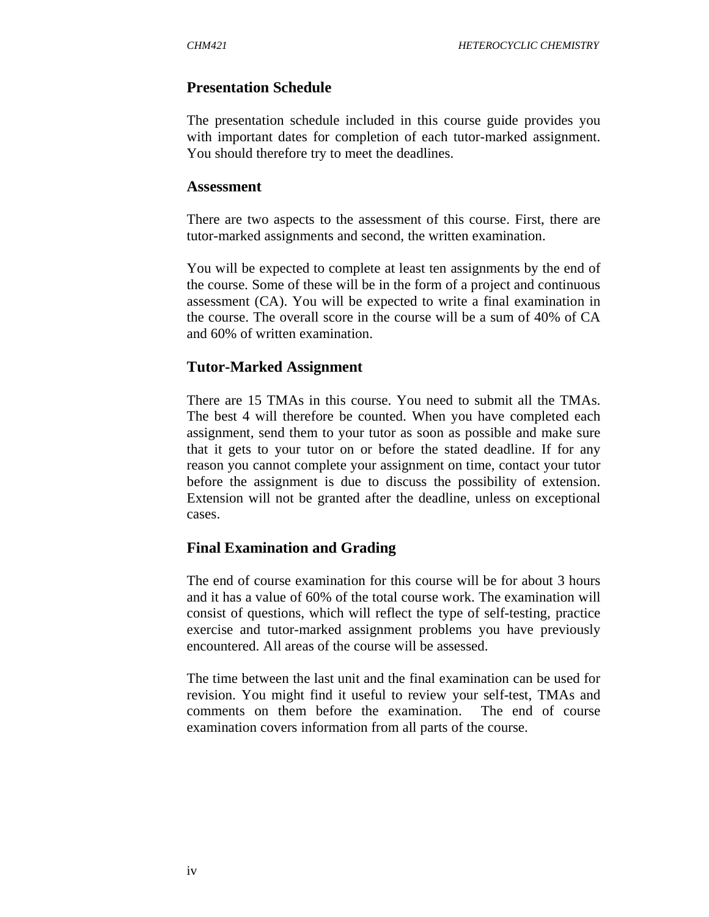## Presentation Schedule

The presentation schedule included in this course guide provides you with important dates for completion of each tutor-marked assignment. You should therefore try to meet the deadlines.

## Assessment

There are two aspects to the assessment of this course. First, there are tutor-marked assignments and second, the written examination.

You will be expected to complete at least ten assignments by the end of the course. Some of these will be in the form of a project and continuous assessment (CA). You will be expected to write a final examination in the course. The overall score in the course will be a sum of 40% of CA and 60% of written examination.

## Tutor-Marked Assignment

There are 15 TMAs in this course. You need to submit all the TMAs. The best 4 will therefore be counted. When you have completed each assignment, send them to your tutor as soon as possible and make sure that it gets to your tutor on or before the stated deadline. If for any reason you cannot complete your assignment on time, contact your tutor before the assignment is due to discuss the possibility of extension. Extension will not be granted after the deadline, unless on exceptional cases.

## Final Examination and Grading

The end of course examination for this course will be for about 3 hours and it has a value of 60% of the total course work. The examination will consist of questions, which will reflect the type of self-testing, practice exercise and tutor-marked assignment problems you have previously encountered. All areas of the course will be assessed.

The time between the last unit and the final examination can be used for revision. You might find it useful to review your self-test, TMAs and comments on them before the examination. The end of course examination covers information from all parts of the course.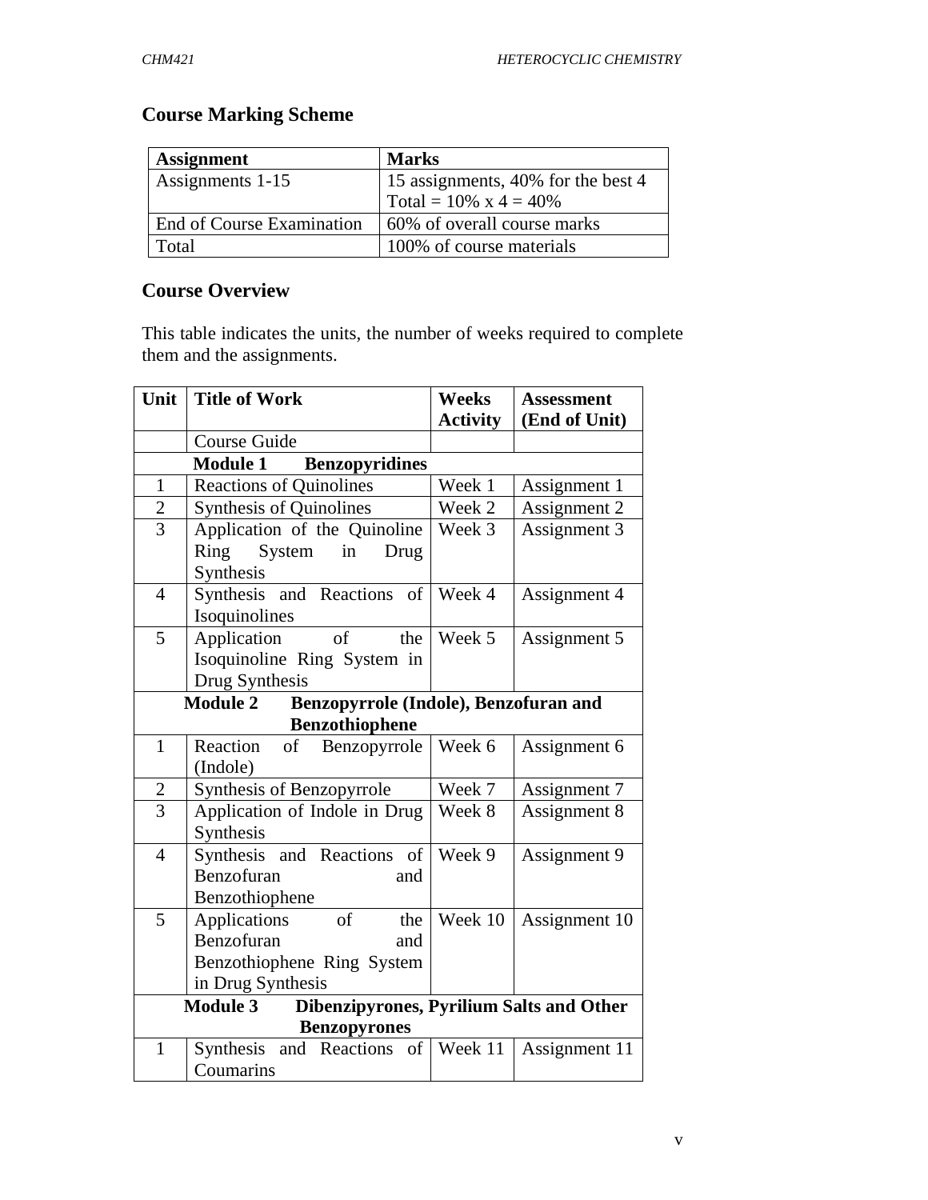## Course Marking Scheme

| Assignment | Marks |
|---|---|
| Assignments 1-15 | 15 assignments, 40% for the best 4<br>Total = 10% x 4 = 40% |
| End of Course Examination | 60% of overall course marks |
| Total | 100% of course materials |

## Course Overview

This table indicates the units, the number of weeks required to complete them and the assignments.

| Unit | Title of Work | Weeks Activity | Assessment (End of Unit) |
|---|---|---|---|
| | Course Guide | | |
| | **Module 1 Benzopyridines** | | |
| 1 | Reactions of Quinolines | Week 1 | Assignment 1 |
| 2 | Synthesis of Quinolines | Week 2 | Assignment 2 |
| 3 | Application of the Quinoline Ring System in Drug Synthesis | Week 3 | Assignment 3 |
| 4 | Synthesis and Reactions of Isoquinolines | Week 4 | Assignment 4 |
| 5 | Application of the Isoquinoline Ring System in Drug Synthesis | Week 5 | Assignment 5 |
| | **Module 2 Benzopyrrole (Indole), Benzofuran and Benzothiophene** | | |
| 1 | Reaction of Benzopyrrole (Indole) | Week 6 | Assignment 6 |
| 2 | Synthesis of Benzopyrrole | Week 7 | Assignment 7 |
| 3 | Application of Indole in Drug Synthesis | Week 8 | Assignment 8 |
| 4 | Synthesis and Reactions of Benzofuran and Benzothiophene | Week 9 | Assignment 9 |
| 5 | Applications of the Benzofuran and Benzothiophene Ring System in Drug Synthesis | Week 10 | Assignment 10 |
| | **Module 3 Dibenzipyrones, Pyrilium Salts and Other Benzopyrones** | | |
| 1 | Synthesis and Reactions of Coumarins | Week 11 | Assignment 11 |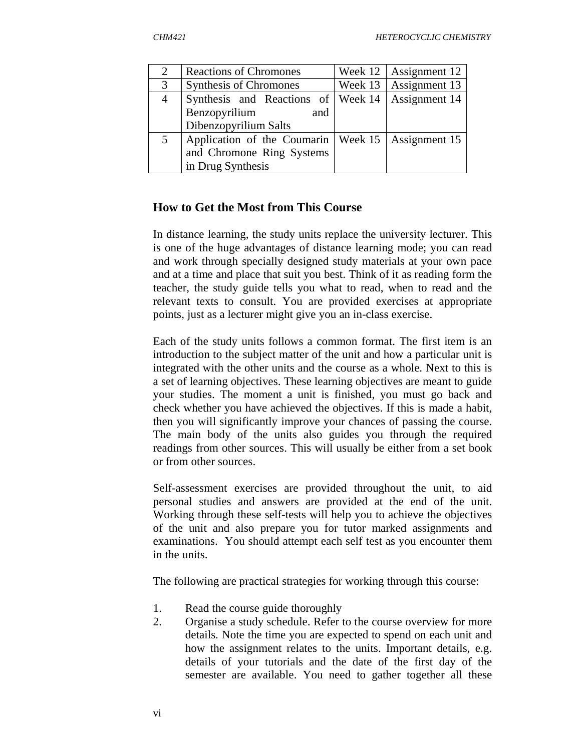| 2 | Reactions of Chromones | Week 12 | Assignment 12 |
|---|---|---|---|
| 3 | Synthesis of Chromones | Week 13 | Assignment 13 |
| 4 | Synthesis and Reactions of Benzopyrilium and Dibenzopyrilium Salts | Week 14 | Assignment 14 |
| 5 | Application of the Coumarin and Chromone Ring Systems in Drug Synthesis | Week 15 | Assignment 15 |

## How to Get the Most from This Course

In distance learning, the study units replace the university lecturer. This is one of the huge advantages of distance learning mode; you can read and work through specially designed study materials at your own pace and at a time and place that suit you best. Think of it as reading form the teacher, the study guide tells you what to read, when to read and the relevant texts to consult. You are provided exercises at appropriate points, just as a lecturer might give you an in-class exercise.

Each of the study units follows a common format. The first item is an introduction to the subject matter of the unit and how a particular unit is integrated with the other units and the course as a whole. Next to this is a set of learning objectives. These learning objectives are meant to guide your studies. The moment a unit is finished, you must go back and check whether you have achieved the objectives. If this is made a habit, then you will significantly improve your chances of passing the course. The main body of the units also guides you through the required readings from other sources. This will usually be either from a set book or from other sources.

Self-assessment exercises are provided throughout the unit, to aid personal studies and answers are provided at the end of the unit. Working through these self-tests will help you to achieve the objectives of the unit and also prepare you for tutor marked assignments and examinations. You should attempt each self test as you encounter them in the units.

The following are practical strategies for working through this course:

1. Read the course guide thoroughly
2. Organise a study schedule. Refer to the course overview for more details. Note the time you are expected to spend on each unit and how the assignment relates to the units. Important details, e.g. details of your tutorials and the date of the first day of the semester are available. You need to gather together all these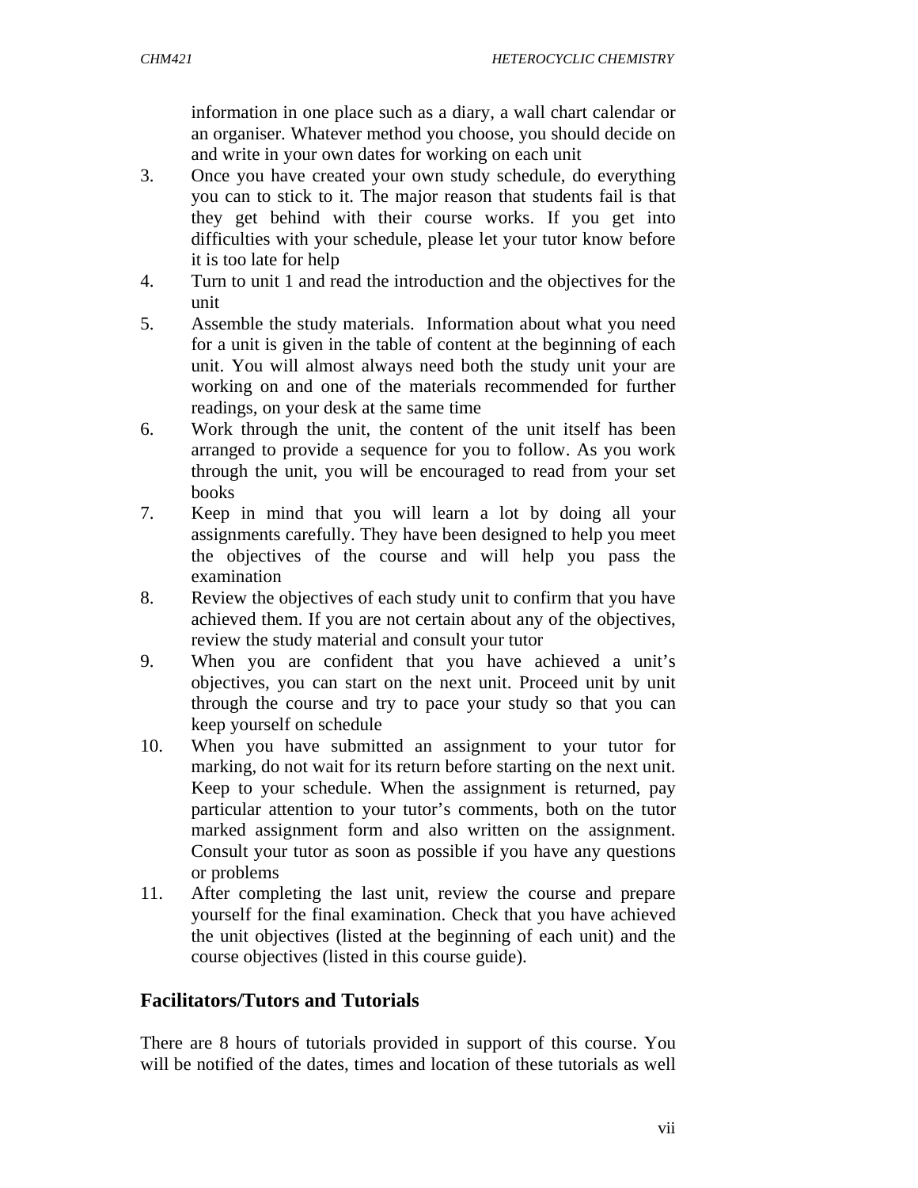information in one place such as a diary, a wall chart calendar or an organiser. Whatever method you choose, you should decide on and write in your own dates for working on each unit

3. Once you have created your own study schedule, do everything you can to stick to it. The major reason that students fail is that they get behind with their course works. If you get into difficulties with your schedule, please let your tutor know before it is too late for help
4. Turn to unit 1 and read the introduction and the objectives for the unit
5. Assemble the study materials. Information about what you need for a unit is given in the table of content at the beginning of each unit. You will almost always need both the study unit your are working on and one of the materials recommended for further readings, on your desk at the same time
6. Work through the unit, the content of the unit itself has been arranged to provide a sequence for you to follow. As you work through the unit, you will be encouraged to read from your set books
7. Keep in mind that you will learn a lot by doing all your assignments carefully. They have been designed to help you meet the objectives of the course and will help you pass the examination
8. Review the objectives of each study unit to confirm that you have achieved them. If you are not certain about any of the objectives, review the study material and consult your tutor
9. When you are confident that you have achieved a unit's objectives, you can start on the next unit. Proceed unit by unit through the course and try to pace your study so that you can keep yourself on schedule
10. When you have submitted an assignment to your tutor for marking, do not wait for its return before starting on the next unit. Keep to your schedule. When the assignment is returned, pay particular attention to your tutor's comments, both on the tutor marked assignment form and also written on the assignment. Consult your tutor as soon as possible if you have any questions or problems
11. After completing the last unit, review the course and prepare yourself for the final examination. Check that you have achieved the unit objectives (listed at the beginning of each unit) and the course objectives (listed in this course guide).

## Facilitators/Tutors and Tutorials

There are 8 hours of tutorials provided in support of this course. You will be notified of the dates, times and location of these tutorials as well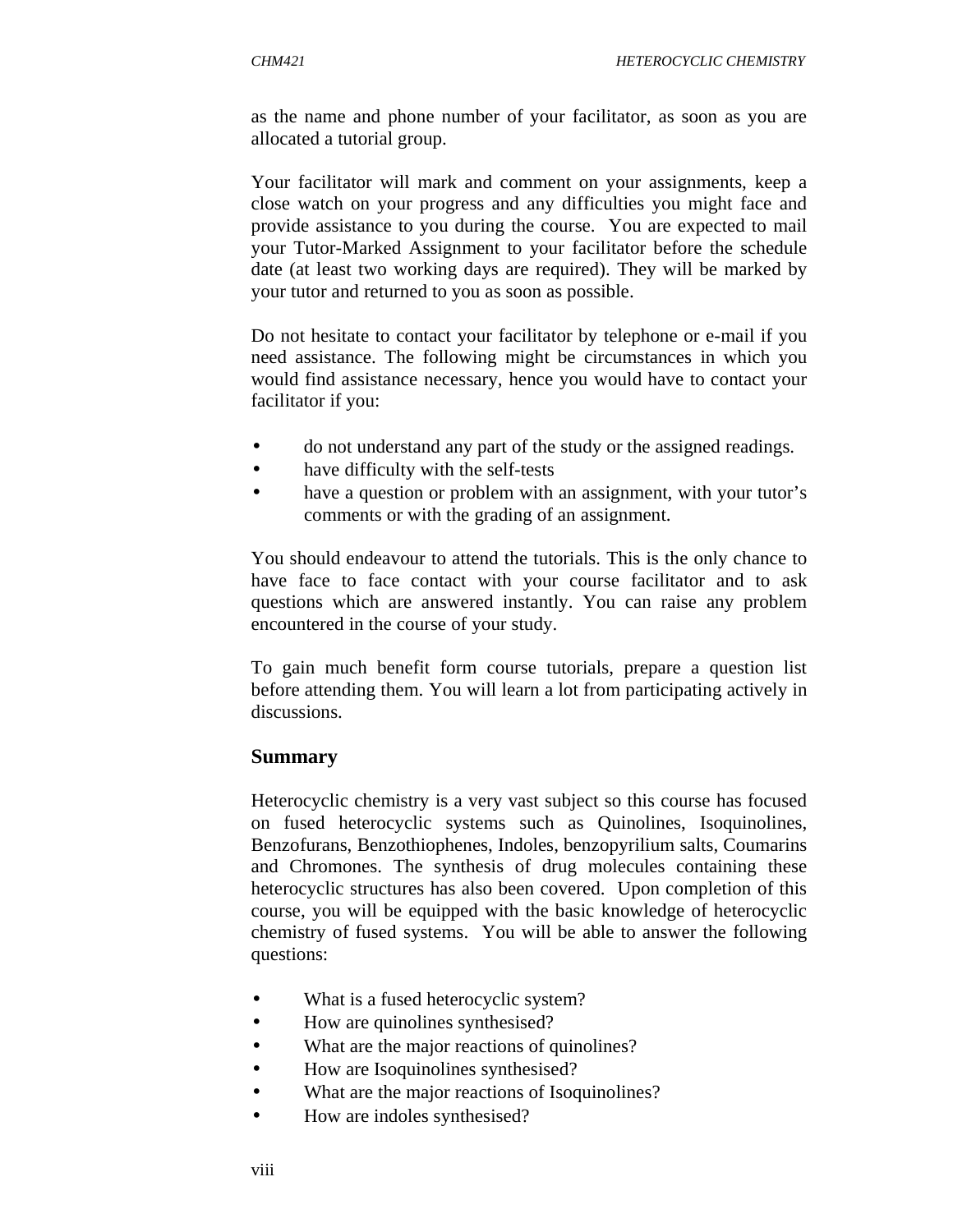as the name and phone number of your facilitator, as soon as you are allocated a tutorial group.

Your facilitator will mark and comment on your assignments, keep a close watch on your progress and any difficulties you might face and provide assistance to you during the course. You are expected to mail your Tutor-Marked Assignment to your facilitator before the schedule date (at least two working days are required). They will be marked by your tutor and returned to you as soon as possible.

Do not hesitate to contact your facilitator by telephone or e-mail if you need assistance. The following might be circumstances in which you would find assistance necessary, hence you would have to contact your facilitator if you:

- do not understand any part of the study or the assigned readings.
- have difficulty with the self-tests
- have a question or problem with an assignment, with your tutor's comments or with the grading of an assignment.

You should endeavour to attend the tutorials. This is the only chance to have face to face contact with your course facilitator and to ask questions which are answered instantly. You can raise any problem encountered in the course of your study.

To gain much benefit form course tutorials, prepare a question list before attending them. You will learn a lot from participating actively in discussions.

## Summary

Heterocyclic chemistry is a very vast subject so this course has focused on fused heterocyclic systems such as Quinolines, Isoquinolines, Benzofurans, Benzothiophenes, Indoles, benzopyrilium salts, Coumarins and Chromones. The synthesis of drug molecules containing these heterocyclic structures has also been covered. Upon completion of this course, you will be equipped with the basic knowledge of heterocyclic chemistry of fused systems. You will be able to answer the following questions:

- What is a fused heterocyclic system?
- How are quinolines synthesised?
- What are the major reactions of quinolines?
- How are Isoquinolines synthesised?
- What are the major reactions of Isoquinolines?
- How are indoles synthesised?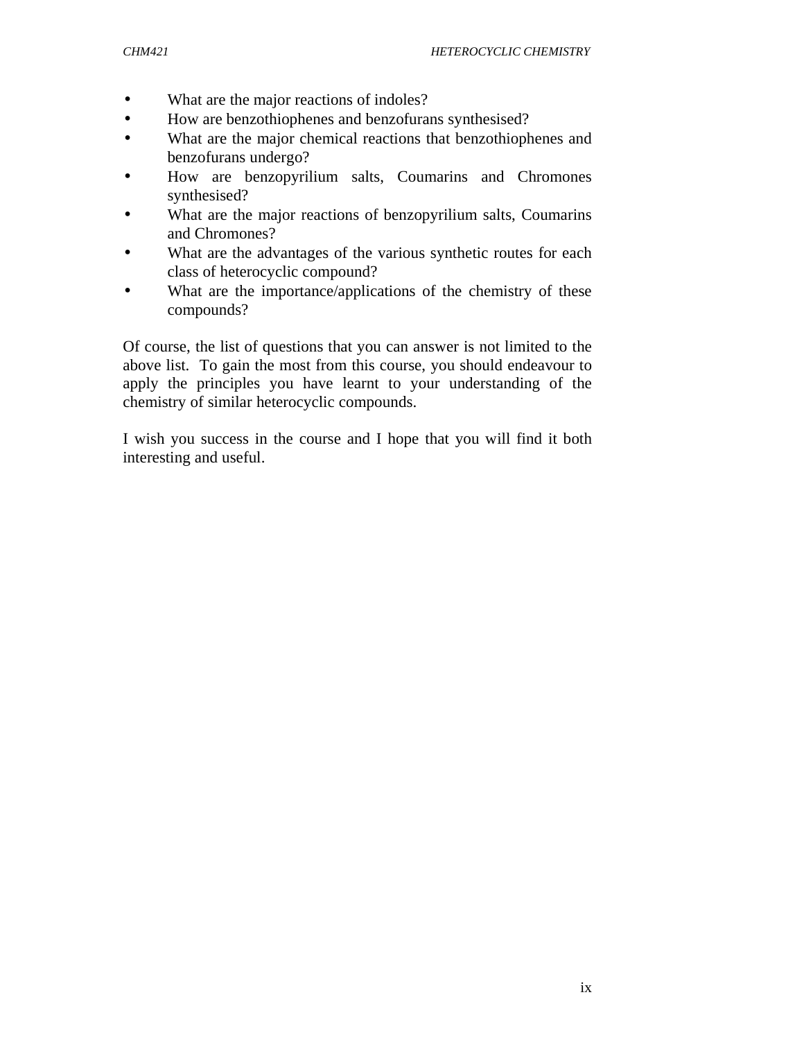- What are the major reactions of indoles?
- How are benzothiophenes and benzofurans synthesised?
- What are the major chemical reactions that benzothiophenes and benzofurans undergo?
- How are benzopyrilium salts, Coumarins and Chromones synthesised?
- What are the major reactions of benzopyrilium salts, Coumarins and Chromones?
- What are the advantages of the various synthetic routes for each class of heterocyclic compound?
- What are the importance/applications of the chemistry of these compounds?

Of course, the list of questions that you can answer is not limited to the above list. To gain the most from this course, you should endeavour to apply the principles you have learnt to your understanding of the chemistry of similar heterocyclic compounds.

I wish you success in the course and I hope that you will find it both interesting and useful.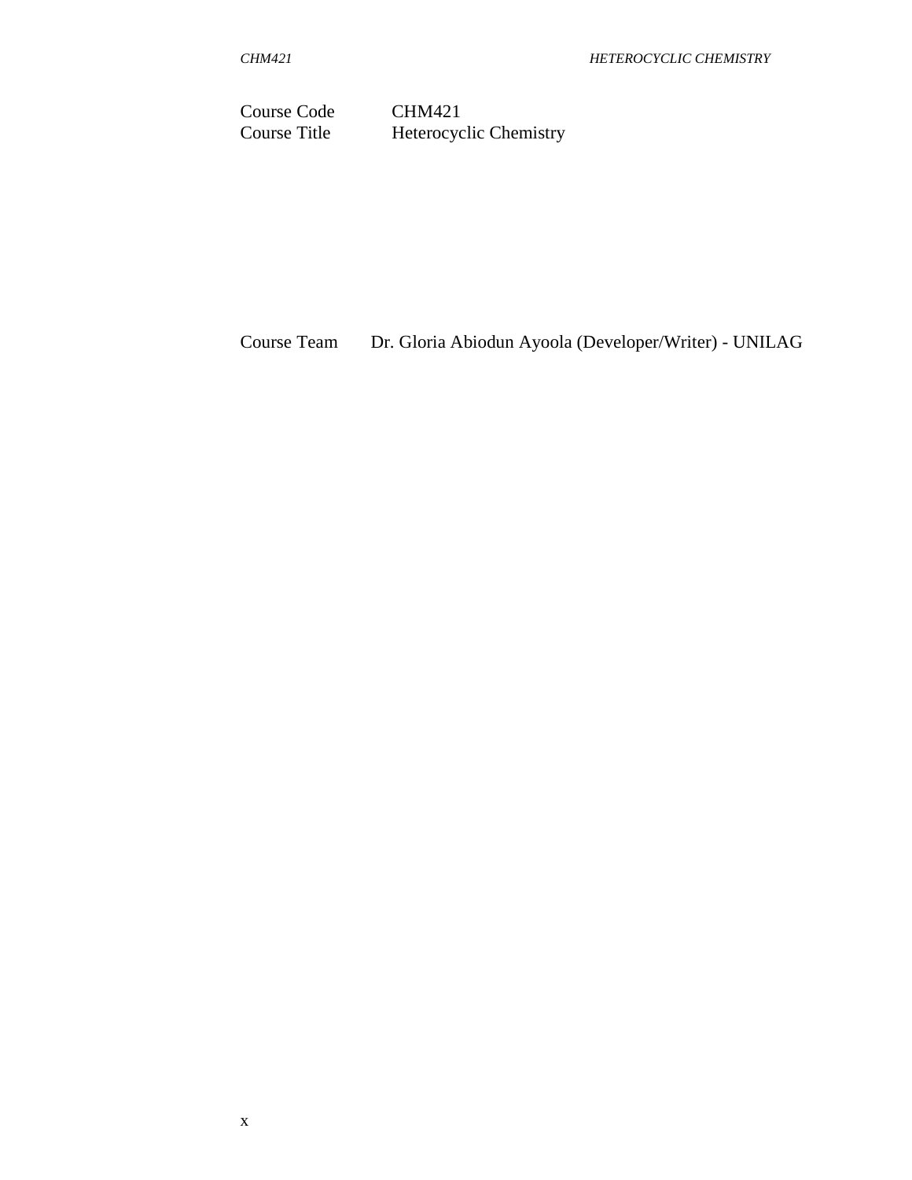| | |
|---|---|
| Course Code | CHM421 |
| Course Title | Heterocyclic Chemistry |

| | |
|---|---|
| Course Team | Dr. Gloria Abiodun Ayoola (Developer/Writer) - UNILAG |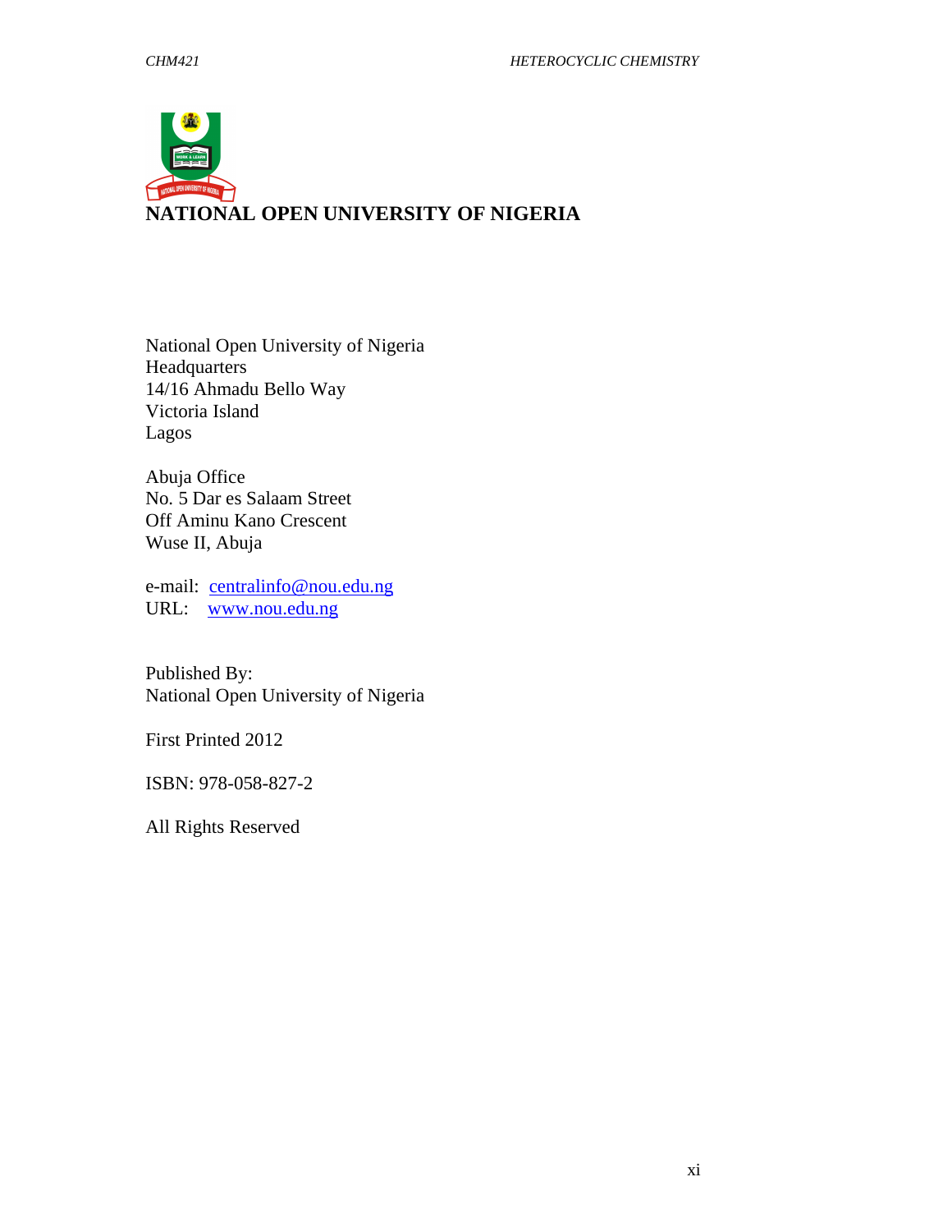# NATIONAL OPEN UNIVERSITY OF NIGERIA

National Open University of Nigeria
Headquarters
14/16 Ahmadu Bello Way
Victoria Island
Lagos

Abuja Office
No. 5 Dar es Salaam Street
Off Aminu Kano Crescent
Wuse II, Abuja

e-mail: centralinfo@nou.edu.ng
URL: www.nou.edu.ng

Published By:
National Open University of Nigeria

First Printed 2012

ISBN: 978-058-827-2

All Rights Reserved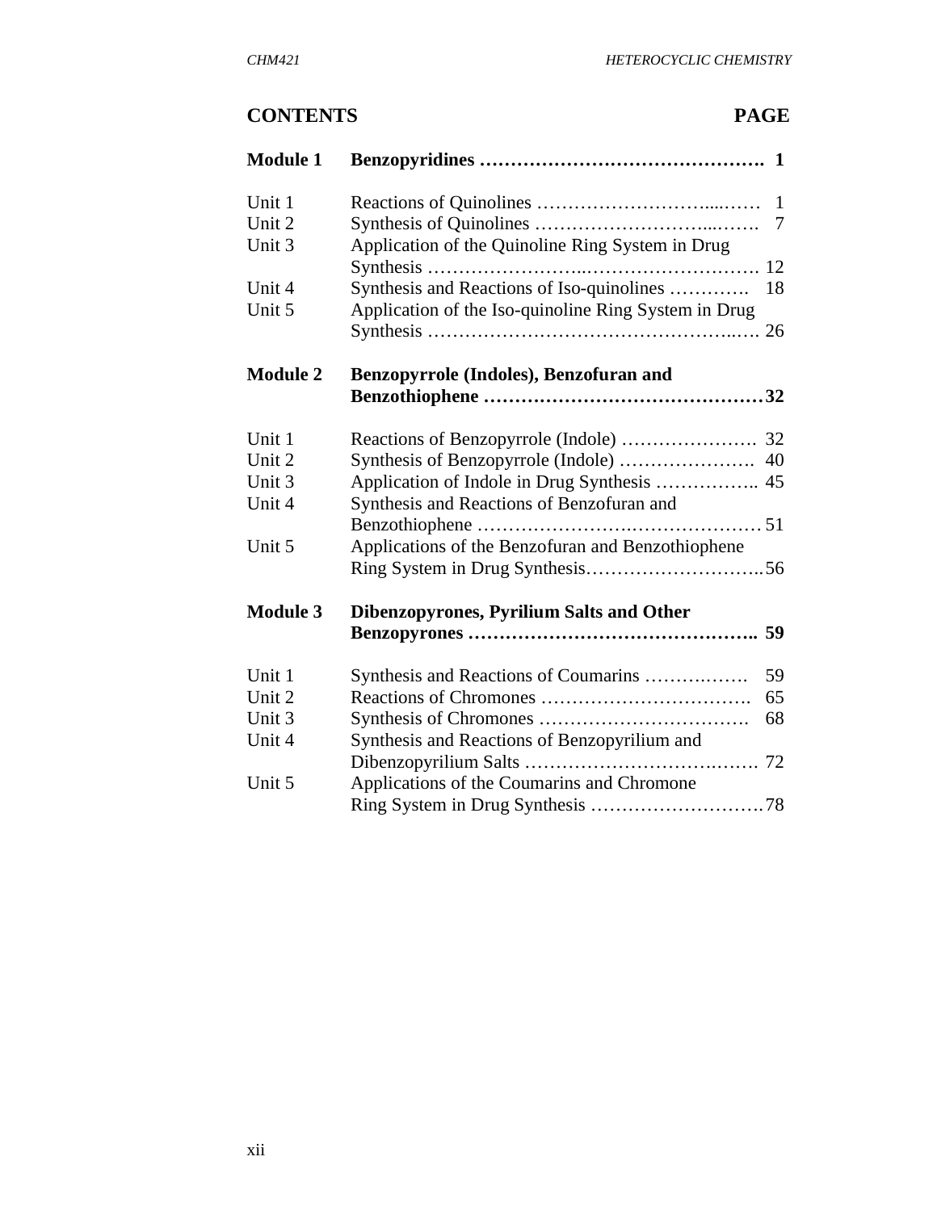## CONTENTS PAGE

| | | |
|---|---|---|
| **Module 1** | **Benzopyridines** | **1** |
| Unit 1 | Reactions of Quinolines | 1 |
| Unit 2 | Synthesis of Quinolines | 7 |
| Unit 3 | Application of the Quinoline Ring System in Drug Synthesis | 12 |
| Unit 4 | Synthesis and Reactions of Iso-quinolines | 18 |
| Unit 5 | Application of the Iso-quinoline Ring System in Drug Synthesis | 26 |
| **Module 2** | **Benzopyrrole (Indoles), Benzofuran and Benzothiophene** | **32** |
| Unit 1 | Reactions of Benzopyrrole (Indole) | 32 |
| Unit 2 | Synthesis of Benzopyrrole (Indole) | 40 |
| Unit 3 | Application of Indole in Drug Synthesis | 45 |
| Unit 4 | Synthesis and Reactions of Benzofuran and Benzothiophene | 51 |
| Unit 5 | Applications of the Benzofuran and Benzothiophene Ring System in Drug Synthesis | 56 |
| **Module 3** | **Dibenzopyrones, Pyrilium Salts and Other Benzopyrones** | **59** |
| Unit 1 | Synthesis and Reactions of Coumarins | 59 |
| Unit 2 | Reactions of Chromones | 65 |
| Unit 3 | Synthesis of Chromones | 68 |
| Unit 4 | Synthesis and Reactions of Benzopyrilium and Dibenzopyrilium Salts | 72 |
| Unit 5 | Applications of the Coumarins and Chromone Ring System in Drug Synthesis | 78 |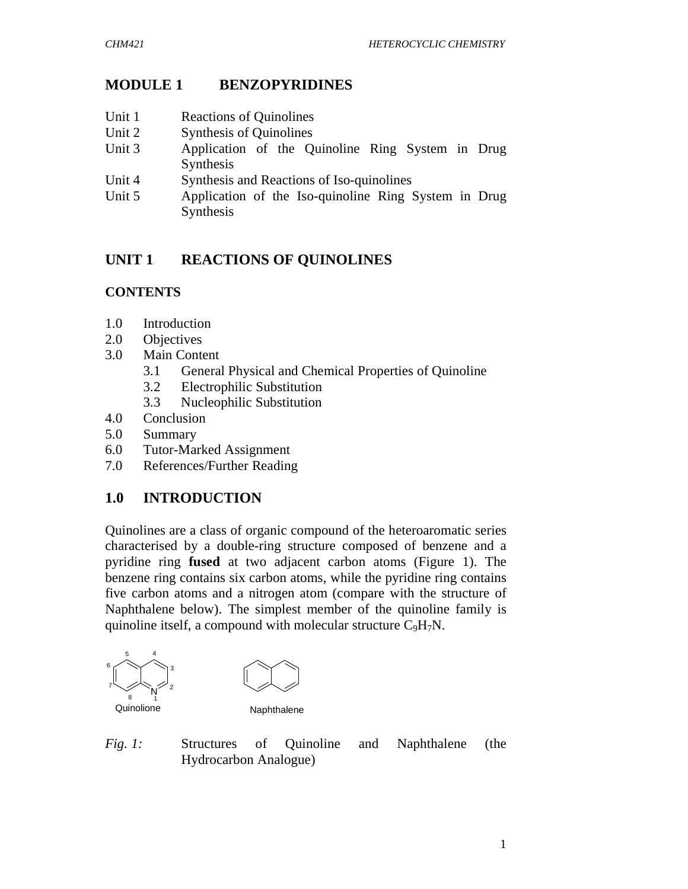## MODULE 1 BENZOPYRIDINES

| | |
|---|---|
| Unit 1 | Reactions of Quinolines |
| Unit 2 | Synthesis of Quinolines |
| Unit 3 | Application of the Quinoline Ring System in Drug Synthesis |
| Unit 4 | Synthesis and Reactions of Iso-quinolines |
| Unit 5 | Application of the Iso-quinoline Ring System in Drug Synthesis |

## UNIT 1 REACTIONS OF QUINOLINES

### CONTENTS

- 1.0 Introduction
- 2.0 Objectives
- 3.0 Main Content
  - 3.1 General Physical and Chemical Properties of Quinoline
  - 3.2 Electrophilic Substitution
  - 3.3 Nucleophilic Substitution
- 4.0 Conclusion
- 5.0 Summary
- 6.0 Tutor-Marked Assignment
- 7.0 References/Further Reading

## 1.0 INTRODUCTION

Quinolines are a class of organic compound of the heteroaromatic series characterised by a double-ring structure composed of benzene and a pyridine ring **fused** at two adjacent carbon atoms (Figure 1). The benzene ring contains six carbon atoms, while the pyridine ring contains five carbon atoms and a nitrogen atom (compare with the structure of Naphthalene below). The simplest member of the quinoline family is quinoline itself, a compound with molecular structure $C_9H_7N$.

Quinolione Naphthalene

*Fig. 1:* Structures of Quinoline and Naphthalene (the Hydrocarbon Analogue)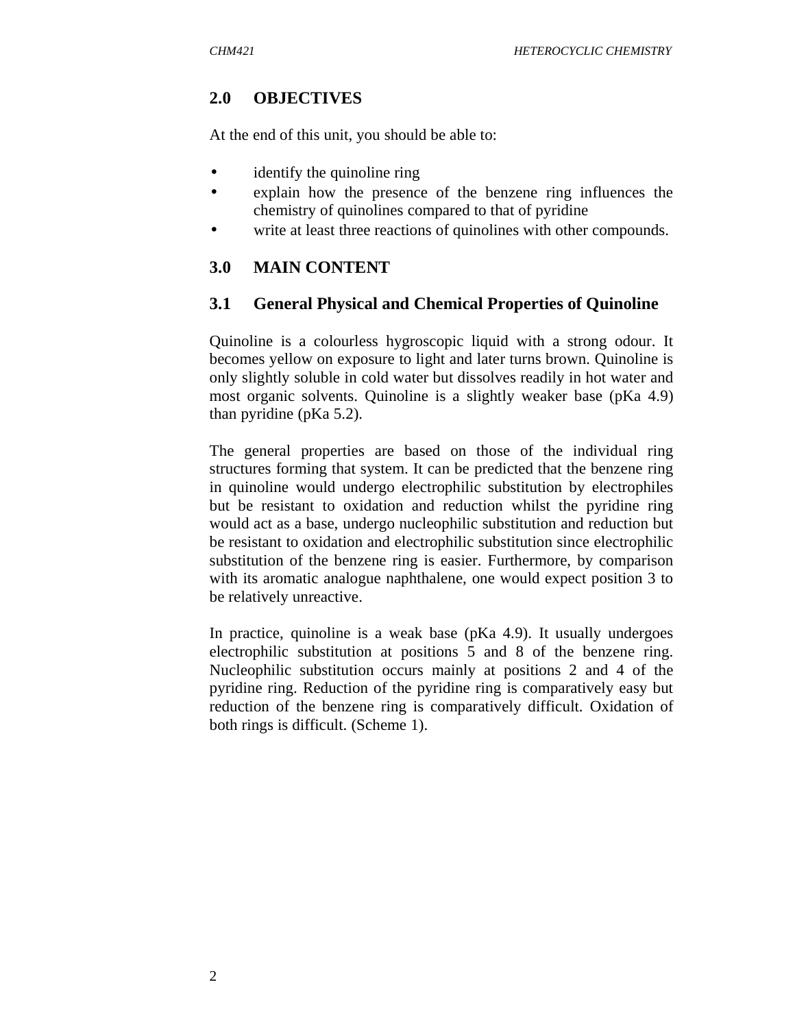## 2.0 OBJECTIVES

At the end of this unit, you should be able to:

- identify the quinoline ring
- explain how the presence of the benzene ring influences the chemistry of quinolines compared to that of pyridine
- write at least three reactions of quinolines with other compounds.

## 3.0 MAIN CONTENT

### 3.1 General Physical and Chemical Properties of Quinoline

Quinoline is a colourless hygroscopic liquid with a strong odour. It becomes yellow on exposure to light and later turns brown. Quinoline is only slightly soluble in cold water but dissolves readily in hot water and most organic solvents. Quinoline is a slightly weaker base (pKa 4.9) than pyridine (pKa 5.2).

The general properties are based on those of the individual ring structures forming that system. It can be predicted that the benzene ring in quinoline would undergo electrophilic substitution by electrophiles but be resistant to oxidation and reduction whilst the pyridine ring would act as a base, undergo nucleophilic substitution and reduction but be resistant to oxidation and electrophilic substitution since electrophilic substitution of the benzene ring is easier. Furthermore, by comparison with its aromatic analogue naphthalene, one would expect position 3 to be relatively unreactive.

In practice, quinoline is a weak base (pKa 4.9). It usually undergoes electrophilic substitution at positions 5 and 8 of the benzene ring. Nucleophilic substitution occurs mainly at positions 2 and 4 of the pyridine ring. Reduction of the pyridine ring is comparatively easy but reduction of the benzene ring is comparatively difficult. Oxidation of both rings is difficult. (Scheme 1).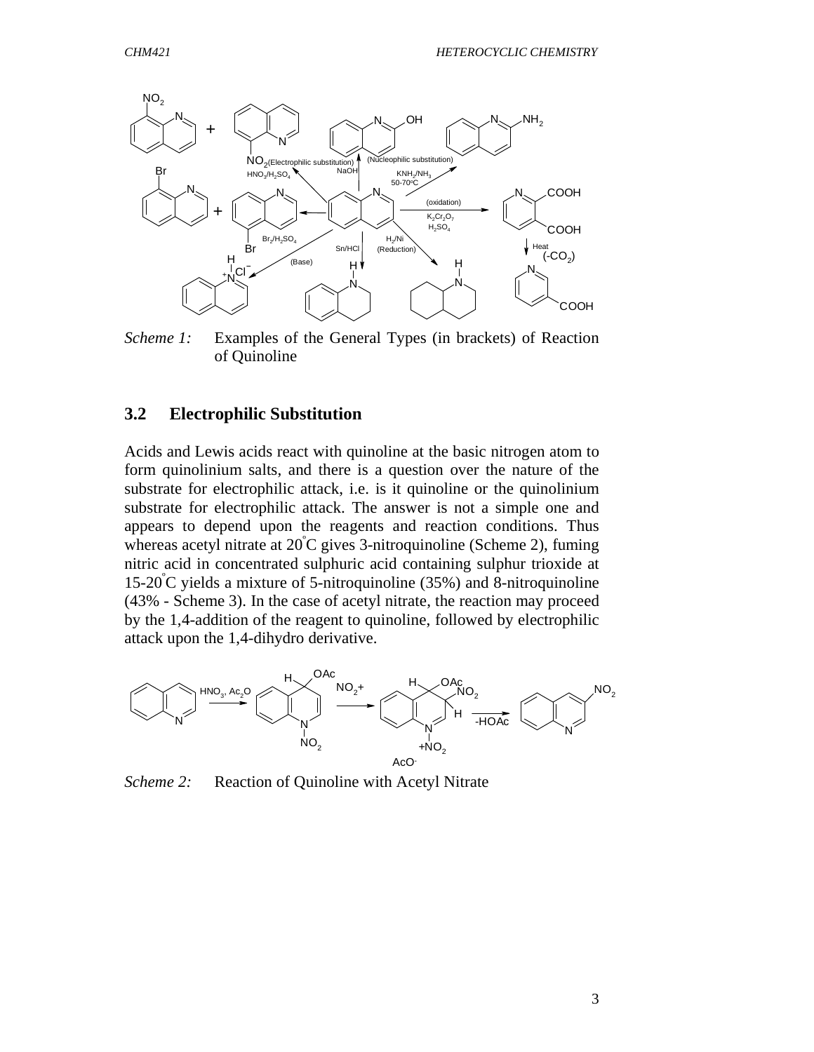*Scheme 1:* Examples of the General Types (in brackets) of Reaction of Quinoline

## 3.2 Electrophilic Substitution

Acids and Lewis acids react with quinoline at the basic nitrogen atom to form quinolinium salts, and there is a question over the nature of the substrate for electrophilic attack, i.e. is it quinoline or the quinolinium substrate for electrophilic attack. The answer is not a simple one and appears to depend upon the reagents and reaction conditions. Thus whereas acetyl nitrate at 20°C gives 3-nitroquinoline (Scheme 2), fuming nitric acid in concentrated sulphuric acid containing sulphur trioxide at 15-20°C yields a mixture of 5-nitroquinoline (35%) and 8-nitroquinoline (43% - Scheme 3). In the case of acetyl nitrate, the reaction may proceed by the 1,4-addition of the reagent to quinoline, followed by electrophilic attack upon the 1,4-dihydro derivative.

*Scheme 2:* Reaction of Quinoline with Acetyl Nitrate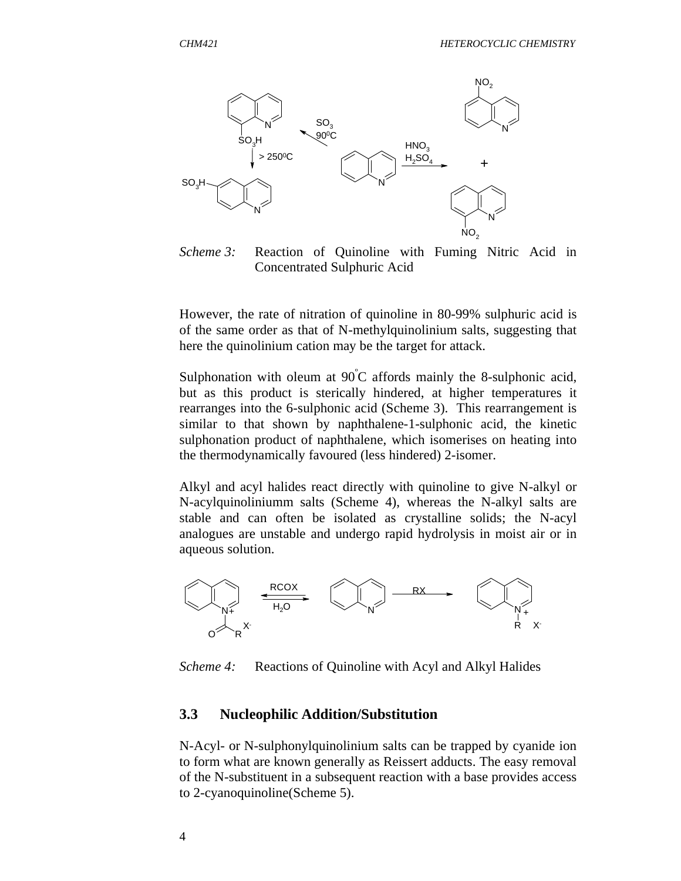*Scheme 3:* Reaction of Quinoline with Fuming Nitric Acid in Concentrated Sulphuric Acid

However, the rate of nitration of quinoline in 80-99% sulphuric acid is of the same order as that of N-methylquinolinium salts, suggesting that here the quinolinium cation may be the target for attack.

Sulphonation with oleum at 90°C affords mainly the 8-sulphonic acid, but as this product is sterically hindered, at higher temperatures it rearranges into the 6-sulphonic acid (Scheme 3). This rearrangement is similar to that shown by naphthalene-1-sulphonic acid, the kinetic sulphonation product of naphthalene, which isomerises on heating into the thermodynamically favoured (less hindered) 2-isomer.

Alkyl and acyl halides react directly with quinoline to give N-alkyl or N-acylquinoliniumm salts (Scheme 4), whereas the N-alkyl salts are stable and can often be isolated as crystalline solids; the N-acyl analogues are unstable and undergo rapid hydrolysis in moist air or in aqueous solution.

*Scheme 4:* Reactions of Quinoline with Acyl and Alkyl Halides

### 3.3 Nucleophilic Addition/Substitution

N-Acyl- or N-sulphonylquinolinium salts can be trapped by cyanide ion to form what are known generally as Reissert adducts. The easy removal of the N-substituent in a subsequent reaction with a base provides access to 2-cyanoquinoline(Scheme 5).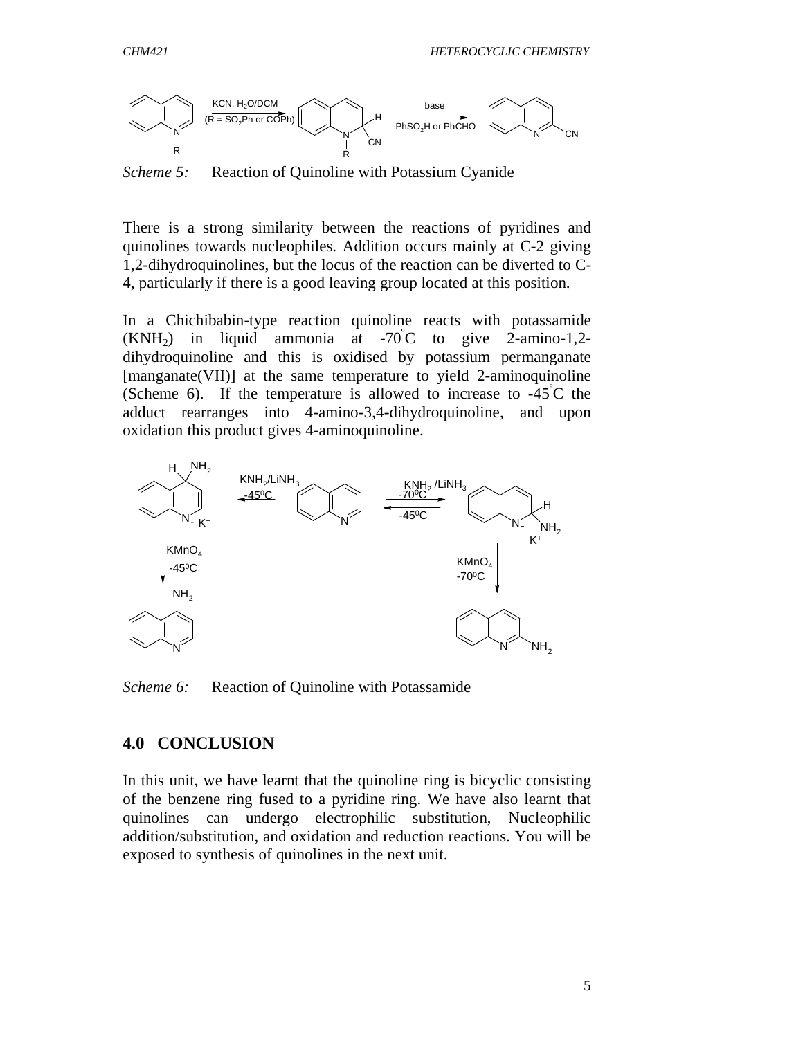*Scheme 5:* Reaction of Quinoline with Potassium Cyanide

There is a strong similarity between the reactions of pyridines and quinolines towards nucleophiles. Addition occurs mainly at C-2 giving 1,2-dihydroquinolines, but the locus of the reaction can be diverted to C-4, particularly if there is a good leaving group located at this position.

In a Chichibabin-type reaction quinoline reacts with potassamide ($KNH_2$) in liquid ammonia at -70°C to give 2-amino-1,2-dihydroquinoline and this is oxidised by potassium permanganate [manganate(VII)] at the same temperature to yield 2-aminoquinoline (Scheme 6). If the temperature is allowed to increase to -45°C the adduct rearranges into 4-amino-3,4-dihydroquinoline, and upon oxidation this product gives 4-aminoquinoline.

*Scheme 6:* Reaction of Quinoline with Potassamide

## 4.0 CONCLUSION

In this unit, we have learnt that the quinoline ring is bicyclic consisting of the benzene ring fused to a pyridine ring. We have also learnt that quinolines can undergo electrophilic substitution, Nucleophilic addition/substitution, and oxidation and reduction reactions. You will be exposed to synthesis of quinolines in the next unit.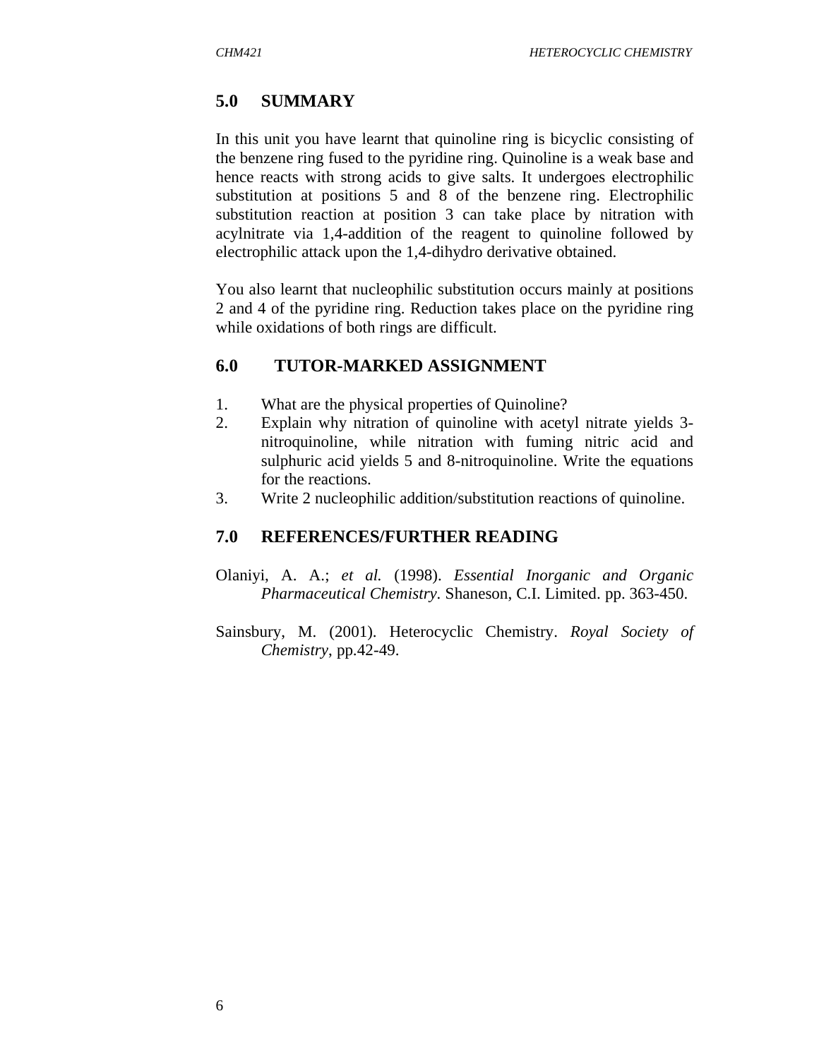## 5.0 SUMMARY

In this unit you have learnt that quinoline ring is bicyclic consisting of the benzene ring fused to the pyridine ring. Quinoline is a weak base and hence reacts with strong acids to give salts. It undergoes electrophilic substitution at positions 5 and 8 of the benzene ring. Electrophilic substitution reaction at position 3 can take place by nitration with acylnitrate via 1,4-addition of the reagent to quinoline followed by electrophilic attack upon the 1,4-dihydro derivative obtained.

You also learnt that nucleophilic substitution occurs mainly at positions 2 and 4 of the pyridine ring. Reduction takes place on the pyridine ring while oxidations of both rings are difficult.

## 6.0 TUTOR-MARKED ASSIGNMENT

1. What are the physical properties of Quinoline?
2. Explain why nitration of quinoline with acetyl nitrate yields 3-nitroquinoline, while nitration with fuming nitric acid and sulphuric acid yields 5 and 8-nitroquinoline. Write the equations for the reactions.
3. Write 2 nucleophilic addition/substitution reactions of quinoline.

## 7.0 REFERENCES/FURTHER READING

Olaniyi, A. A.; *et al.* (1998). *Essential Inorganic and Organic Pharmaceutical Chemistry.* Shaneson, C.I. Limited. pp. 363-450.

Sainsbury, M. (2001). Heterocyclic Chemistry. *Royal Society of Chemistry*, pp.42-49.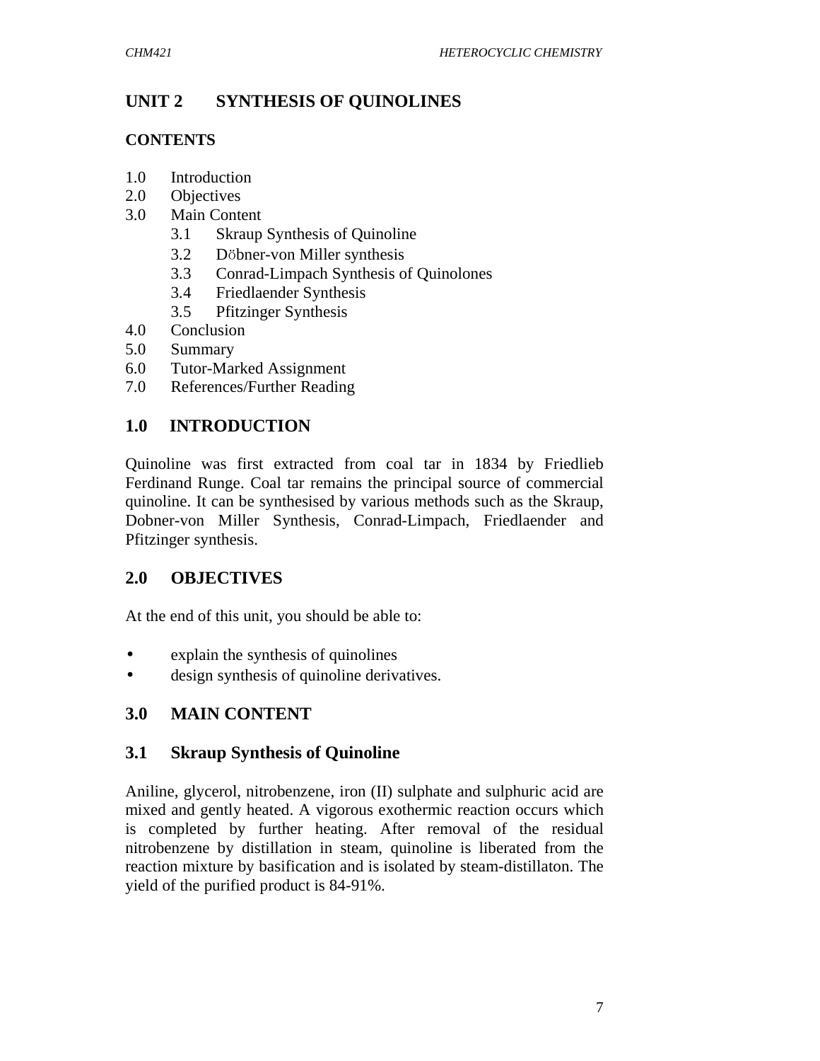## UNIT 2 SYNTHESIS OF QUINOLINES

**CONTENTS**

1.0 Introduction
2.0 Objectives
3.0 Main Content
   3.1 Skraup Synthesis of Quinoline
   3.2 Döbner-von Miller synthesis
   3.3 Conrad-Limpach Synthesis of Quinolones
   3.4 Friedlaender Synthesis
   3.5 Pfitzinger Synthesis
4.0 Conclusion
5.0 Summary
6.0 Tutor-Marked Assignment
7.0 References/Further Reading

## 1.0 INTRODUCTION

Quinoline was first extracted from coal tar in 1834 by Friedlieb Ferdinand Runge. Coal tar remains the principal source of commercial quinoline. It can be synthesised by various methods such as the Skraup, Dobner-von Miller Synthesis, Conrad-Limpach, Friedlaender and Pfitzinger synthesis.

## 2.0 OBJECTIVES

At the end of this unit, you should be able to:

- explain the synthesis of quinolines
- design synthesis of quinoline derivatives.

## 3.0 MAIN CONTENT

### 3.1 Skraup Synthesis of Quinoline

Aniline, glycerol, nitrobenzene, iron (II) sulphate and sulphuric acid are mixed and gently heated. A vigorous exothermic reaction occurs which is completed by further heating. After removal of the residual nitrobenzene by distillation in steam, quinoline is liberated from the reaction mixture by basification and is isolated by steam-distillaton. The yield of the purified product is 84-91%.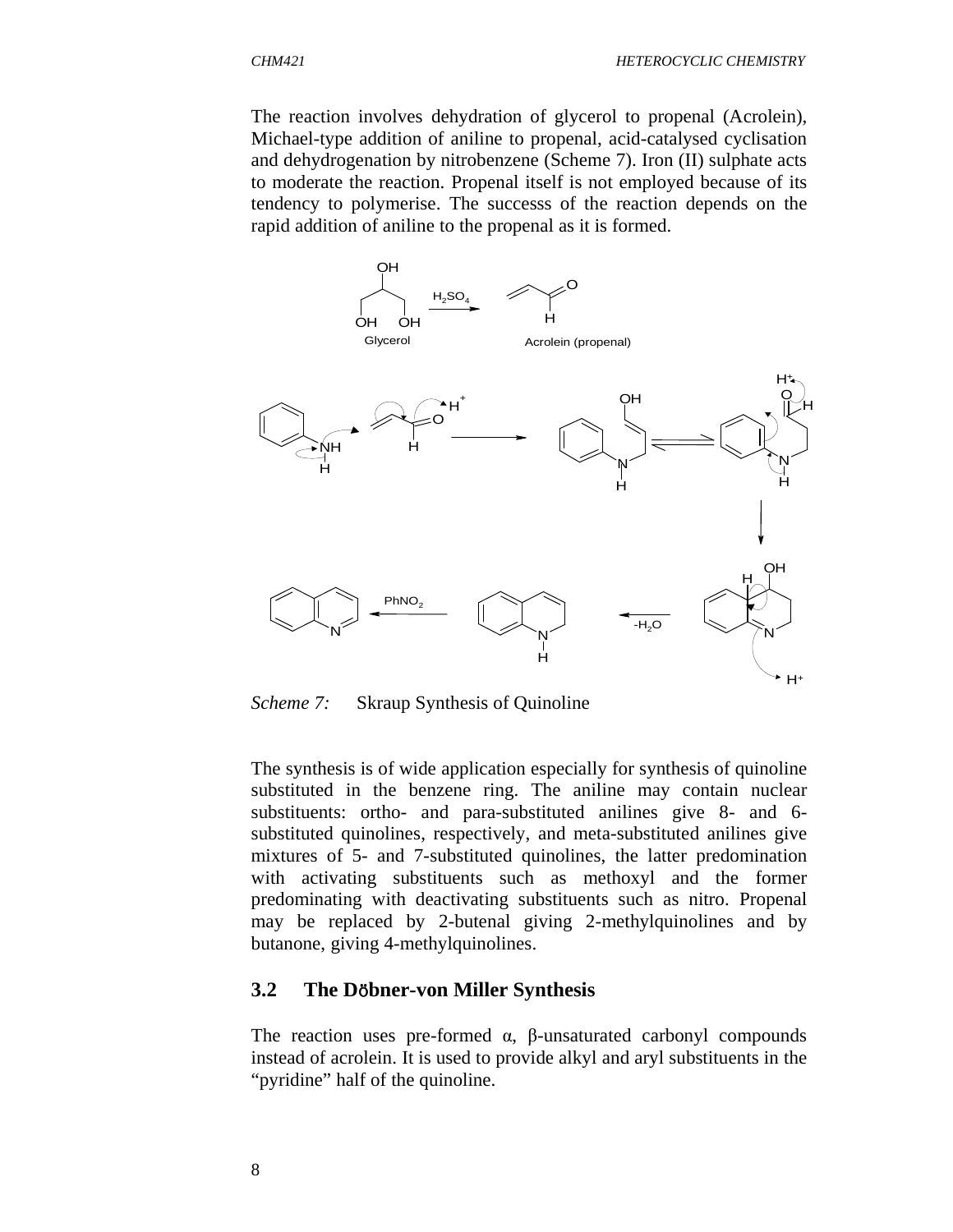The reaction involves dehydration of glycerol to propenal (Acrolein), Michael-type addition of aniline to propenal, acid-catalysed cyclisation and dehydrogenation by nitrobenzene (Scheme 7). Iron (II) sulphate acts to moderate the reaction. Propenal itself is not employed because of its tendency to polymerise. The successs of the reaction depends on the rapid addition of aniline to the propenal as it is formed.

*Scheme 7:* Skraup Synthesis of Quinoline

The synthesis is of wide application especially for synthesis of quinoline substituted in the benzene ring. The aniline may contain nuclear substituents: ortho- and para-substituted anilines give 8- and 6-substituted quinolines, respectively, and meta-substituted anilines give mixtures of 5- and 7-substituted quinolines, the latter predomination with activating substituents such as methoxyl and the former predominating with deactivating substituents such as nitro. Propenal may be replaced by 2-butenal giving 2-methylquinolines and by butanone, giving 4-methylquinolines.

## 3.2 The Döbner-von Miller Synthesis

The reaction uses pre-formed α, β-unsaturated carbonyl compounds instead of acrolein. It is used to provide alkyl and aryl substituents in the "pyridine" half of the quinoline.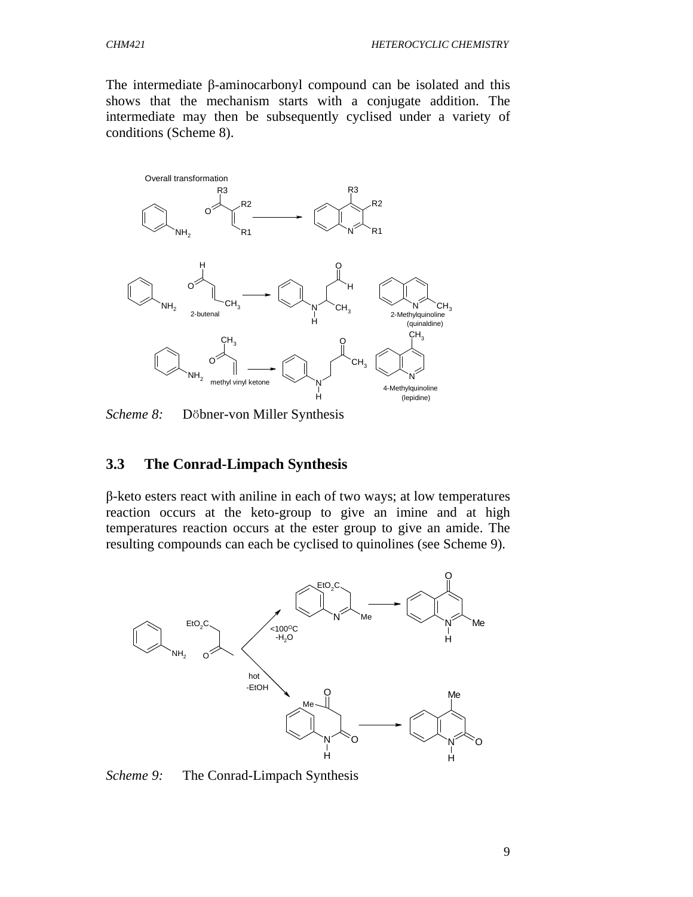The intermediate β-aminocarbonyl compound can be isolated and this shows that the mechanism starts with a conjugate addition. The intermediate may then be subsequently cyclised under a variety of conditions (Scheme 8).

*Scheme 8:* Döbner-von Miller Synthesis

## 3.3 The Conrad-Limpach Synthesis

β-keto esters react with aniline in each of two ways; at low temperatures reaction occurs at the keto-group to give an imine and at high temperatures reaction occurs at the ester group to give an amide. The resulting compounds can each be cyclised to quinolines (see Scheme 9).

*Scheme 9:* The Conrad-Limpach Synthesis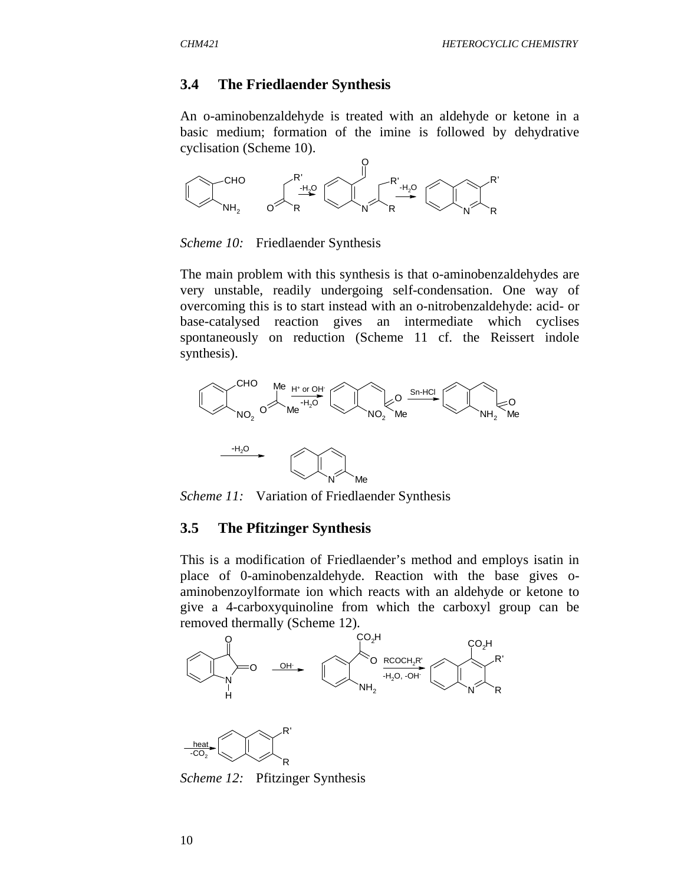## 3.4 The Friedlaender Synthesis

An o-aminobenzaldehyde is treated with an aldehyde or ketone in a basic medium; formation of the imine is followed by dehydrative cyclisation (Scheme 10).

*Scheme 10:* Friedlaender Synthesis

The main problem with this synthesis is that o-aminobenzaldehydes are very unstable, readily undergoing self-condensation. One way of overcoming this is to start instead with an o-nitrobenzaldehyde: acid- or base-catalysed reaction gives an intermediate which cyclises spontaneously on reduction (Scheme 11 cf. the Reissert indole synthesis).

*Scheme 11:* Variation of Friedlaender Synthesis

## 3.5 The Pfitzinger Synthesis

This is a modification of Friedlaender's method and employs isatin in place of 0-aminobenzaldehyde. Reaction with the base gives o-aminobenzoylformate ion which reacts with an aldehyde or ketone to give a 4-carboxyquinoline from which the carboxyl group can be removed thermally (Scheme 12).

*Scheme 12:* Pfitzinger Synthesis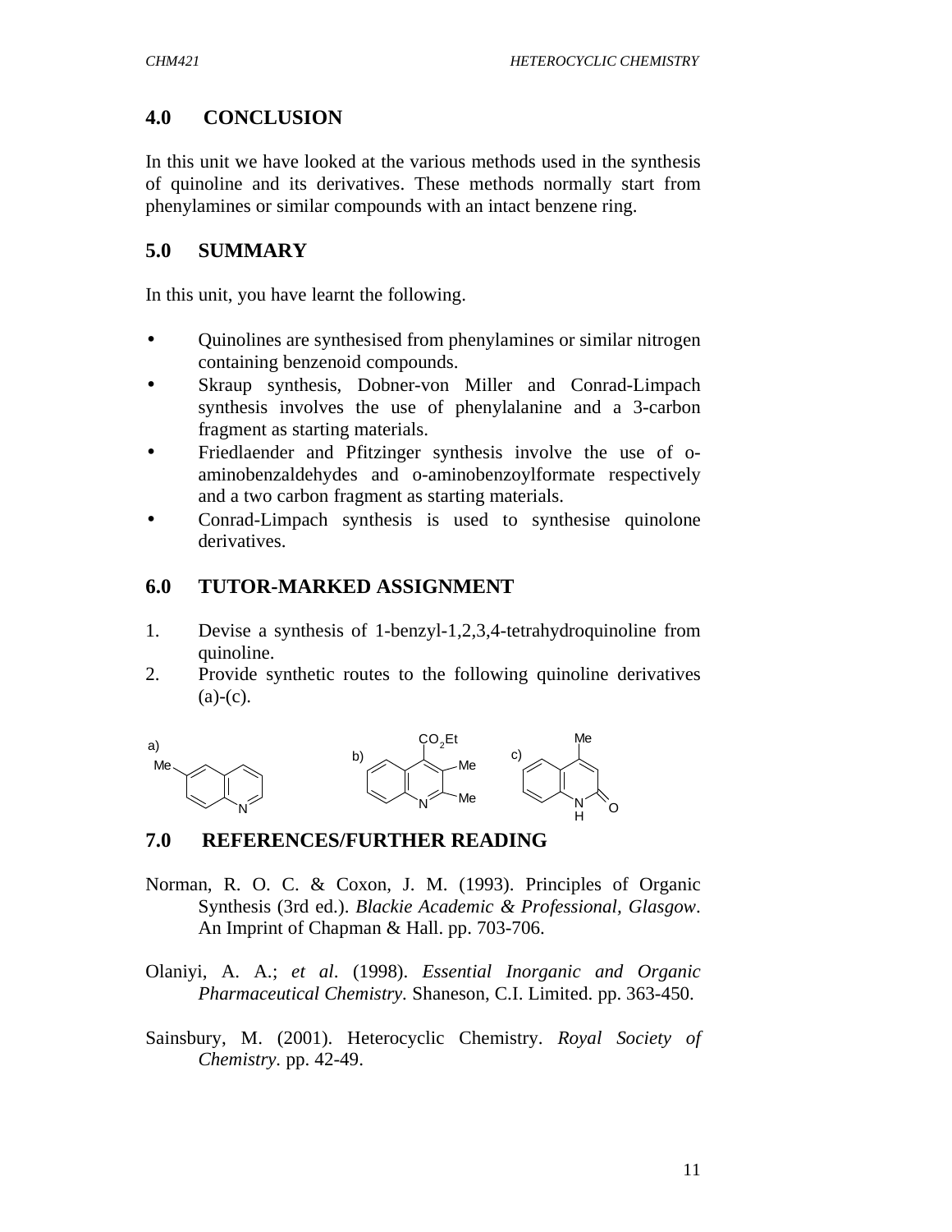## 4.0 CONCLUSION

In this unit we have looked at the various methods used in the synthesis of quinoline and its derivatives. These methods normally start from phenylamines or similar compounds with an intact benzene ring.

## 5.0 SUMMARY

In this unit, you have learnt the following.

- Quinolines are synthesised from phenylamines or similar nitrogen containing benzenoid compounds.
- Skraup synthesis, Dobner-von Miller and Conrad-Limpach synthesis involves the use of phenylalanine and a 3-carbon fragment as starting materials.
- Friedlaender and Pfitzinger synthesis involve the use of o-aminobenzaldehydes and o-aminobenzoylformate respectively and a two carbon fragment as starting materials.
- Conrad-Limpach synthesis is used to synthesise quinolone derivatives.

## 6.0 TUTOR-MARKED ASSIGNMENT

1. Devise a synthesis of 1-benzyl-1,2,3,4-tetrahydroquinoline from quinoline.
2. Provide synthetic routes to the following quinoline derivatives (a)-(c).

a) 6-Methylquinoline (Me at C-6)

b) Quinoline bearing $CO_2Et$ at C-4 and Me at C-3 and C-2

c) 4-Methylquinolin-2(1H)-one (Me at C-4, C=O at C-2, N–H)

## 7.0 REFERENCES/FURTHER READING

Norman, R. O. C. & Coxon, J. M. (1993). Principles of Organic Synthesis (3rd ed.). *Blackie Academic & Professional, Glasgow*. An Imprint of Chapman & Hall. pp. 703-706.

Olaniyi, A. A.; *et al*. (1998). *Essential Inorganic and Organic Pharmaceutical Chemistry*. Shaneson, C.I. Limited. pp. 363-450.

Sainsbury, M. (2001). Heterocyclic Chemistry. *Royal Society of Chemistry*. pp. 42-49.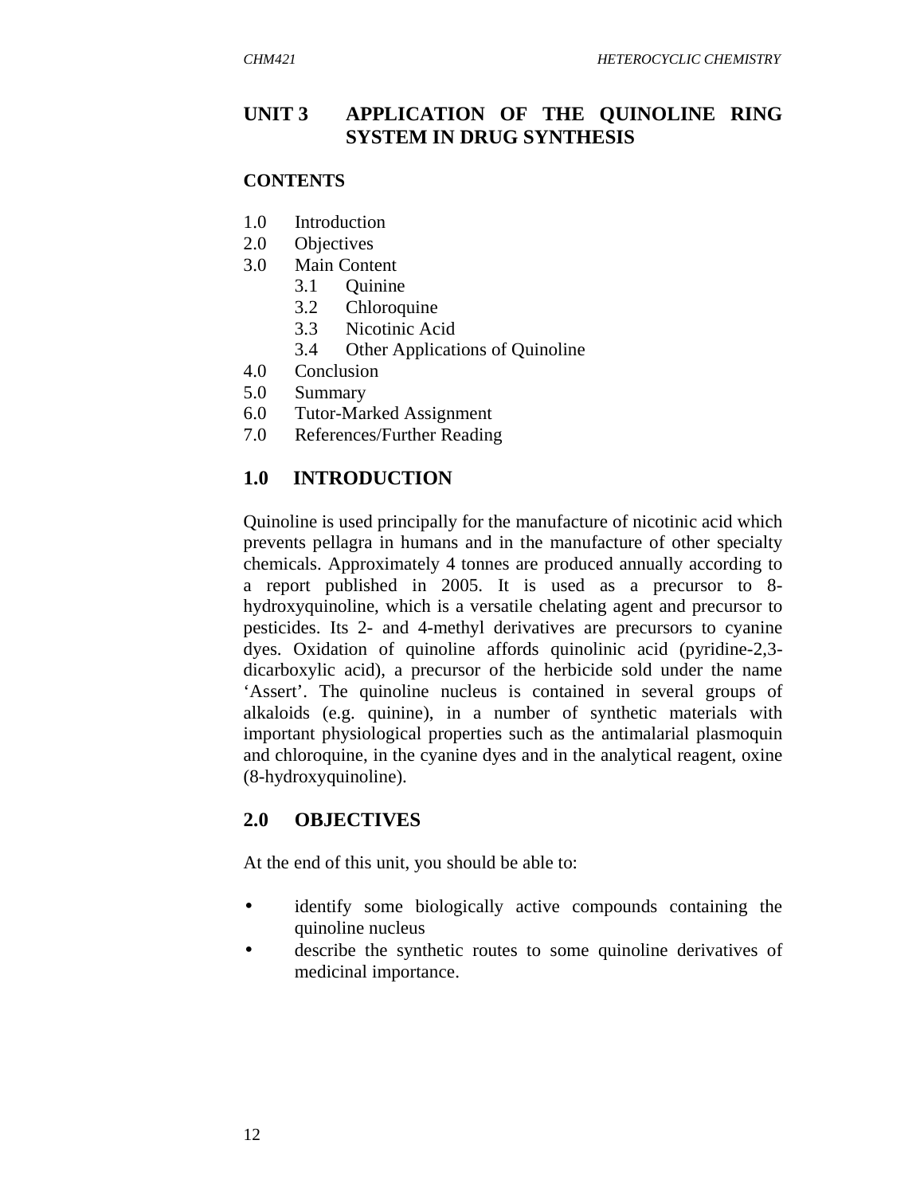# UNIT 3 APPLICATION OF THE QUINOLINE RING SYSTEM IN DRUG SYNTHESIS

## CONTENTS

1.0 Introduction
2.0 Objectives
3.0 Main Content
  3.1 Quinine
  3.2 Chloroquine
  3.3 Nicotinic Acid
  3.4 Other Applications of Quinoline
4.0 Conclusion
5.0 Summary
6.0 Tutor-Marked Assignment
7.0 References/Further Reading

## 1.0 INTRODUCTION

Quinoline is used principally for the manufacture of nicotinic acid which prevents pellagra in humans and in the manufacture of other specialty chemicals. Approximately 4 tonnes are produced annually according to a report published in 2005. It is used as a precursor to 8-hydroxyquinoline, which is a versatile chelating agent and precursor to pesticides. Its 2- and 4-methyl derivatives are precursors to cyanine dyes. Oxidation of quinoline affords quinolinic acid (pyridine-2,3-dicarboxylic acid), a precursor of the herbicide sold under the name 'Assert'. The quinoline nucleus is contained in several groups of alkaloids (e.g. quinine), in a number of synthetic materials with important physiological properties such as the antimalarial plasmoquin and chloroquine, in the cyanine dyes and in the analytical reagent, oxine (8-hydroxyquinoline).

## 2.0 OBJECTIVES

At the end of this unit, you should be able to:

- identify some biologically active compounds containing the quinoline nucleus
- describe the synthetic routes to some quinoline derivatives of medicinal importance.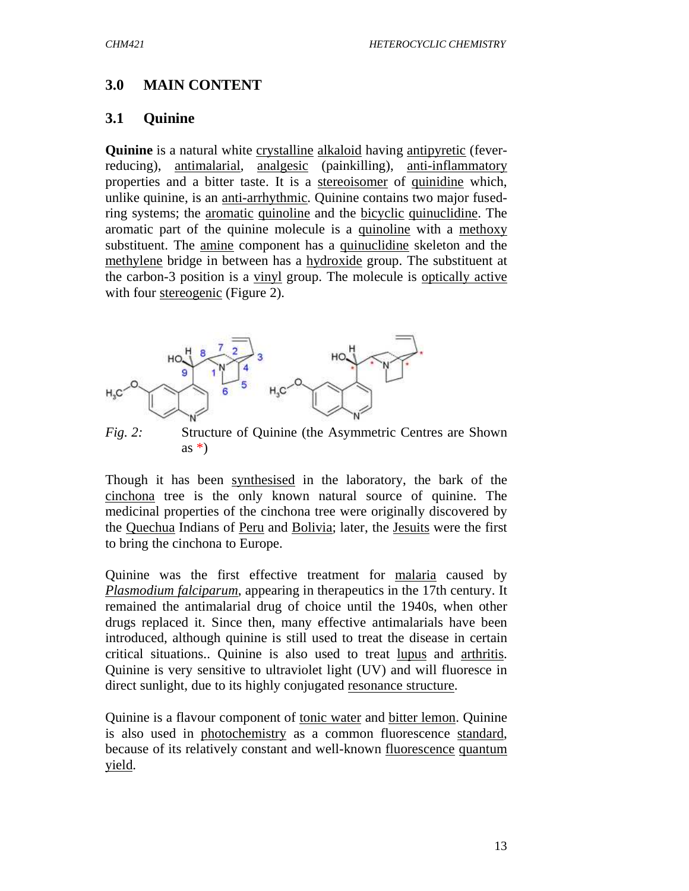## 3.0 MAIN CONTENT

### 3.1 Quinine

**Quinine** is a natural white crystalline alkaloid having antipyretic (fever-reducing), antimalarial, analgesic (painkilling), anti-inflammatory properties and a bitter taste. It is a stereoisomer of quinidine which, unlike quinine, is an anti-arrhythmic. Quinine contains two major fused-ring systems; the aromatic quinoline and the bicyclic quinuclidine. The aromatic part of the quinine molecule is a quinoline with a methoxy substituent. The amine component has a quinuclidine skeleton and the methylene bridge in between has a hydroxide group. The substituent at the carbon-3 position is a vinyl group. The molecule is optically active with four stereogenic (Figure 2).

*Fig. 2:* Structure of Quinine (the Asymmetric Centres are Shown as *)

Though it has been synthesised in the laboratory, the bark of the cinchona tree is the only known natural source of quinine. The medicinal properties of the cinchona tree were originally discovered by the Quechua Indians of Peru and Bolivia; later, the Jesuits were the first to bring the cinchona to Europe.

Quinine was the first effective treatment for malaria caused by *Plasmodium falciparum*, appearing in therapeutics in the 17th century. It remained the antimalarial drug of choice until the 1940s, when other drugs replaced it. Since then, many effective antimalarials have been introduced, although quinine is still used to treat the disease in certain critical situations.. Quinine is also used to treat lupus and arthritis. Quinine is very sensitive to ultraviolet light (UV) and will fluoresce in direct sunlight, due to its highly conjugated resonance structure.

Quinine is a flavour component of tonic water and bitter lemon. Quinine is also used in photochemistry as a common fluorescence standard, because of its relatively constant and well-known fluorescence quantum yield.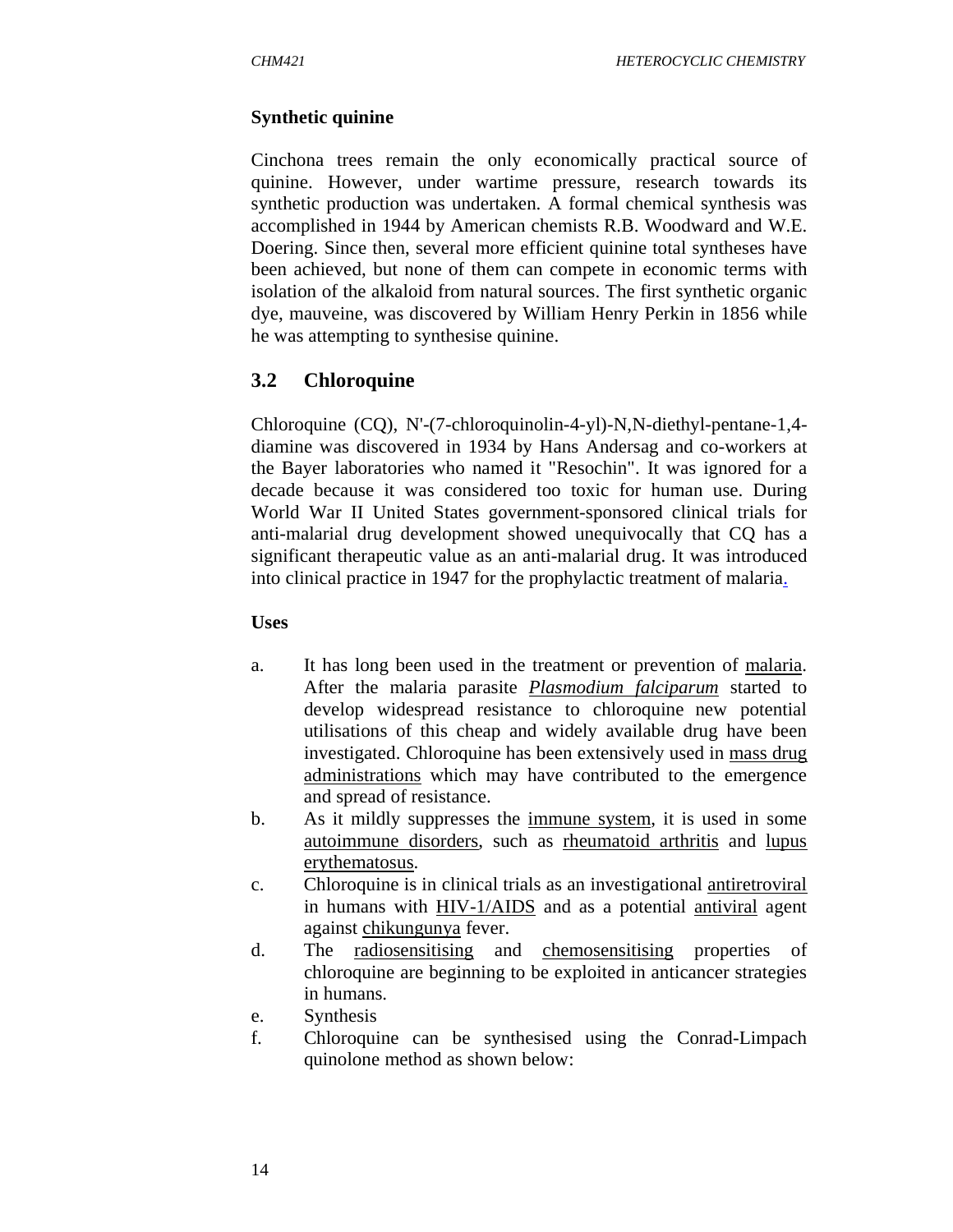**Synthetic quinine**

Cinchona trees remain the only economically practical source of quinine. However, under wartime pressure, research towards its synthetic production was undertaken. A formal chemical synthesis was accomplished in 1944 by American chemists R.B. Woodward and W.E. Doering. Since then, several more efficient quinine total syntheses have been achieved, but none of them can compete in economic terms with isolation of the alkaloid from natural sources. The first synthetic organic dye, mauveine, was discovered by William Henry Perkin in 1856 while he was attempting to synthesise quinine.

## 3.2 Chloroquine

Chloroquine (CQ), N'-(7-chloroquinolin-4-yl)-N,N-diethyl-pentane-1,4-diamine was discovered in 1934 by Hans Andersag and co-workers at the Bayer laboratories who named it "Resochin". It was ignored for a decade because it was considered too toxic for human use. During World War II United States government-sponsored clinical trials for anti-malarial drug development showed unequivocally that CQ has a significant therapeutic value as an anti-malarial drug. It was introduced into clinical practice in 1947 for the prophylactic treatment of malaria.

**Uses**

a. It has long been used in the treatment or prevention of malaria. After the malaria parasite *Plasmodium falciparum* started to develop widespread resistance to chloroquine new potential utilisations of this cheap and widely available drug have been investigated. Chloroquine has been extensively used in mass drug administrations which may have contributed to the emergence and spread of resistance.

b. As it mildly suppresses the immune system, it is used in some autoimmune disorders, such as rheumatoid arthritis and lupus erythematosus.

c. Chloroquine is in clinical trials as an investigational antiretroviral in humans with HIV-1/AIDS and as a potential antiviral agent against chikungunya fever.

d. The radiosensitising and chemosensitising properties of chloroquine are beginning to be exploited in anticancer strategies in humans.

e. Synthesis

f. Chloroquine can be synthesised using the Conrad-Limpach quinolone method as shown below: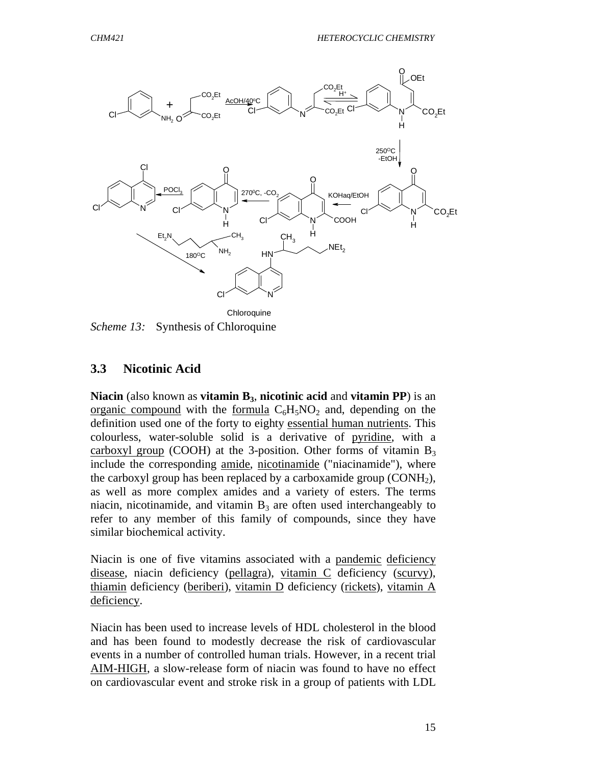*Scheme 13:* Synthesis of Chloroquine

## 3.3 Nicotinic Acid

**Niacin** (also known as **vitamin $B_3$**, **nicotinic acid** and **vitamin PP**) is an organic compound with the formula $C_6H_5NO_2$ and, depending on the definition used one of the forty to eighty essential human nutrients. This colourless, water-soluble solid is a derivative of pyridine, with a carboxyl group (COOH) at the 3-position. Other forms of vitamin $B_3$ include the corresponding amide, nicotinamide ("niacinamide"), where the carboxyl group has been replaced by a carboxamide group ($CONH_2$), as well as more complex amides and a variety of esters. The terms niacin, nicotinamide, and vitamin $B_3$ are often used interchangeably to refer to any member of this family of compounds, since they have similar biochemical activity.

Niacin is one of five vitamins associated with a pandemic deficiency disease, niacin deficiency (pellagra), vitamin C deficiency (scurvy), thiamin deficiency (beriberi), vitamin D deficiency (rickets), vitamin A deficiency.

Niacin has been used to increase levels of HDL cholesterol in the blood and has been found to modestly decrease the risk of cardiovascular events in a number of controlled human trials. However, in a recent trial AIM-HIGH, a slow-release form of niacin was found to have no effect on cardiovascular event and stroke risk in a group of patients with LDL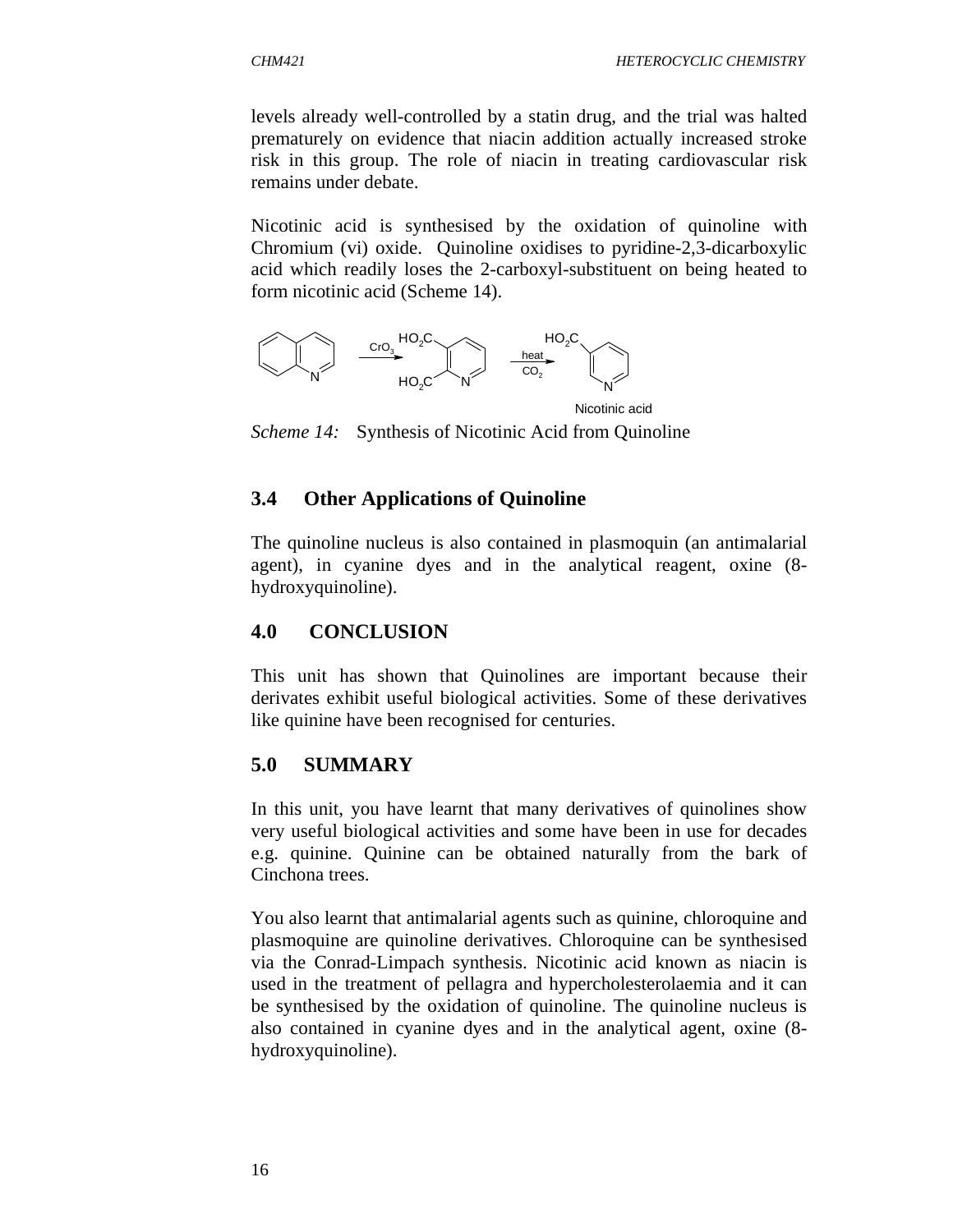levels already well-controlled by a statin drug, and the trial was halted prematurely on evidence that niacin addition actually increased stroke risk in this group. The role of niacin in treating cardiovascular risk remains under debate.

Nicotinic acid is synthesised by the oxidation of quinoline with Chromium (vi) oxide. Quinoline oxidises to pyridine-2,3-dicarboxylic acid which readily loses the 2-carboxyl-substituent on being heated to form nicotinic acid (Scheme 14).

*Scheme 14:* Synthesis of Nicotinic Acid from Quinoline

## 3.4 Other Applications of Quinoline

The quinoline nucleus is also contained in plasmoquin (an antimalarial agent), in cyanine dyes and in the analytical reagent, oxine (8-hydroxyquinoline).

## 4.0 CONCLUSION

This unit has shown that Quinolines are important because their derivates exhibit useful biological activities. Some of these derivatives like quinine have been recognised for centuries.

## 5.0 SUMMARY

In this unit, you have learnt that many derivatives of quinolines show very useful biological activities and some have been in use for decades e.g. quinine. Quinine can be obtained naturally from the bark of Cinchona trees.

You also learnt that antimalarial agents such as quinine, chloroquine and plasmoquine are quinoline derivatives. Chloroquine can be synthesised via the Conrad-Limpach synthesis. Nicotinic acid known as niacin is used in the treatment of pellagra and hypercholesterolaemia and it can be synthesised by the oxidation of quinoline. The quinoline nucleus is also contained in cyanine dyes and in the analytical agent, oxine (8-hydroxyquinoline).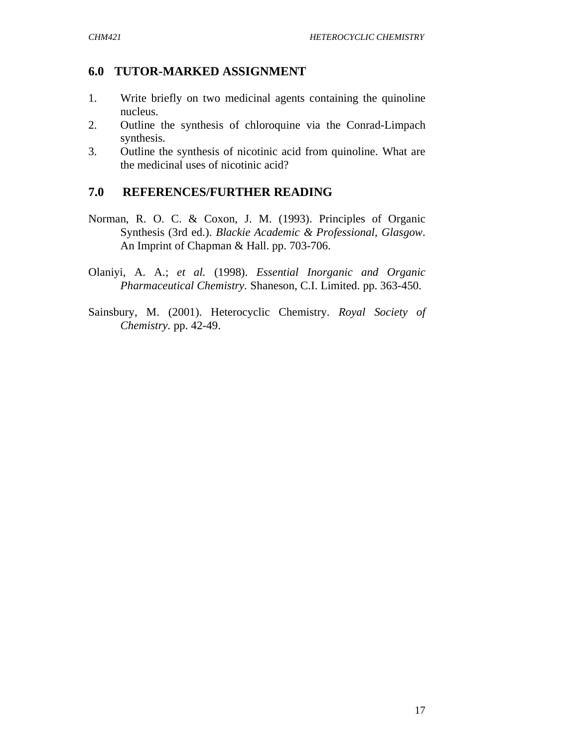## 6.0 TUTOR-MARKED ASSIGNMENT

1. Write briefly on two medicinal agents containing the quinoline nucleus.
2. Outline the synthesis of chloroquine via the Conrad-Limpach synthesis.
3. Outline the synthesis of nicotinic acid from quinoline. What are the medicinal uses of nicotinic acid?

## 7.0 REFERENCES/FURTHER READING

Norman, R. O. C. & Coxon, J. M. (1993). Principles of Organic Synthesis (3rd ed.). *Blackie Academic & Professional, Glasgow*. An Imprint of Chapman & Hall. pp. 703-706.

Olaniyi, A. A.; *et al.* (1998). *Essential Inorganic and Organic Pharmaceutical Chemistry*. Shaneson, C.I. Limited. pp. 363-450.

Sainsbury, M. (2001). Heterocyclic Chemistry. *Royal Society of Chemistry*. pp. 42-49.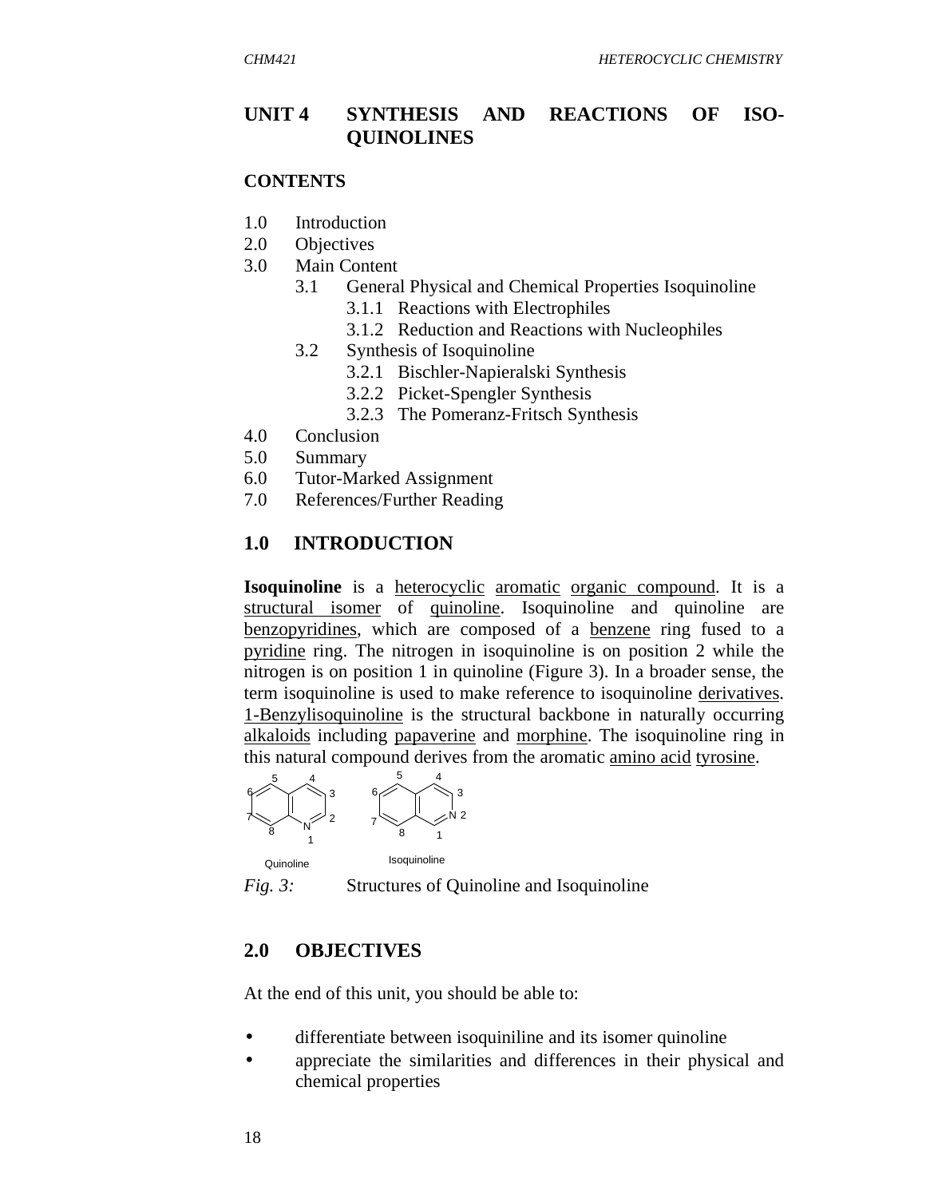# UNIT 4 SYNTHESIS AND REACTIONS OF ISO-QUINOLINES

## CONTENTS

1.0 Introduction
2.0 Objectives
3.0 Main Content
    3.1 General Physical and Chemical Properties Isoquinoline
        3.1.1 Reactions with Electrophiles
        3.1.2 Reduction and Reactions with Nucleophiles
    3.2 Synthesis of Isoquinoline
        3.2.1 Bischler-Napieralski Synthesis
        3.2.2 Picket-Spengler Synthesis
        3.2.3 The Pomeranz-Fritsch Synthesis
4.0 Conclusion
5.0 Summary
6.0 Tutor-Marked Assignment
7.0 References/Further Reading

## 1.0 INTRODUCTION

**Isoquinoline** is a heterocyclic aromatic organic compound. It is a structural isomer of quinoline. Isoquinoline and quinoline are benzopyridines, which are composed of a benzene ring fused to a pyridine ring. The nitrogen in isoquinoline is on position 2 while the nitrogen is on position 1 in quinoline (Figure 3). In a broader sense, the term isoquinoline is used to make reference to isoquinoline derivatives. 1-Benzylisoquinoline is the structural backbone in naturally occurring alkaloids including papaverine and morphine. The isoquinoline ring in this natural compound derives from the aromatic amino acid tyrosine.

*Fig. 3:* Structures of Quinoline and Isoquinoline

## 2.0 OBJECTIVES

At the end of this unit, you should be able to:

- differentiate between isoquiniline and its isomer quinoline
- appreciate the similarities and differences in their physical and chemical properties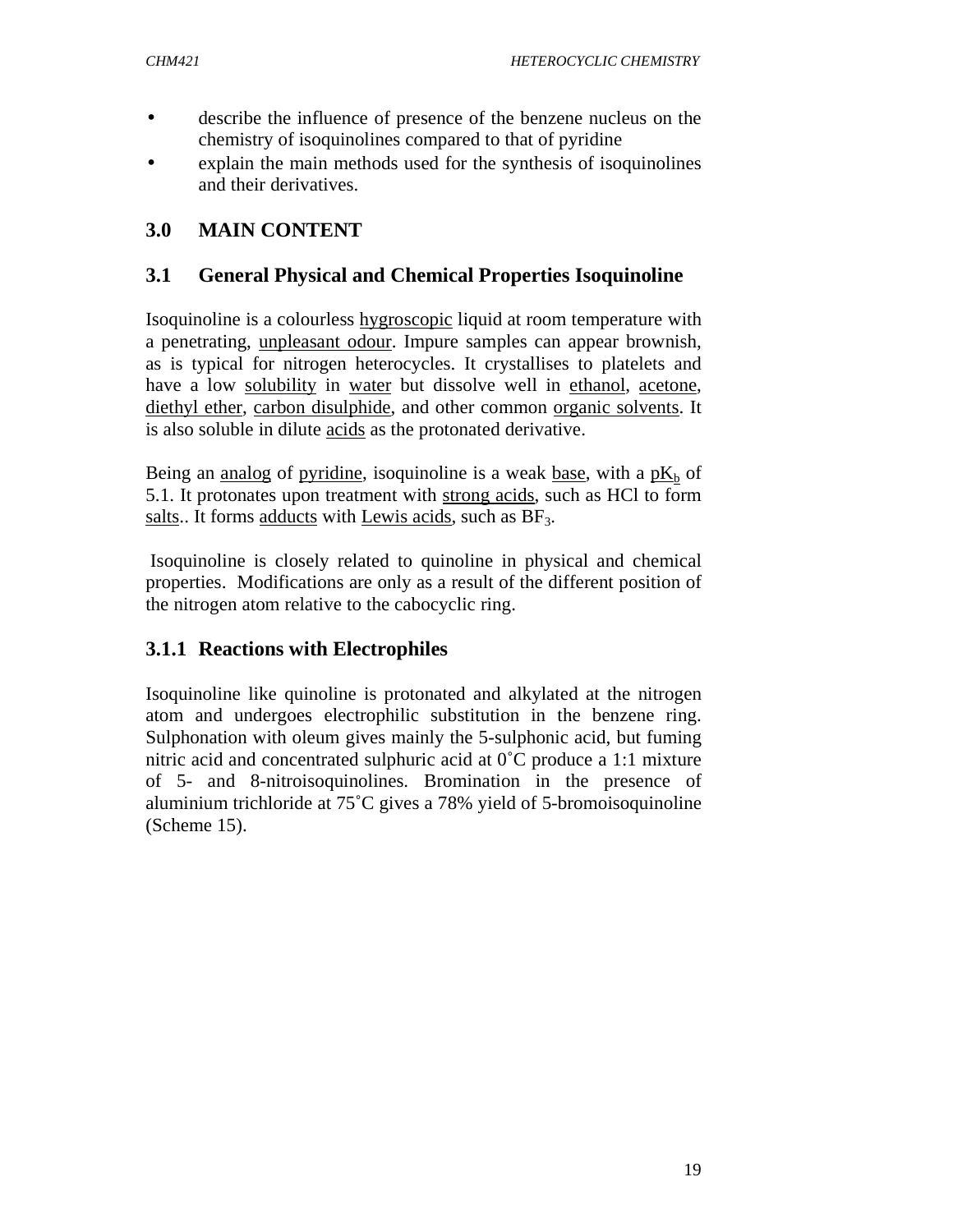- describe the influence of presence of the benzene nucleus on the chemistry of isoquinolines compared to that of pyridine
- explain the main methods used for the synthesis of isoquinolines and their derivatives.

## 3.0 MAIN CONTENT

### 3.1 General Physical and Chemical Properties Isoquinoline

Isoquinoline is a colourless hygroscopic liquid at room temperature with a penetrating, unpleasant odour. Impure samples can appear brownish, as is typical for nitrogen heterocycles. It crystallises to platelets and have a low solubility in water but dissolve well in ethanol, acetone, diethyl ether, carbon disulphide, and other common organic solvents. It is also soluble in dilute acids as the protonated derivative.

Being an analog of pyridine, isoquinoline is a weak base, with a $pK_b$ of 5.1. It protonates upon treatment with strong acids, such as HCl to form salts.. It forms adducts with Lewis acids, such as $BF_3$.

Isoquinoline is closely related to quinoline in physical and chemical properties. Modifications are only as a result of the different position of the nitrogen atom relative to the cabocyclic ring.

#### 3.1.1 Reactions with Electrophiles

Isoquinoline like quinoline is protonated and alkylated at the nitrogen atom and undergoes electrophilic substitution in the benzene ring. Sulphonation with oleum gives mainly the 5-sulphonic acid, but fuming nitric acid and concentrated sulphuric acid at 0˚C produce a 1:1 mixture of 5- and 8-nitroisoquinolines. Bromination in the presence of aluminium trichloride at 75˚C gives a 78% yield of 5-bromoisoquinoline (Scheme 15).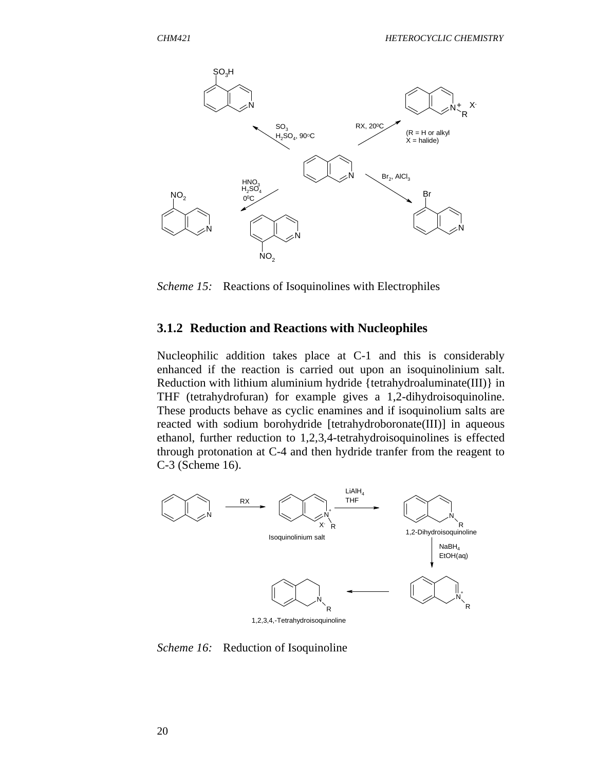*Scheme 15:* Reactions of Isoquinolines with Electrophiles

### 3.1.2 Reduction and Reactions with Nucleophiles

Nucleophilic addition takes place at C-1 and this is considerably enhanced if the reaction is carried out upon an isoquinolinium salt. Reduction with lithium aluminium hydride {tetrahydroaluminate(III)} in THF (tetrahydrofuran) for example gives a 1,2-dihydroisoquinoline. These products behave as cyclic enamines and if isoquinolium salts are reacted with sodium borohydride [tetrahydroboronate(III)] in aqueous ethanol, further reduction to 1,2,3,4-tetrahydroisoquinolines is effected through protonation at C-4 and then hydride tranfer from the reagent to C-3 (Scheme 16).

*Scheme 16:* Reduction of Isoquinoline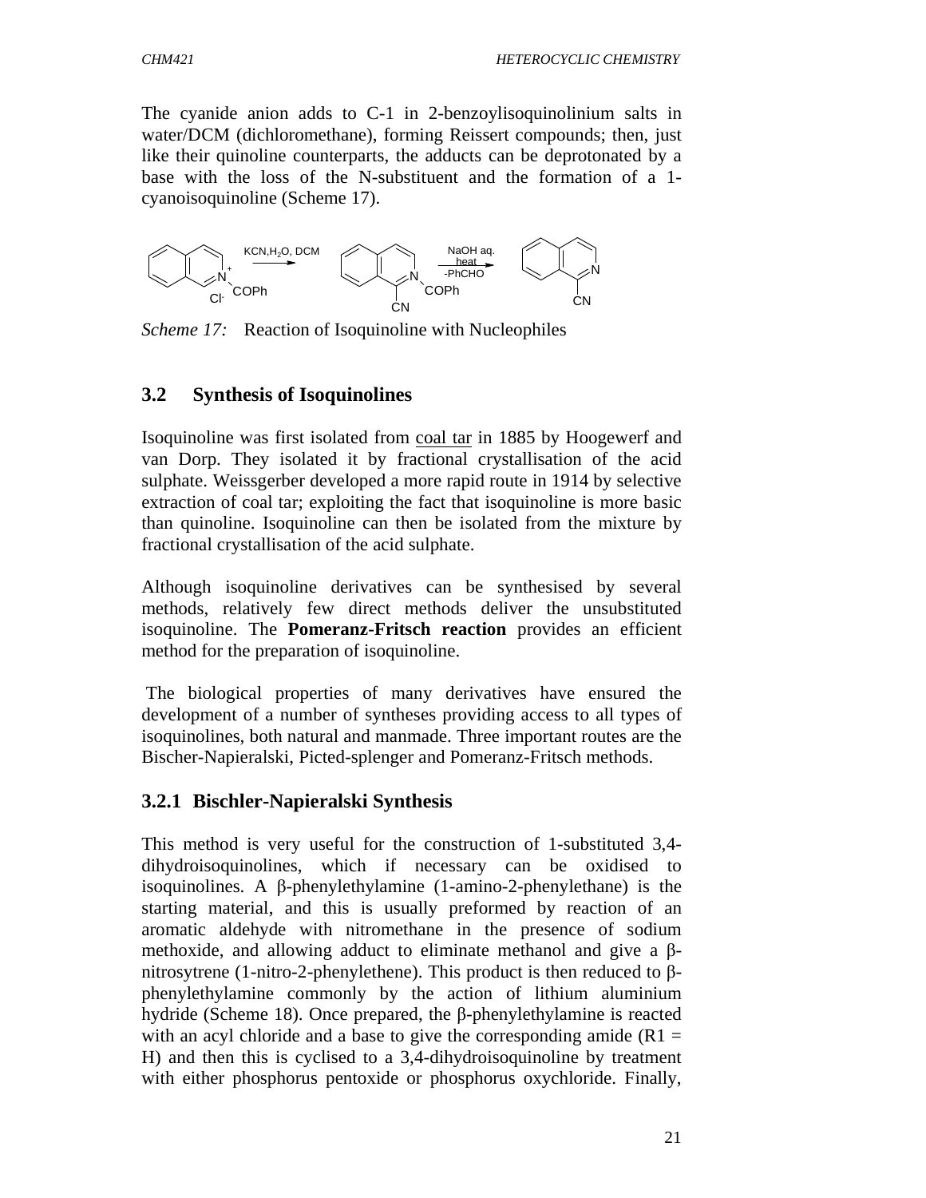The cyanide anion adds to C-1 in 2-benzoylisoquinolinium salts in water/DCM (dichloromethane), forming Reissert compounds; then, just like their quinoline counterparts, the adducts can be deprotonated by a base with the loss of the N-substituent and the formation of a 1-cyanoisoquinoline (Scheme 17).

*Scheme 17:* Reaction of Isoquinoline with Nucleophiles

## 3.2 Synthesis of Isoquinolines

Isoquinoline was first isolated from coal tar in 1885 by Hoogewerf and van Dorp. They isolated it by fractional crystallisation of the acid sulphate. Weissgerber developed a more rapid route in 1914 by selective extraction of coal tar; exploiting the fact that isoquinoline is more basic than quinoline. Isoquinoline can then be isolated from the mixture by fractional crystallisation of the acid sulphate.

Although isoquinoline derivatives can be synthesised by several methods, relatively few direct methods deliver the unsubstituted isoquinoline. The **Pomeranz-Fritsch reaction** provides an efficient method for the preparation of isoquinoline.

The biological properties of many derivatives have ensured the development of a number of syntheses providing access to all types of isoquinolines, both natural and manmade. Three important routes are the Bischer-Napieralski, Picted-splenger and Pomeranz-Fritsch methods.

### 3.2.1 Bischler-Napieralski Synthesis

This method is very useful for the construction of 1-substituted 3,4-dihydroisoquinolines, which if necessary can be oxidised to isoquinolines. A β-phenylethylamine (1-amino-2-phenylethane) is the starting material, and this is usually preformed by reaction of an aromatic aldehyde with nitromethane in the presence of sodium methoxide, and allowing adduct to eliminate methanol and give a β-nitrosytrene (1-nitro-2-phenylethene). This product is then reduced to β-phenylethylamine commonly by the action of lithium aluminium hydride (Scheme 18). Once prepared, the β-phenylethylamine is reacted with an acyl chloride and a base to give the corresponding amide (R1 = H) and then this is cyclised to a 3,4-dihydroisoquinoline by treatment with either phosphorus pentoxide or phosphorus oxychloride. Finally,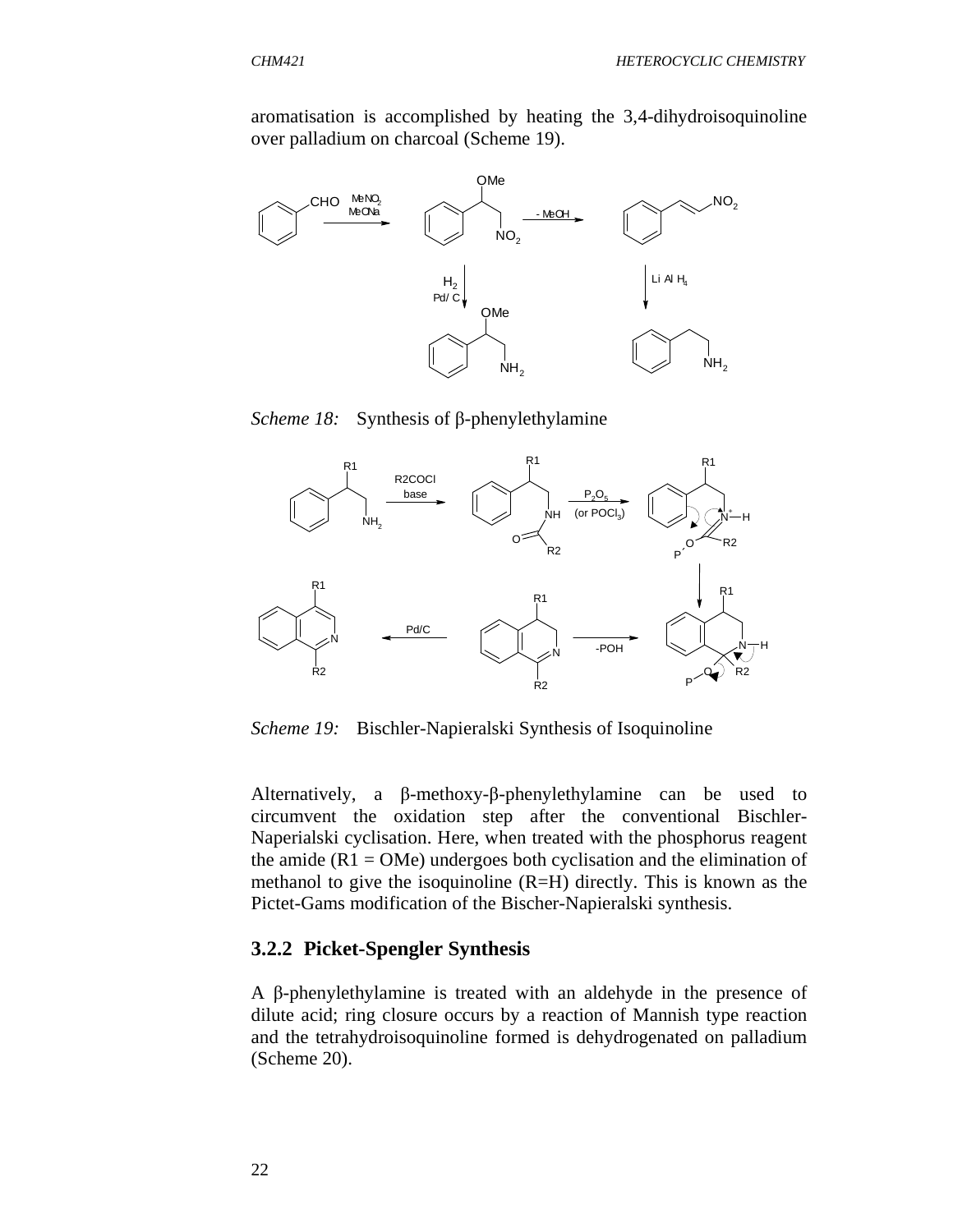aromatisation is accomplished by heating the 3,4-dihydroisoquinoline over palladium on charcoal (Scheme 19).

*Scheme 18:* Synthesis of β-phenylethylamine

*Scheme 19:* Bischler-Napieralski Synthesis of Isoquinoline

Alternatively, a β-methoxy-β-phenylethylamine can be used to circumvent the oxidation step after the conventional Bischler-Naperialski cyclisation. Here, when treated with the phosphorus reagent the amide (R1 = OMe) undergoes both cyclisation and the elimination of methanol to give the isoquinoline (R=H) directly. This is known as the Pictet-Gams modification of the Bischer-Napieralski synthesis.

### 3.2.2 Picket-Spengler Synthesis

A β-phenylethylamine is treated with an aldehyde in the presence of dilute acid; ring closure occurs by a reaction of Mannish type reaction and the tetrahydroisoquinoline formed is dehydrogenated on palladium (Scheme 20).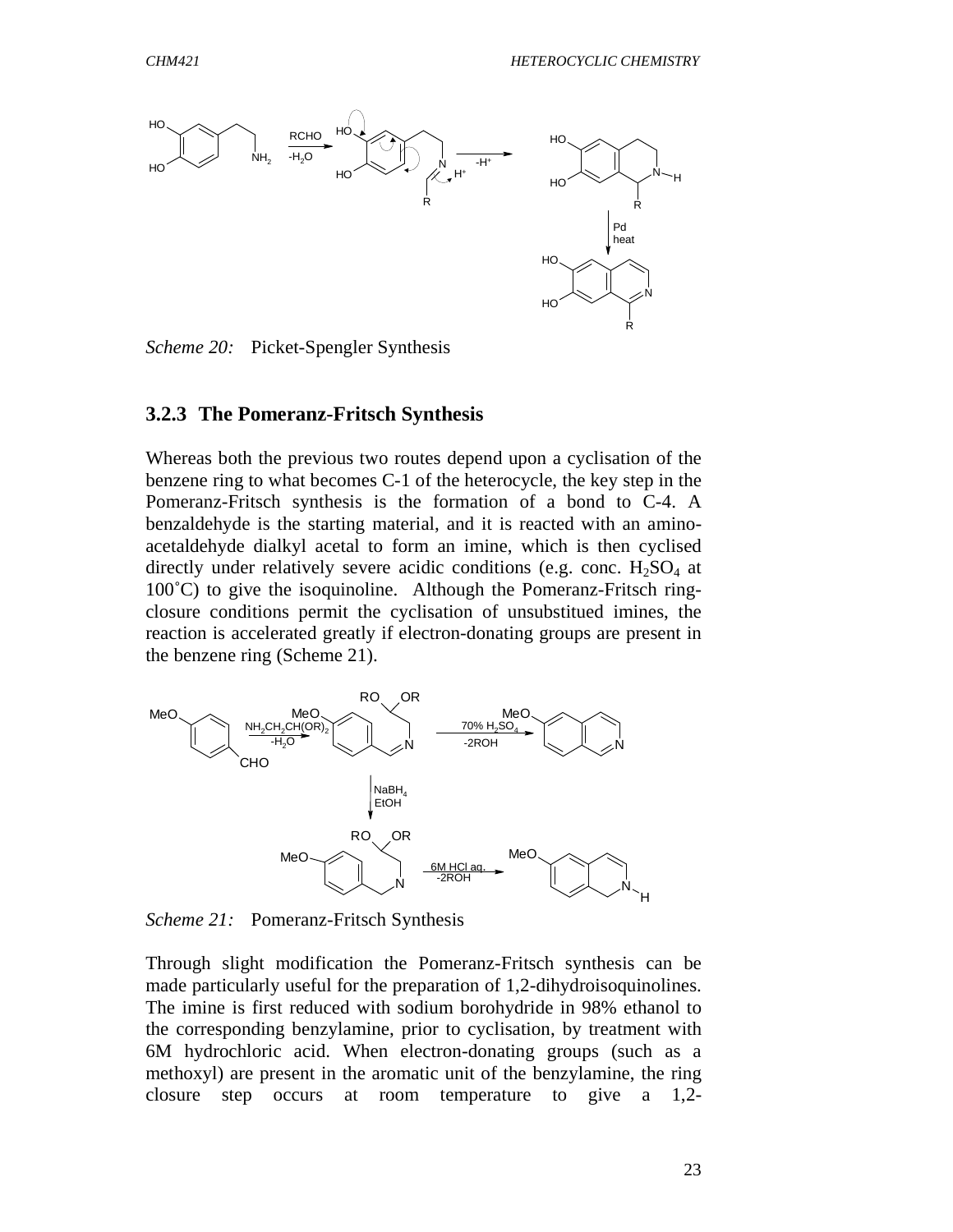*Scheme 20:* Picket-Spengler Synthesis

### 3.2.3 The Pomeranz-Fritsch Synthesis

Whereas both the previous two routes depend upon a cyclisation of the benzene ring to what becomes C-1 of the heterocycle, the key step in the Pomeranz-Fritsch synthesis is the formation of a bond to C-4. A benzaldehyde is the starting material, and it is reacted with an amino-acetaldehyde dialkyl acetal to form an imine, which is then cyclised directly under relatively severe acidic conditions (e.g. conc. $H_2SO_4$ at 100˚C) to give the isoquinoline. Although the Pomeranz-Fritsch ring-closure conditions permit the cyclisation of unsubstitued imines, the reaction is accelerated greatly if electron-donating groups are present in the benzene ring (Scheme 21).

*Scheme 21:* Pomeranz-Fritsch Synthesis

Through slight modification the Pomeranz-Fritsch synthesis can be made particularly useful for the preparation of 1,2-dihydroisoquinolines. The imine is first reduced with sodium borohydride in 98% ethanol to the corresponding benzylamine, prior to cyclisation, by treatment with 6M hydrochloric acid. When electron-donating groups (such as a methoxyl) are present in the aromatic unit of the benzylamine, the ring closure step occurs at room temperature to give a 1,2-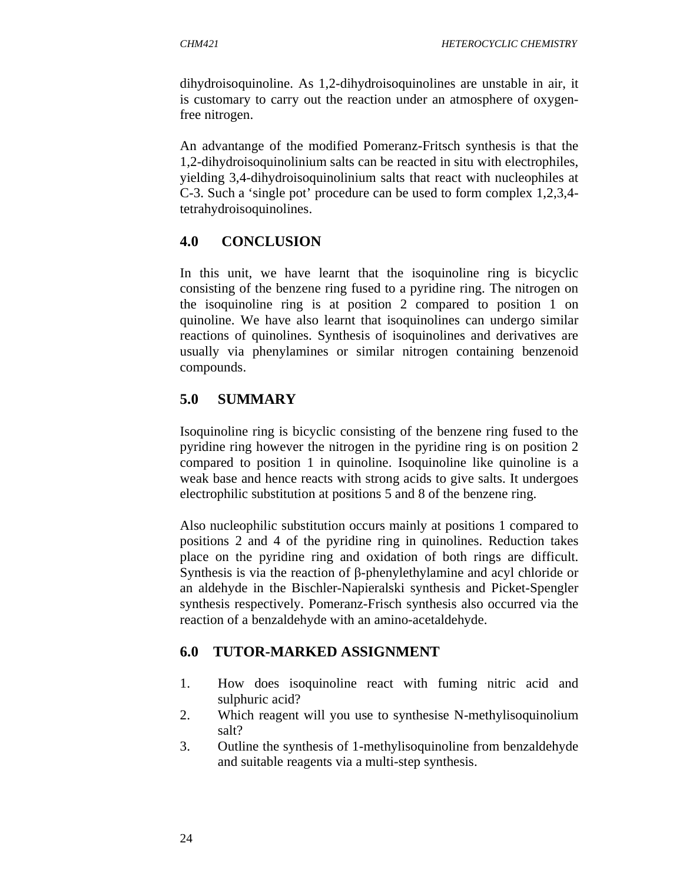dihydroisoquinoline. As 1,2-dihydroisoquinolines are unstable in air, it is customary to carry out the reaction under an atmosphere of oxygen-free nitrogen.

An advantange of the modified Pomeranz-Fritsch synthesis is that the 1,2-dihydroisoquinolinium salts can be reacted in situ with electrophiles, yielding 3,4-dihydroisoquinolinium salts that react with nucleophiles at C-3. Such a 'single pot' procedure can be used to form complex 1,2,3,4-tetrahydroisoquinolines.

## 4.0 CONCLUSION

In this unit, we have learnt that the isoquinoline ring is bicyclic consisting of the benzene ring fused to a pyridine ring. The nitrogen on the isoquinoline ring is at position 2 compared to position 1 on quinoline. We have also learnt that isoquinolines can undergo similar reactions of quinolines. Synthesis of isoquinolines and derivatives are usually via phenylamines or similar nitrogen containing benzenoid compounds.

## 5.0 SUMMARY

Isoquinoline ring is bicyclic consisting of the benzene ring fused to the pyridine ring however the nitrogen in the pyridine ring is on position 2 compared to position 1 in quinoline. Isoquinoline like quinoline is a weak base and hence reacts with strong acids to give salts. It undergoes electrophilic substitution at positions 5 and 8 of the benzene ring.

Also nucleophilic substitution occurs mainly at positions 1 compared to positions 2 and 4 of the pyridine ring in quinolines. Reduction takes place on the pyridine ring and oxidation of both rings are difficult. Synthesis is via the reaction of β-phenylethylamine and acyl chloride or an aldehyde in the Bischler-Napieralski synthesis and Picket-Spengler synthesis respectively. Pomeranz-Frisch synthesis also occurred via the reaction of a benzaldehyde with an amino-acetaldehyde.

## 6.0 TUTOR-MARKED ASSIGNMENT

1. How does isoquinoline react with fuming nitric acid and sulphuric acid?
2. Which reagent will you use to synthesise N-methylisoquinolium salt?
3. Outline the synthesis of 1-methylisoquinoline from benzaldehyde and suitable reagents via a multi-step synthesis.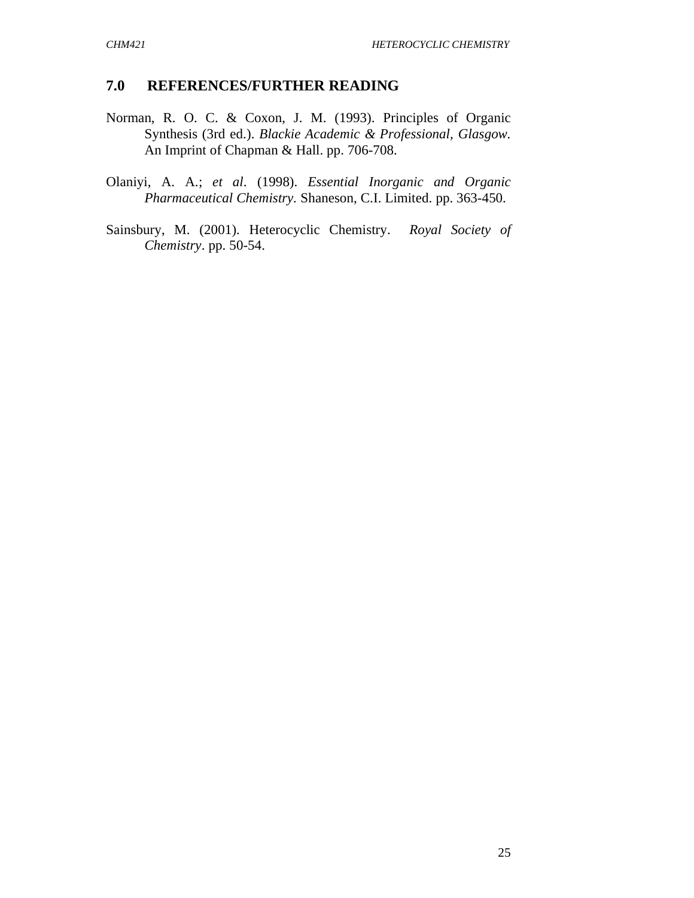## 7.0 REFERENCES/FURTHER READING

Norman, R. O. C. & Coxon, J. M. (1993). Principles of Organic Synthesis (3rd ed.). *Blackie Academic & Professional, Glasgow.* An Imprint of Chapman & Hall. pp. 706-708.

Olaniyi, A. A.; *et al*. (1998). *Essential Inorganic and Organic Pharmaceutical Chemistry*. Shaneson, C.I. Limited. pp. 363-450.

Sainsbury, M. (2001). Heterocyclic Chemistry. *Royal Society of Chemistry*. pp. 50-54.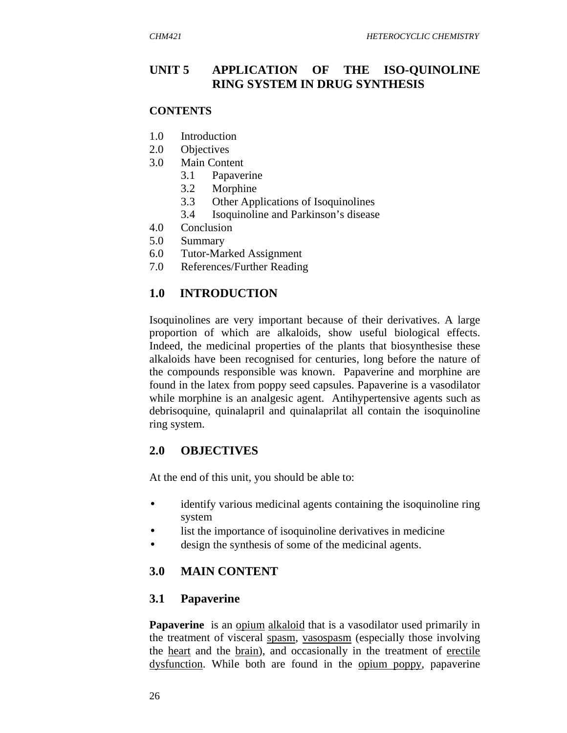# UNIT 5 APPLICATION OF THE ISO-QUINOLINE RING SYSTEM IN DRUG SYNTHESIS

**CONTENTS**

1.0 Introduction
2.0 Objectives
3.0 Main Content
   3.1 Papaverine
   3.2 Morphine
   3.3 Other Applications of Isoquinolines
   3.4 Isoquinoline and Parkinson's disease
4.0 Conclusion
5.0 Summary
6.0 Tutor-Marked Assignment
7.0 References/Further Reading

## 1.0 INTRODUCTION

Isoquinolines are very important because of their derivatives. A large proportion of which are alkaloids, show useful biological effects. Indeed, the medicinal properties of the plants that biosynthesise these alkaloids have been recognised for centuries, long before the nature of the compounds responsible was known. Papaverine and morphine are found in the latex from poppy seed capsules. Papaverine is a vasodilator while morphine is an analgesic agent. Antihypertensive agents such as debrisoquine, quinalapril and quinalaprilat all contain the isoquinoline ring system.

## 2.0 OBJECTIVES

At the end of this unit, you should be able to:

- identify various medicinal agents containing the isoquinoline ring system
- list the importance of isoquinoline derivatives in medicine
- design the synthesis of some of the medicinal agents.

## 3.0 MAIN CONTENT

### 3.1 Papaverine

**Papaverine** is an opium alkaloid that is a vasodilator used primarily in the treatment of visceral spasm, vasospasm (especially those involving the heart and the brain), and occasionally in the treatment of erectile dysfunction. While both are found in the opium poppy, papaverine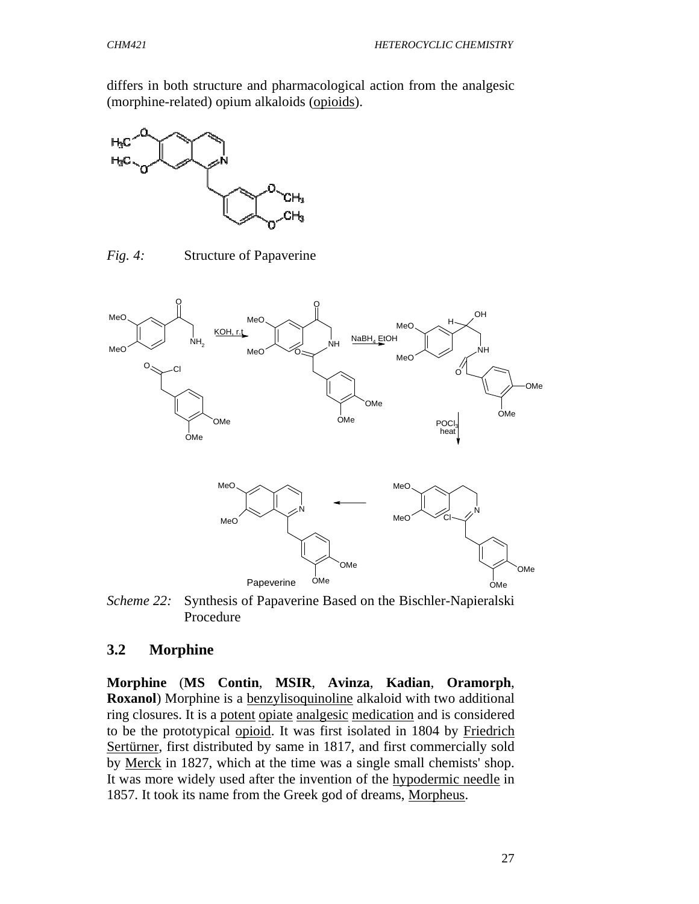differs in both structure and pharmacological action from the analgesic (morphine-related) opium alkaloids (opioids).

*Fig. 4:* Structure of Papaverine

*Scheme 22:* Synthesis of Papaverine Based on the Bischler-Napieralski Procedure

### 3.2 Morphine

**Morphine** (**MS Contin**, **MSIR**, **Avinza**, **Kadian**, **Oramorph**, **Roxanol**) Morphine is a benzylisoquinoline alkaloid with two additional ring closures. It is a potent opiate analgesic medication and is considered to be the prototypical opioid. It was first isolated in 1804 by Friedrich Sertürner, first distributed by same in 1817, and first commercially sold by Merck in 1827, which at the time was a single small chemists' shop. It was more widely used after the invention of the hypodermic needle in 1857. It took its name from the Greek god of dreams, Morpheus.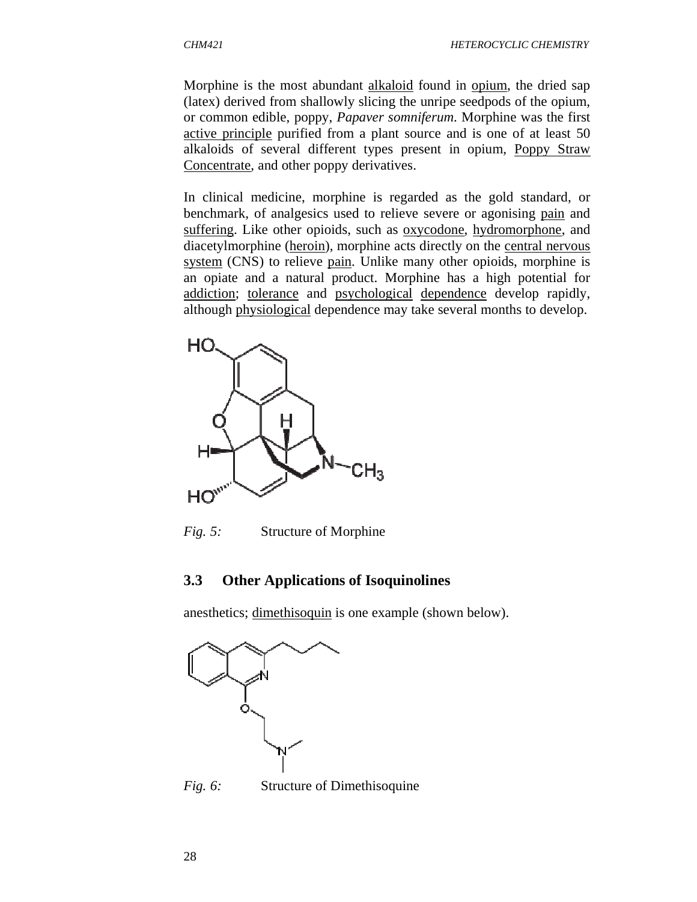Morphine is the most abundant alkaloid found in opium, the dried sap (latex) derived from shallowly slicing the unripe seedpods of the opium, or common edible, poppy, *Papaver somniferum*. Morphine was the first active principle purified from a plant source and is one of at least 50 alkaloids of several different types present in opium, Poppy Straw Concentrate, and other poppy derivatives.

In clinical medicine, morphine is regarded as the gold standard, or benchmark, of analgesics used to relieve severe or agonising pain and suffering. Like other opioids, such as oxycodone, hydromorphone, and diacetylmorphine (heroin), morphine acts directly on the central nervous system (CNS) to relieve pain. Unlike many other opioids, morphine is an opiate and a natural product. Morphine has a high potential for addiction; tolerance and psychological dependence develop rapidly, although physiological dependence may take several months to develop.

*Fig. 5:* Structure of Morphine

## 3.3 Other Applications of Isoquinolines

anesthetics; dimethisoquin is one example (shown below).

*Fig. 6:* Structure of Dimethisoquine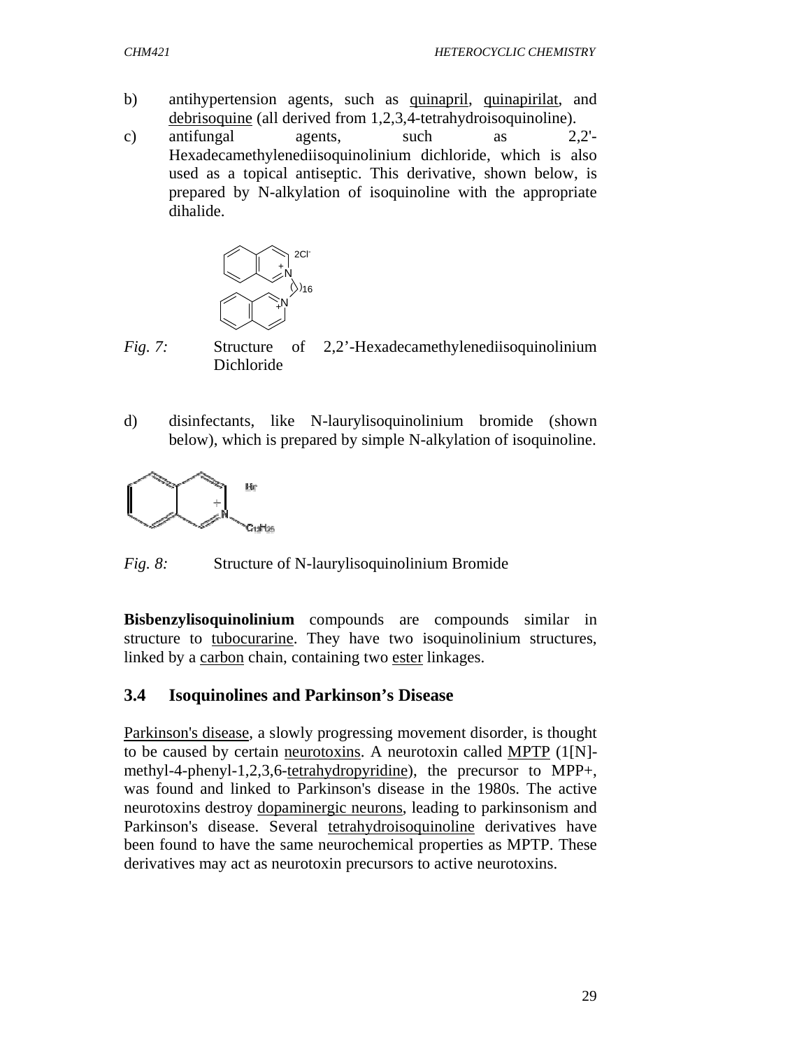b) antihypertension agents, such as quinapril, quinapirilat, and debrisoquine (all derived from 1,2,3,4-tetrahydroisoquinoline).

c) antifungal agents, such as 2,2'-Hexadecamethylenediisoquinolinium dichloride, which is also used as a topical antiseptic. This derivative, shown below, is prepared by N-alkylation of isoquinoline with the appropriate dihalide.

*Fig. 7:* Structure of 2,2'-Hexadecamethylenediisoquinolinium Dichloride

d) disinfectants, like N-laurylisoquinolinium bromide (shown below), which is prepared by simple N-alkylation of isoquinoline.

*Fig. 8:* Structure of N-laurylisoquinolinium Bromide

**Bisbenzylisoquinolinium** compounds are compounds similar in structure to tubocurarine. They have two isoquinolinium structures, linked by a carbon chain, containing two ester linkages.

### 3.4 Isoquinolines and Parkinson's Disease

Parkinson's disease, a slowly progressing movement disorder, is thought to be caused by certain neurotoxins. A neurotoxin called MPTP (1[N]-methyl-4-phenyl-1,2,3,6-tetrahydropyridine), the precursor to MPP+, was found and linked to Parkinson's disease in the 1980s. The active neurotoxins destroy dopaminergic neurons, leading to parkinsonism and Parkinson's disease. Several tetrahydroisoquinoline derivatives have been found to have the same neurochemical properties as MPTP. These derivatives may act as neurotoxin precursors to active neurotoxins.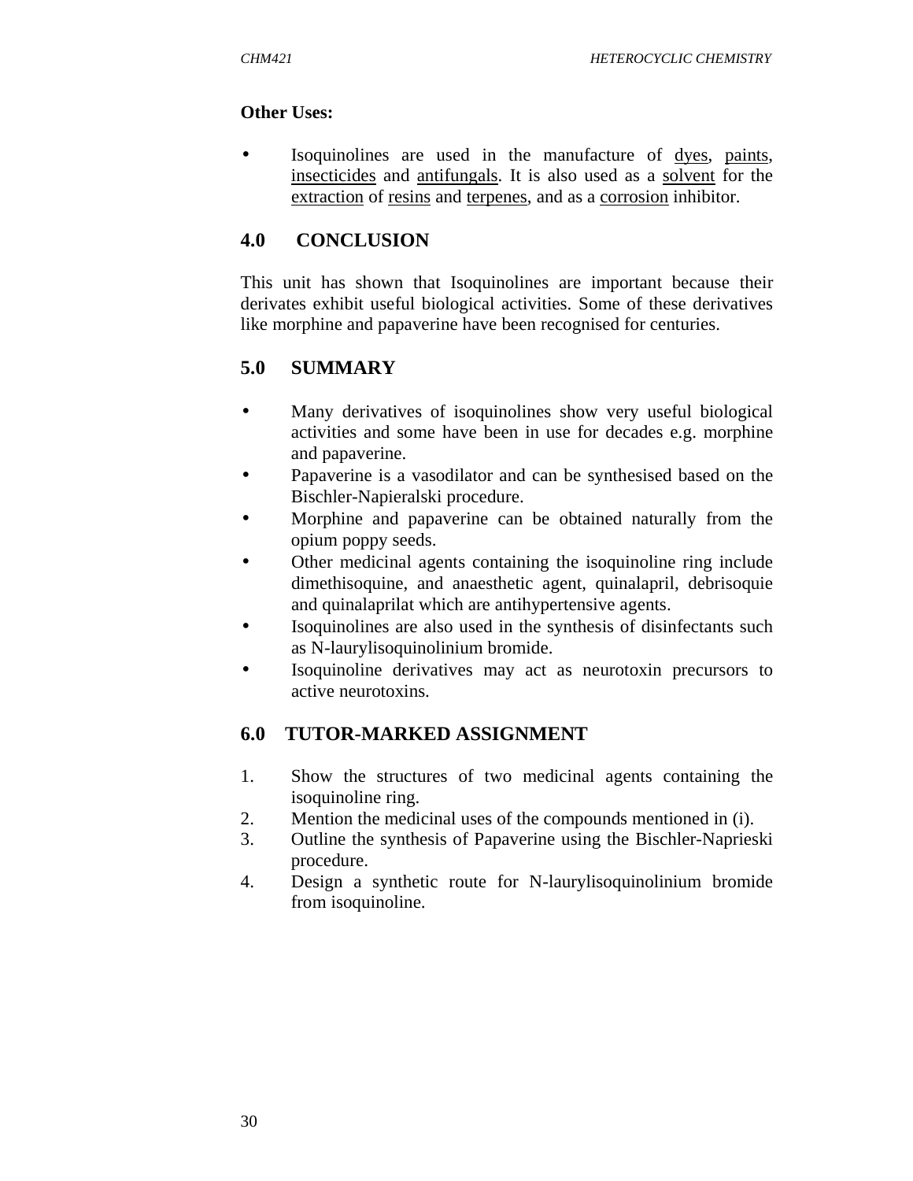**Other Uses:**

- Isoquinolines are used in the manufacture of dyes, paints, insecticides and antifungals. It is also used as a solvent for the extraction of resins and terpenes, and as a corrosion inhibitor.

## 4.0 CONCLUSION

This unit has shown that Isoquinolines are important because their derivates exhibit useful biological activities. Some of these derivatives like morphine and papaverine have been recognised for centuries.

## 5.0 SUMMARY

- Many derivatives of isoquinolines show very useful biological activities and some have been in use for decades e.g. morphine and papaverine.
- Papaverine is a vasodilator and can be synthesised based on the Bischler-Napieralski procedure.
- Morphine and papaverine can be obtained naturally from the opium poppy seeds.
- Other medicinal agents containing the isoquinoline ring include dimethisoquine, and anaesthetic agent, quinalapril, debrisoquie and quinalaprilat which are antihypertensive agents.
- Isoquinolines are also used in the synthesis of disinfectants such as N-laurylisoquinolinium bromide.
- Isoquinoline derivatives may act as neurotoxin precursors to active neurotoxins.

## 6.0 TUTOR-MARKED ASSIGNMENT

1. Show the structures of two medicinal agents containing the isoquinoline ring.
2. Mention the medicinal uses of the compounds mentioned in (i).
3. Outline the synthesis of Papaverine using the Bischler-Naprieski procedure.
4. Design a synthetic route for N-laurylisoquinolinium bromide from isoquinoline.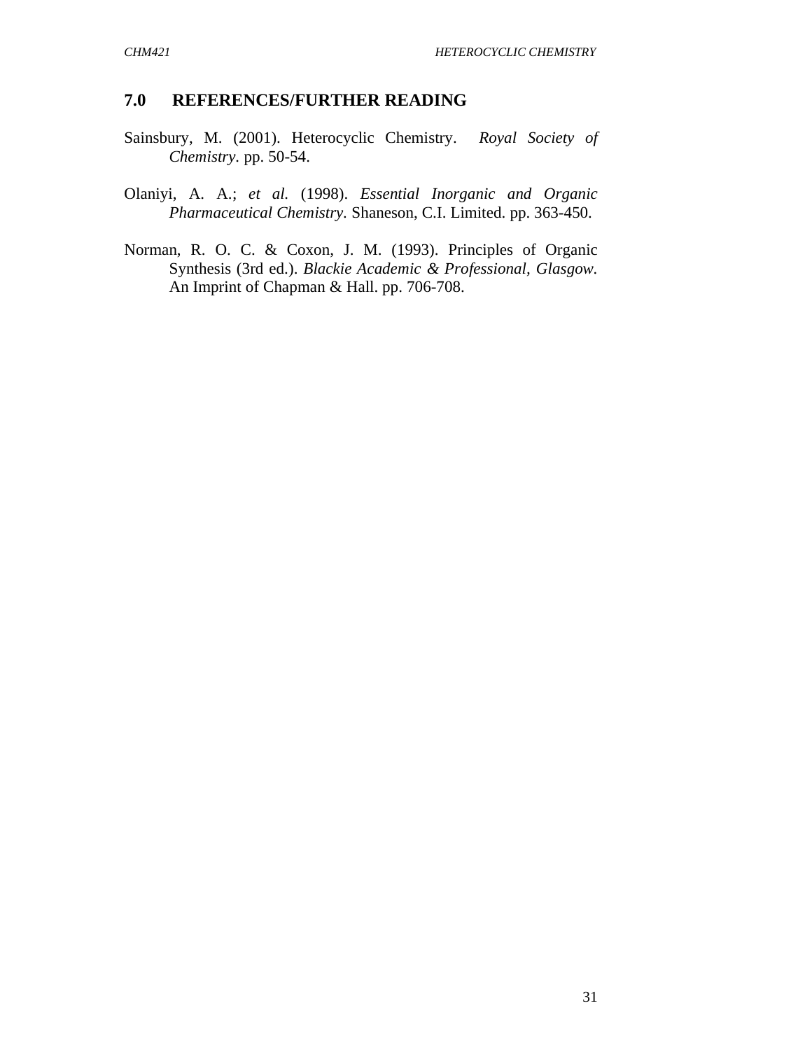## 7.0 REFERENCES/FURTHER READING

Sainsbury, M. (2001). Heterocyclic Chemistry. *Royal Society of Chemistry*. pp. 50-54.

Olaniyi, A. A.; *et al.* (1998). *Essential Inorganic and Organic Pharmaceutical Chemistry*. Shaneson, C.I. Limited. pp. 363-450.

Norman, R. O. C. & Coxon, J. M. (1993). Principles of Organic Synthesis (3rd ed.). *Blackie Academic & Professional, Glasgow*. An Imprint of Chapman & Hall. pp. 706-708.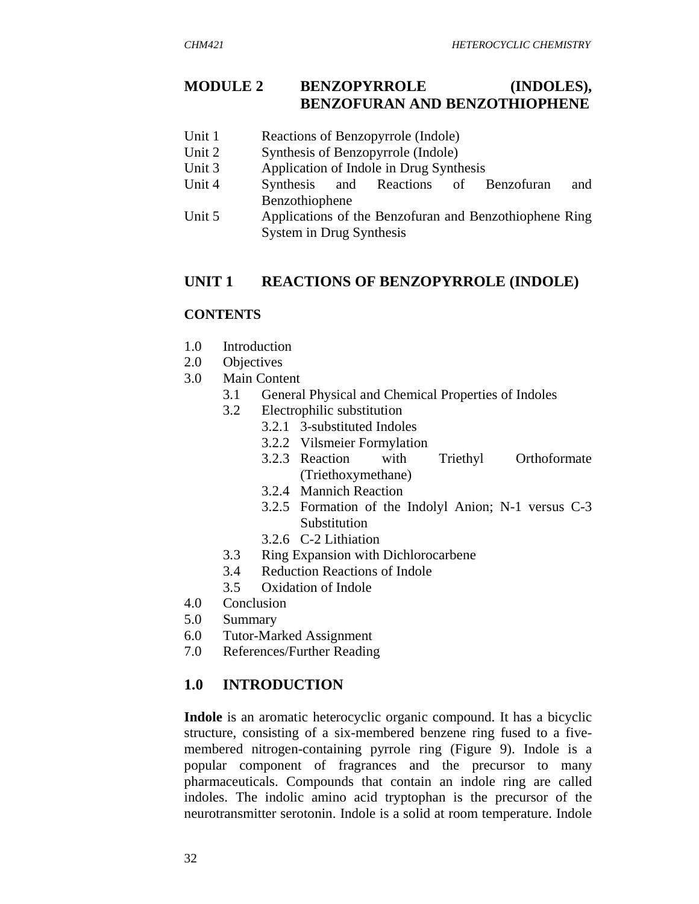# MODULE 2 BENZOPYRROLE (INDOLES), BENZOFURAN AND BENZOTHIOPHENE

Unit 1 Reactions of Benzopyrrole (Indole)
Unit 2 Synthesis of Benzopyrrole (Indole)
Unit 3 Application of Indole in Drug Synthesis
Unit 4 Synthesis and Reactions of Benzofuran and Benzothiophene
Unit 5 Applications of the Benzofuran and Benzothiophene Ring System in Drug Synthesis

## UNIT 1 REACTIONS OF BENZOPYRROLE (INDOLE)

### CONTENTS

- 1.0 Introduction
- 2.0 Objectives
- 3.0 Main Content
  - 3.1 General Physical and Chemical Properties of Indoles
  - 3.2 Electrophilic substitution
    - 3.2.1 3-substituted Indoles
    - 3.2.2 Vilsmeier Formylation
    - 3.2.3 Reaction with Triethyl Orthoformate (Triethoxymethane)
    - 3.2.4 Mannich Reaction
    - 3.2.5 Formation of the Indolyl Anion; N-1 versus C-3 Substitution
    - 3.2.6 C-2 Lithiation
  - 3.3 Ring Expansion with Dichlorocarbene
  - 3.4 Reduction Reactions of Indole
  - 3.5 Oxidation of Indole
- 4.0 Conclusion
- 5.0 Summary
- 6.0 Tutor-Marked Assignment
- 7.0 References/Further Reading

## 1.0 INTRODUCTION

**Indole** is an aromatic heterocyclic organic compound. It has a bicyclic structure, consisting of a six-membered benzene ring fused to a five-membered nitrogen-containing pyrrole ring (Figure 9). Indole is a popular component of fragrances and the precursor to many pharmaceuticals. Compounds that contain an indole ring are called indoles. The indolic amino acid tryptophan is the precursor of the neurotransmitter serotonin. Indole is a solid at room temperature. Indole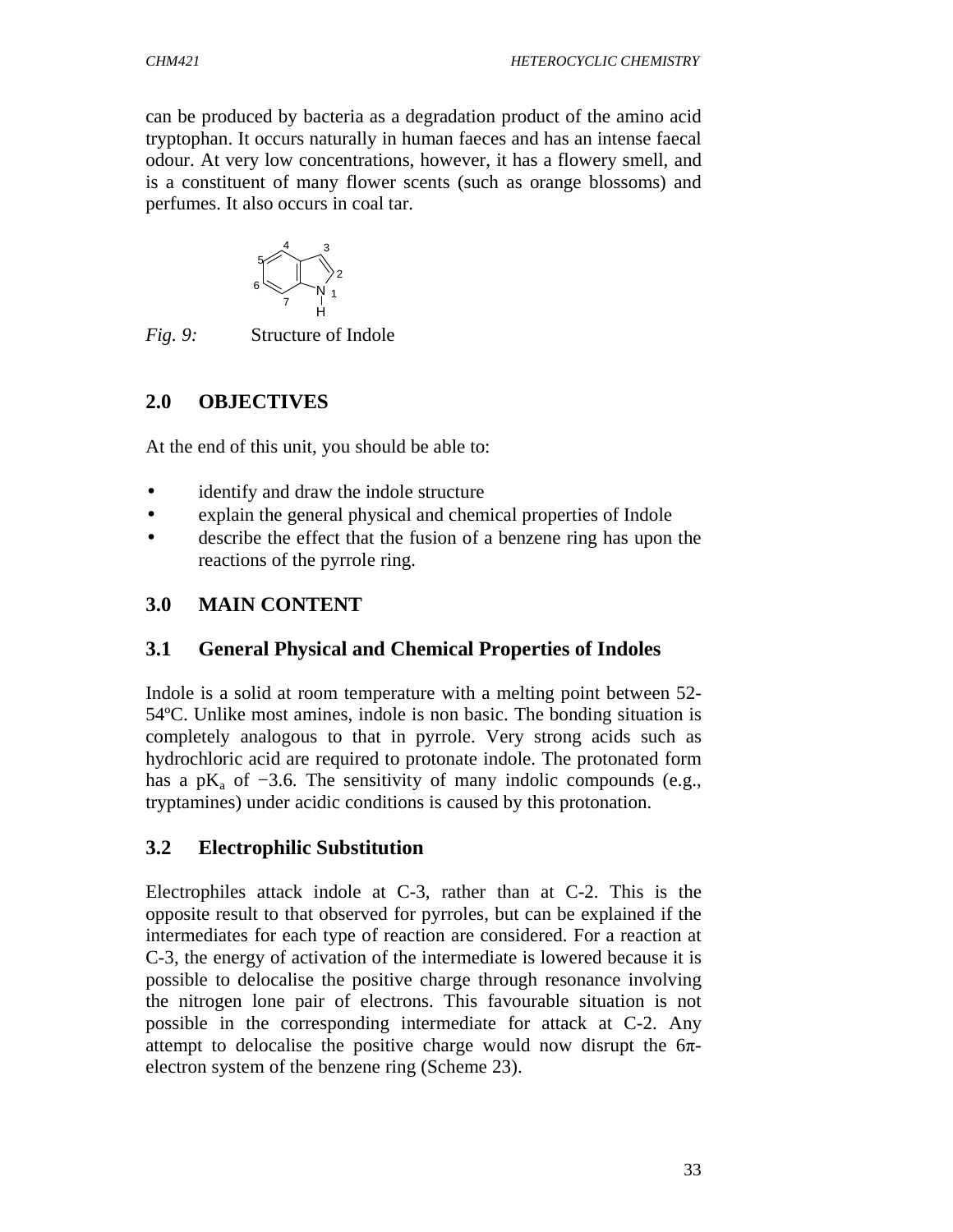can be produced by bacteria as a degradation product of the amino acid tryptophan. It occurs naturally in human faeces and has an intense faecal odour. At very low concentrations, however, it has a flowery smell, and is a constituent of many flower scents (such as orange blossoms) and perfumes. It also occurs in coal tar.

*Fig. 9:* Structure of Indole

## 2.0 OBJECTIVES

At the end of this unit, you should be able to:

- identify and draw the indole structure
- explain the general physical and chemical properties of Indole
- describe the effect that the fusion of a benzene ring has upon the reactions of the pyrrole ring.

## 3.0 MAIN CONTENT

### 3.1 General Physical and Chemical Properties of Indoles

Indole is a solid at room temperature with a melting point between 52-54ºC. Unlike most amines, indole is non basic. The bonding situation is completely analogous to that in pyrrole. Very strong acids such as hydrochloric acid are required to protonate indole. The protonated form has a $pK_a$ of −3.6. The sensitivity of many indolic compounds (e.g., tryptamines) under acidic conditions is caused by this protonation.

### 3.2 Electrophilic Substitution

Electrophiles attack indole at C-3, rather than at C-2. This is the opposite result to that observed for pyrroles, but can be explained if the intermediates for each type of reaction are considered. For a reaction at C-3, the energy of activation of the intermediate is lowered because it is possible to delocalise the positive charge through resonance involving the nitrogen lone pair of electrons. This favourable situation is not possible in the corresponding intermediate for attack at C-2. Any attempt to delocalise the positive charge would now disrupt the 6π-electron system of the benzene ring (Scheme 23).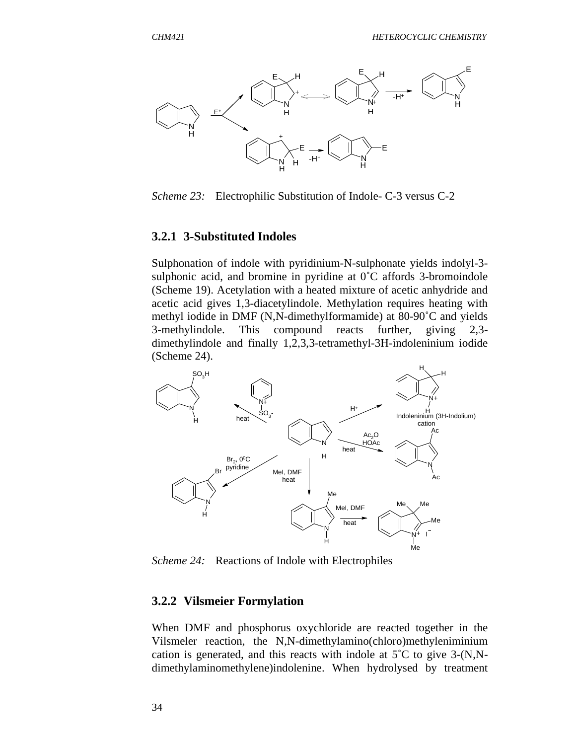*Scheme 23:* Electrophilic Substitution of Indole- C-3 versus C-2

### 3.2.1 3-Substituted Indoles

Sulphonation of indole with pyridinium-N-sulphonate yields indolyl-3-sulphonic acid, and bromine in pyridine at 0˚C affords 3-bromoindole (Scheme 19). Acetylation with a heated mixture of acetic anhydride and acetic acid gives 1,3-diacetylindole. Methylation requires heating with methyl iodide in DMF (N,N-dimethylformamide) at 80-90˚C and yields 3-methylindole. This compound reacts further, giving 2,3-dimethylindole and finally 1,2,3,3-tetramethyl-3H-indoleninium iodide (Scheme 24).

*Scheme 24:* Reactions of Indole with Electrophiles

### 3.2.2 Vilsmeier Formylation

When DMF and phosphorus oxychloride are reacted together in the Vilsmeler reaction, the N,N-dimethylamino(chloro)methyleniminium cation is generated, and this reacts with indole at 5˚C to give 3-(N,N-dimethylaminomethylene)indolenine. When hydrolysed by treatment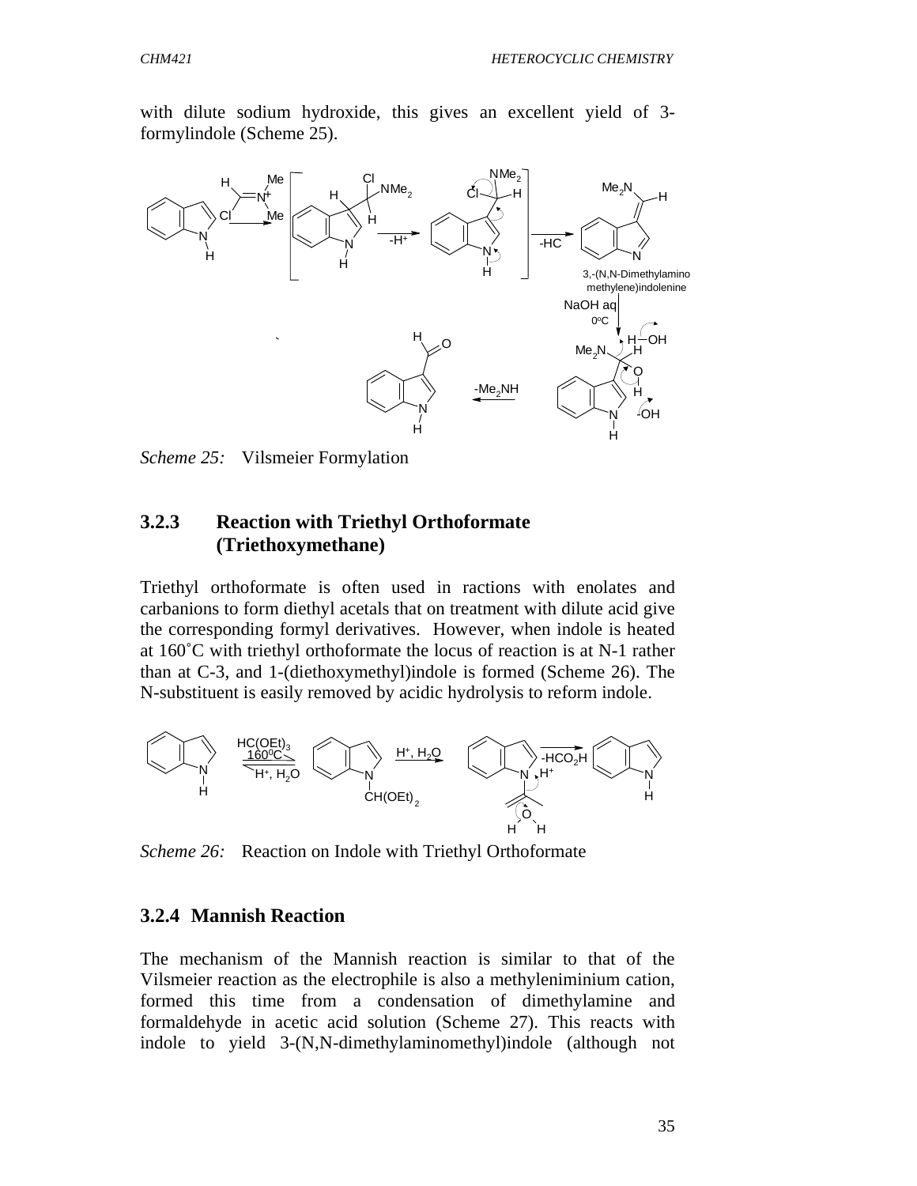with dilute sodium hydroxide, this gives an excellent yield of 3-formylindole (Scheme 25).

*Scheme 25:* Vilsmeier Formylation

### 3.2.3 Reaction with Triethyl Orthoformate (Triethoxymethane)

Triethyl orthoformate is often used in ractions with enolates and carbanions to form diethyl acetals that on treatment with dilute acid give the corresponding formyl derivatives. However, when indole is heated at 160˚C with triethyl orthoformate the locus of reaction is at N-1 rather than at C-3, and 1-(diethoxymethyl)indole is formed (Scheme 26). The N-substituent is easily removed by acidic hydrolysis to reform indole.

*Scheme 26:* Reaction on Indole with Triethyl Orthoformate

### 3.2.4 Mannish Reaction

The mechanism of the Mannish reaction is similar to that of the Vilsmeier reaction as the electrophile is also a methyleniminium cation, formed this time from a condensation of dimethylamine and formaldehyde in acetic acid solution (Scheme 27). This reacts with indole to yield 3-(N,N-dimethylaminomethyl)indole (although not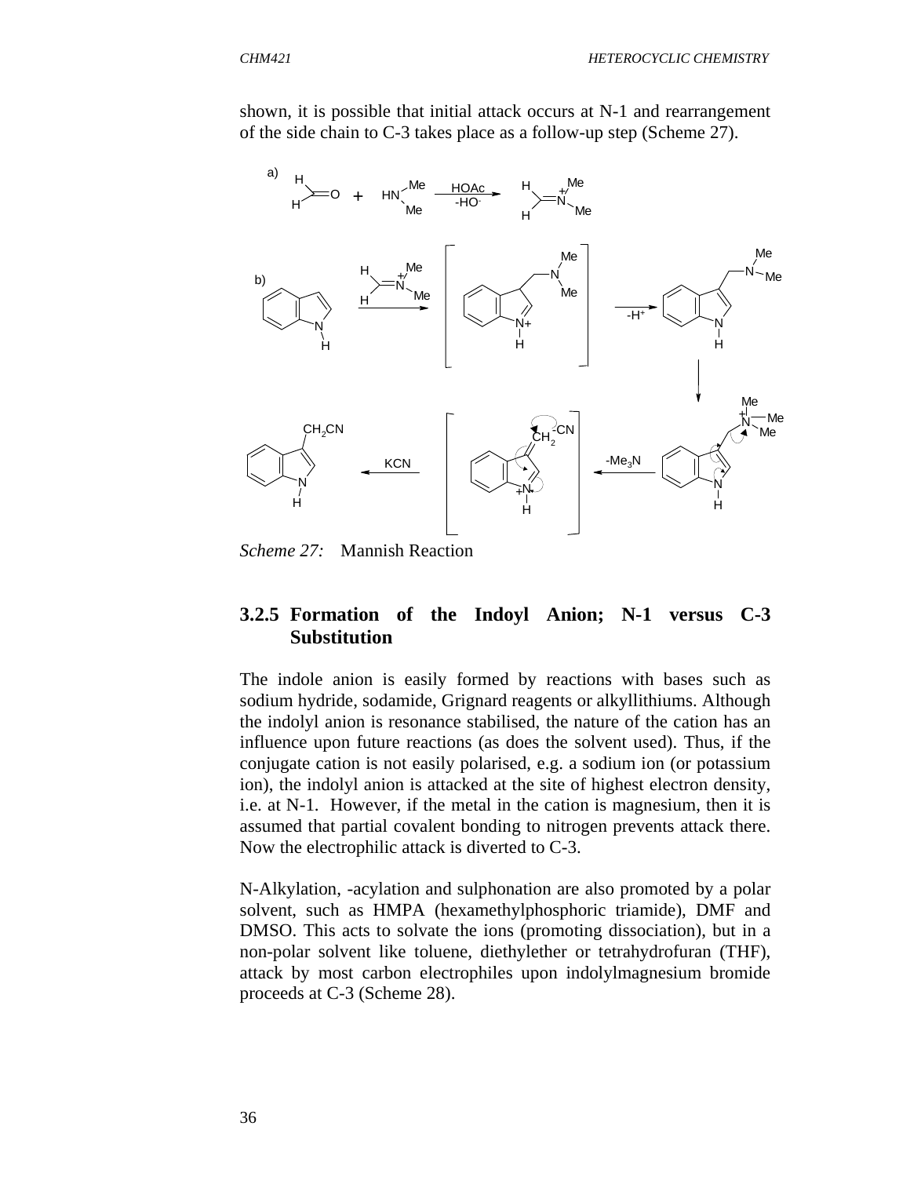shown, it is possible that initial attack occurs at N-1 and rearrangement of the side chain to C-3 takes place as a follow-up step (Scheme 27).

*Scheme 27:* Mannish Reaction

### 3.2.5 Formation of the Indoyl Anion; N-1 versus C-3 Substitution

The indole anion is easily formed by reactions with bases such as sodium hydride, sodamide, Grignard reagents or alkyllithiums. Although the indolyl anion is resonance stabilised, the nature of the cation has an influence upon future reactions (as does the solvent used). Thus, if the conjugate cation is not easily polarised, e.g. a sodium ion (or potassium ion), the indolyl anion is attacked at the site of highest electron density, i.e. at N-1. However, if the metal in the cation is magnesium, then it is assumed that partial covalent bonding to nitrogen prevents attack there. Now the electrophilic attack is diverted to C-3.

N-Alkylation, -acylation and sulphonation are also promoted by a polar solvent, such as HMPA (hexamethylphosphoric triamide), DMF and DMSO. This acts to solvate the ions (promoting dissociation), but in a non-polar solvent like toluene, diethylether or tetrahydrofuran (THF), attack by most carbon electrophiles upon indolylmagnesium bromide proceeds at C-3 (Scheme 28).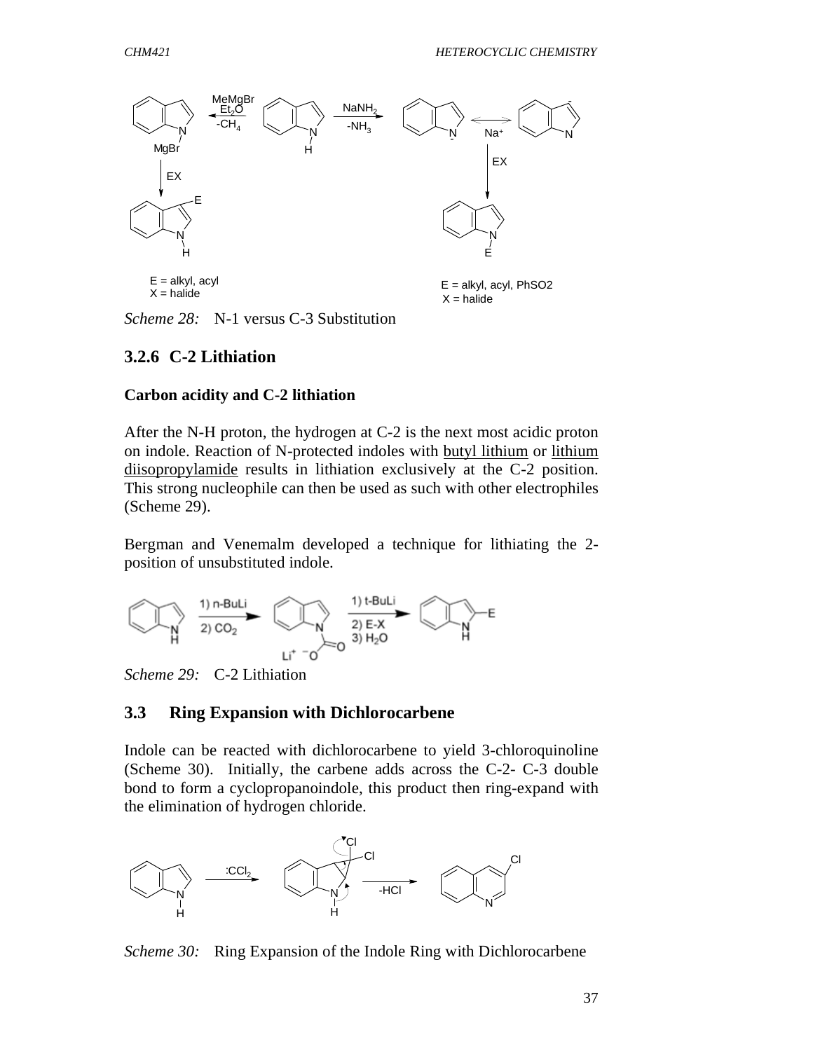E = alkyl, acyl
X = halide

E = alkyl, acyl, PhSO2
X = halide

*Scheme 28:* N-1 versus C-3 Substitution

### 3.2.6 C-2 Lithiation

**Carbon acidity and C-2 lithiation**

After the N-H proton, the hydrogen at C-2 is the next most acidic proton on indole. Reaction of N-protected indoles with butyl lithium or lithium diisopropylamide results in lithiation exclusively at the C-2 position. This strong nucleophile can then be used as such with other electrophiles (Scheme 29).

Bergman and Venemalm developed a technique for lithiating the 2-position of unsubstituted indole.

*Scheme 29:* C-2 Lithiation

## 3.3 Ring Expansion with Dichlorocarbene

Indole can be reacted with dichlorocarbene to yield 3-chloroquinoline (Scheme 30). Initially, the carbene adds across the C-2- C-3 double bond to form a cyclopropanoindole, this product then ring-expand with the elimination of hydrogen chloride.

*Scheme 30:* Ring Expansion of the Indole Ring with Dichlorocarbene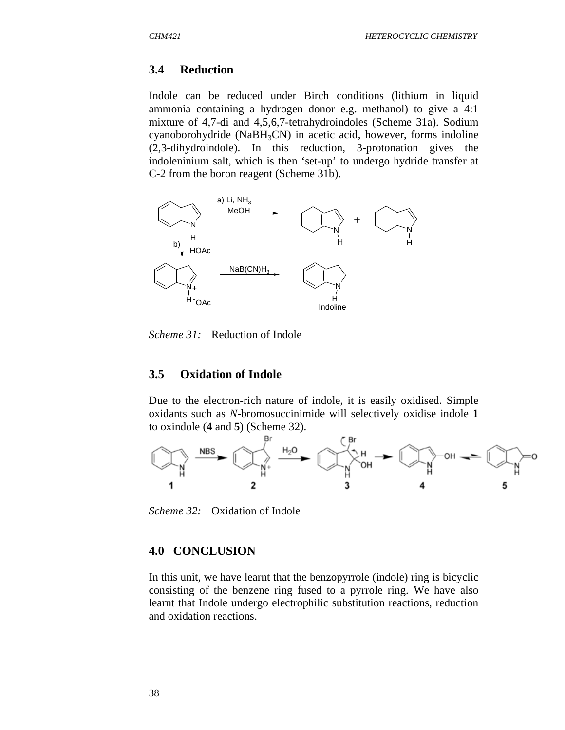## 3.4 Reduction

Indole can be reduced under Birch conditions (lithium in liquid ammonia containing a hydrogen donor e.g. methanol) to give a 4:1 mixture of 4,7-di and 4,5,6,7-tetrahydroindoles (Scheme 31a). Sodium cyanoborohydride ($NaBH_3CN$) in acetic acid, however, forms indoline (2,3-dihydroindole). In this reduction, 3-protonation gives the indoleninium salt, which is then 'set-up' to undergo hydride transfer at C-2 from the boron reagent (Scheme 31b).

*Scheme 31:* Reduction of Indole

## 3.5 Oxidation of Indole

Due to the electron-rich nature of indole, it is easily oxidised. Simple oxidants such as *N*-bromosuccinimide will selectively oxidise indole **1** to oxindole (**4** and **5**) (Scheme 32).

*Scheme 32:* Oxidation of Indole

## 4.0 CONCLUSION

In this unit, we have learnt that the benzopyrrole (indole) ring is bicyclic consisting of the benzene ring fused to a pyrrole ring. We have also learnt that Indole undergo electrophilic substitution reactions, reduction and oxidation reactions.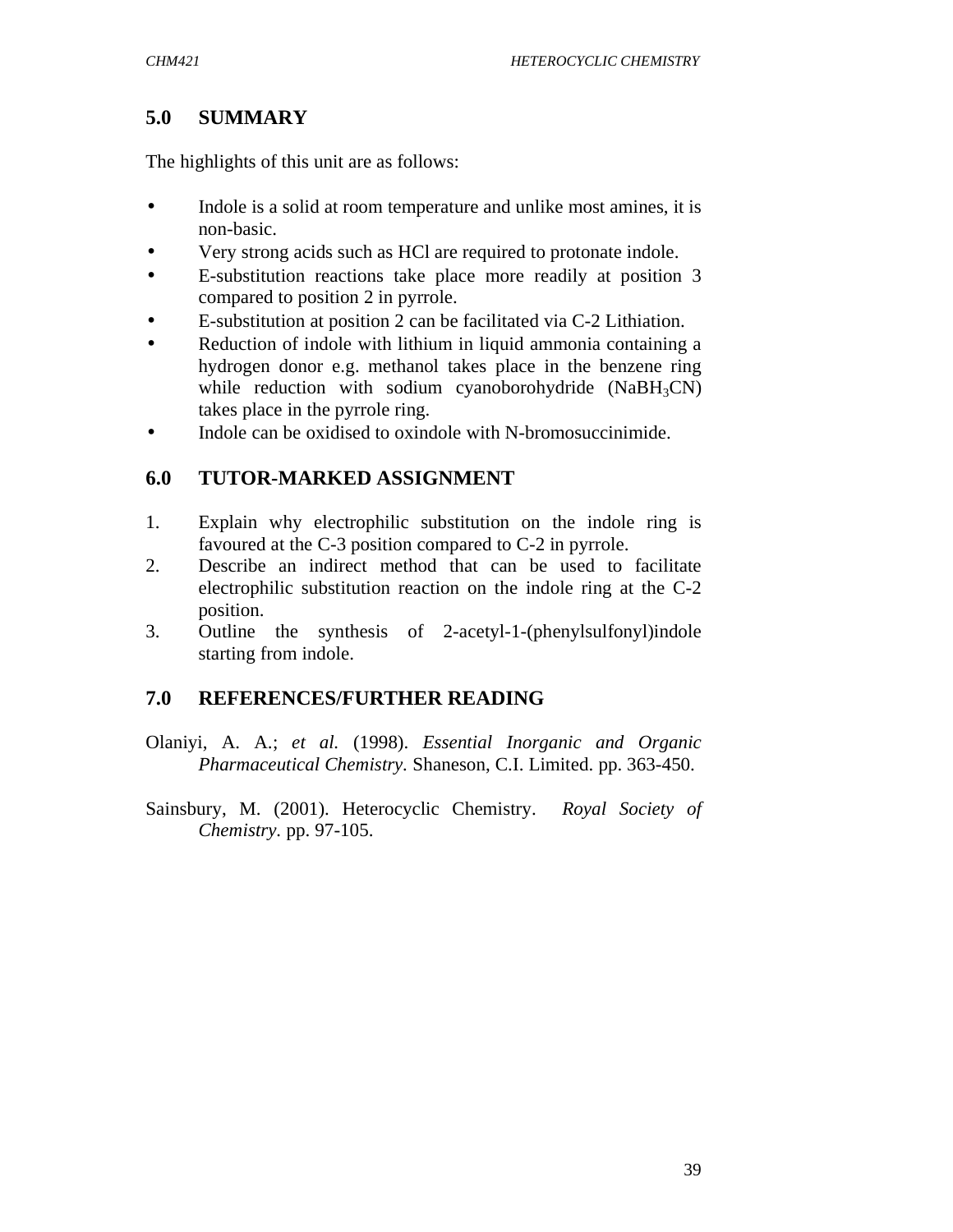## 5.0 SUMMARY

The highlights of this unit are as follows:

- Indole is a solid at room temperature and unlike most amines, it is non-basic.
- Very strong acids such as HCl are required to protonate indole.
- E-substitution reactions take place more readily at position 3 compared to position 2 in pyrrole.
- E-substitution at position 2 can be facilitated via C-2 Lithiation.
- Reduction of indole with lithium in liquid ammonia containing a hydrogen donor e.g. methanol takes place in the benzene ring while reduction with sodium cyanoborohydride ($NaBH_3CN$) takes place in the pyrrole ring.
- Indole can be oxidised to oxindole with N-bromosuccinimide.

## 6.0 TUTOR-MARKED ASSIGNMENT

1. Explain why electrophilic substitution on the indole ring is favoured at the C-3 position compared to C-2 in pyrrole.
2. Describe an indirect method that can be used to facilitate electrophilic substitution reaction on the indole ring at the C-2 position.
3. Outline the synthesis of 2-acetyl-1-(phenylsulfonyl)indole starting from indole.

## 7.0 REFERENCES/FURTHER READING

Olaniyi, A. A.; *et al.* (1998). *Essential Inorganic and Organic Pharmaceutical Chemistry.* Shaneson, C.I. Limited. pp. 363-450.

Sainsbury, M. (2001). Heterocyclic Chemistry. *Royal Society of Chemistry.* pp. 97-105.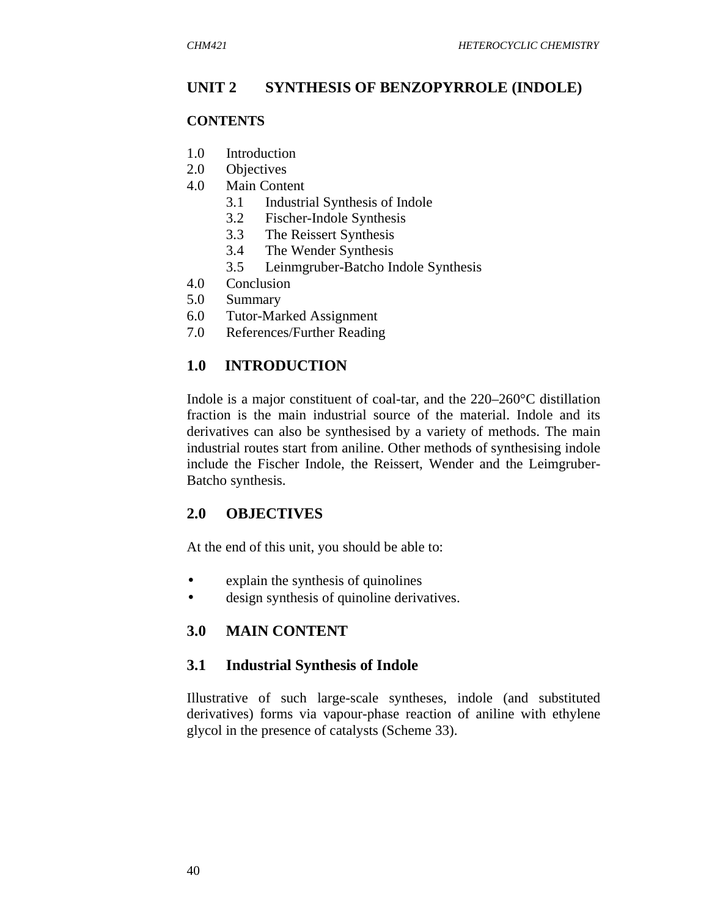## UNIT 2 SYNTHESIS OF BENZOPYRROLE (INDOLE)

### CONTENTS

1.0 Introduction
2.0 Objectives
4.0 Main Content
  3.1 Industrial Synthesis of Indole
  3.2 Fischer-Indole Synthesis
  3.3 The Reissert Synthesis
  3.4 The Wender Synthesis
  3.5 Leinmgruber-Batcho Indole Synthesis
4.0 Conclusion
5.0 Summary
6.0 Tutor-Marked Assignment
7.0 References/Further Reading

## 1.0 INTRODUCTION

Indole is a major constituent of coal-tar, and the 220–260°C distillation fraction is the main industrial source of the material. Indole and its derivatives can also be synthesised by a variety of methods. The main industrial routes start from aniline. Other methods of synthesising indole include the Fischer Indole, the Reissert, Wender and the Leimgruber-Batcho synthesis.

## 2.0 OBJECTIVES

At the end of this unit, you should be able to:

- explain the synthesis of quinolines
- design synthesis of quinoline derivatives.

## 3.0 MAIN CONTENT

### 3.1 Industrial Synthesis of Indole

Illustrative of such large-scale syntheses, indole (and substituted derivatives) forms via vapour-phase reaction of aniline with ethylene glycol in the presence of catalysts (Scheme 33).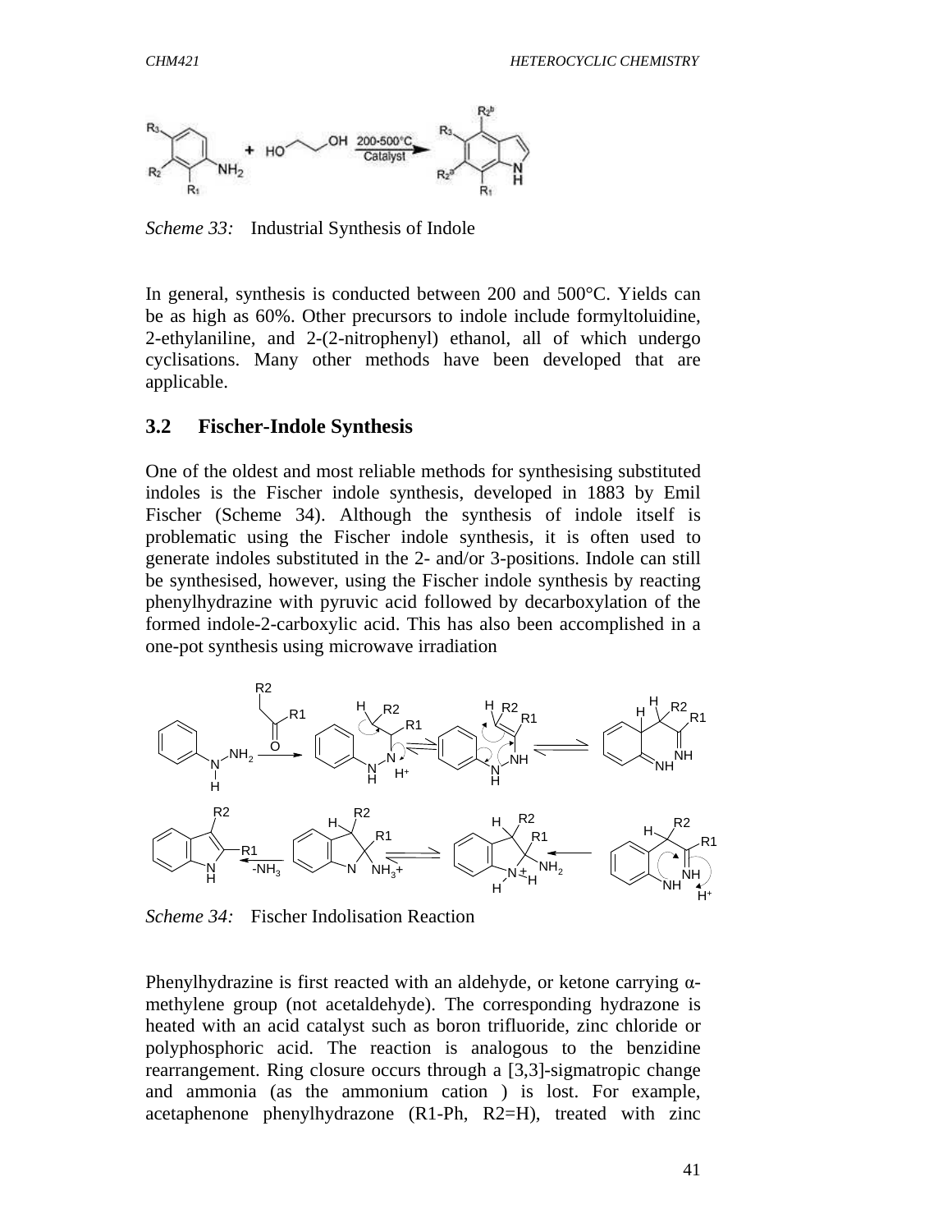*Scheme 33:* Industrial Synthesis of Indole

In general, synthesis is conducted between 200 and 500°C. Yields can be as high as 60%. Other precursors to indole include formyltoluidine, 2-ethylaniline, and 2-(2-nitrophenyl) ethanol, all of which undergo cyclisations. Many other methods have been developed that are applicable.

### 3.2 Fischer-Indole Synthesis

One of the oldest and most reliable methods for synthesising substituted indoles is the Fischer indole synthesis, developed in 1883 by Emil Fischer (Scheme 34). Although the synthesis of indole itself is problematic using the Fischer indole synthesis, it is often used to generate indoles substituted in the 2- and/or 3-positions. Indole can still be synthesised, however, using the Fischer indole synthesis by reacting phenylhydrazine with pyruvic acid followed by decarboxylation of the formed indole-2-carboxylic acid. This has also been accomplished in a one-pot synthesis using microwave irradiation

*Scheme 34:* Fischer Indolisation Reaction

Phenylhydrazine is first reacted with an aldehyde, or ketone carrying α-methylene group (not acetaldehyde). The corresponding hydrazone is heated with an acid catalyst such as boron trifluoride, zinc chloride or polyphosphoric acid. The reaction is analogous to the benzidine rearrangement. Ring closure occurs through a [3,3]-sigmatropic change and ammonia (as the ammonium cation ) is lost. For example, acetaphenone phenylhydrazone (R1-Ph, R2=H), treated with zinc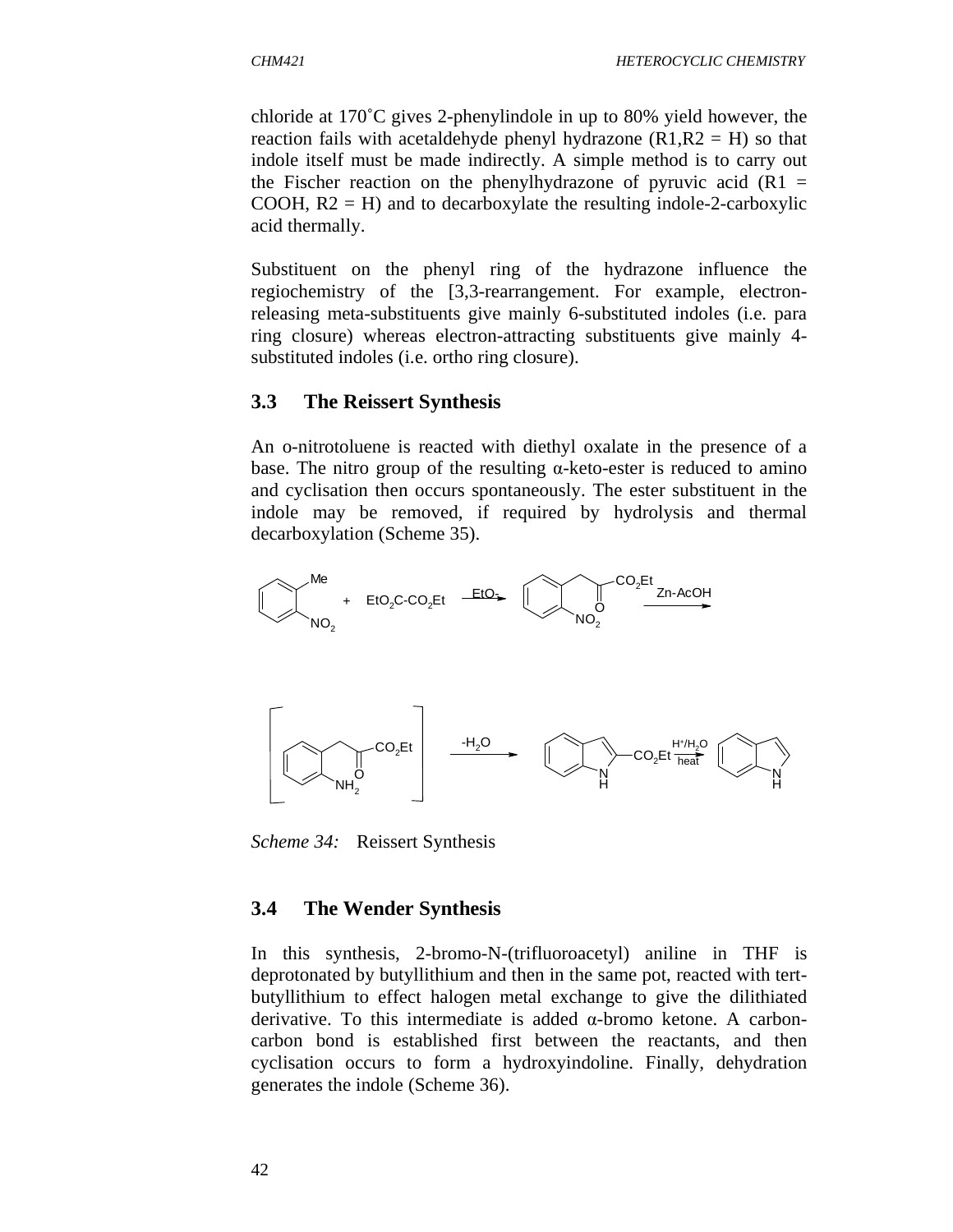chloride at 170˚C gives 2-phenylindole in up to 80% yield however, the reaction fails with acetaldehyde phenyl hydrazone (R1,R2 = H) so that indole itself must be made indirectly. A simple method is to carry out the Fischer reaction on the phenylhydrazone of pyruvic acid (R1 = COOH, R2 = H) and to decarboxylate the resulting indole-2-carboxylic acid thermally.

Substituent on the phenyl ring of the hydrazone influence the regiochemistry of the [3,3-rearrangement. For example, electron-releasing meta-substituents give mainly 6-substituted indoles (i.e. para ring closure) whereas electron-attracting substituents give mainly 4-substituted indoles (i.e. ortho ring closure).

### 3.3 The Reissert Synthesis

An o-nitrotoluene is reacted with diethyl oxalate in the presence of a base. The nitro group of the resulting α-keto-ester is reduced to amino and cyclisation then occurs spontaneously. The ester substituent in the indole may be removed, if required by hydrolysis and thermal decarboxylation (Scheme 35).

*Scheme 34:* Reissert Synthesis

### 3.4 The Wender Synthesis

In this synthesis, 2-bromo-N-(trifluoroacetyl) aniline in THF is deprotonated by butyllithium and then in the same pot, reacted with tert-butyllithium to effect halogen metal exchange to give the dilithiated derivative. To this intermediate is added α-bromo ketone. A carbon-carbon bond is established first between the reactants, and then cyclisation occurs to form a hydroxyindoline. Finally, dehydration generates the indole (Scheme 36).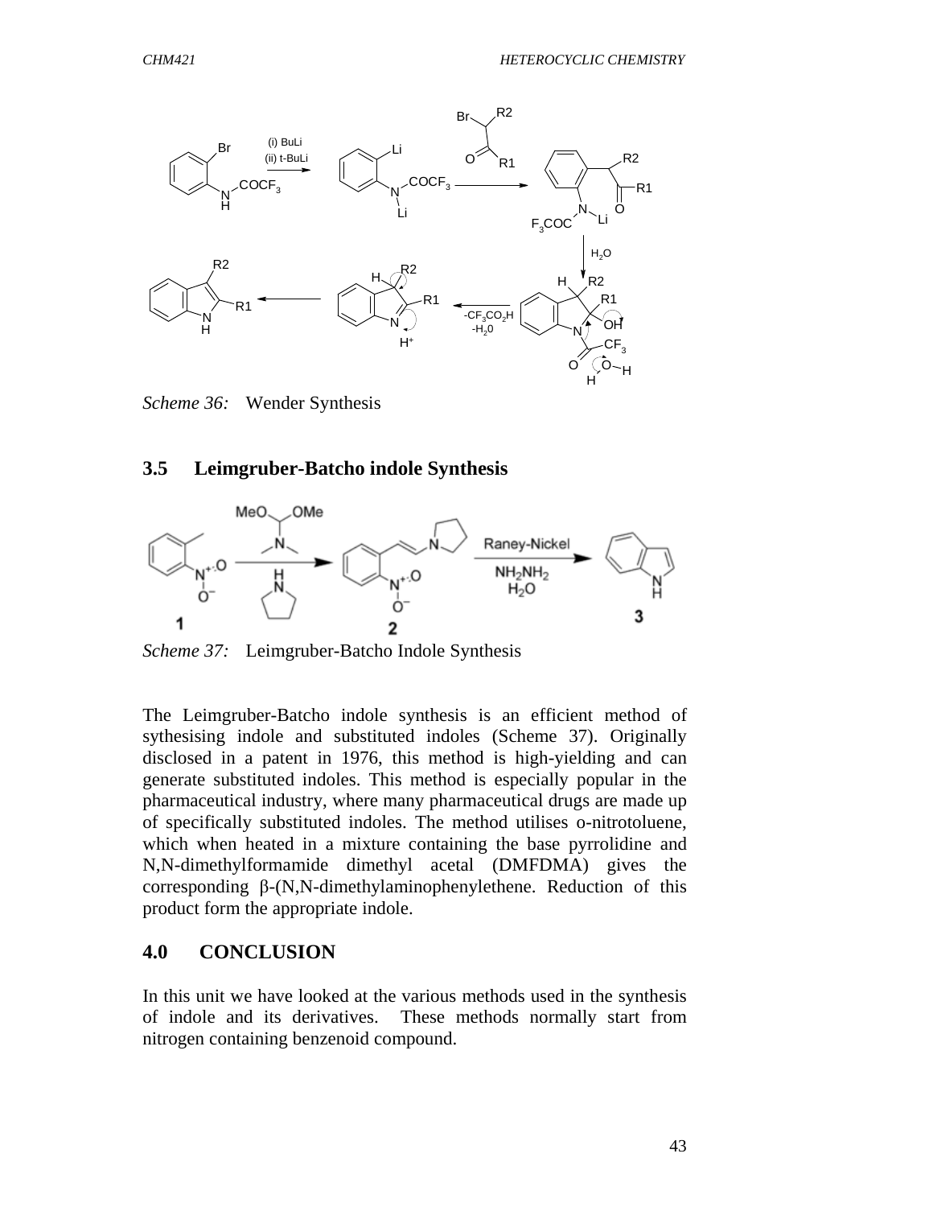Scheme 36: Wender Synthesis

## 3.5 Leimgruber-Batcho indole Synthesis

Scheme 37: Leimgruber-Batcho Indole Synthesis

The Leimgruber-Batcho indole synthesis is an efficient method of sythesising indole and substituted indoles (Scheme 37). Originally disclosed in a patent in 1976, this method is high-yielding and can generate substituted indoles. This method is especially popular in the pharmaceutical industry, where many pharmaceutical drugs are made up of specifically substituted indoles. The method utilises o-nitrotoluene, which when heated in a mixture containing the base pyrrolidine and N,N-dimethylformamide dimethyl acetal (DMFDMA) gives the corresponding β-(N,N-dimethylaminophenylethene. Reduction of this product form the appropriate indole.

## 4.0 CONCLUSION

In this unit we have looked at the various methods used in the synthesis of indole and its derivatives. These methods normally start from nitrogen containing benzenoid compound.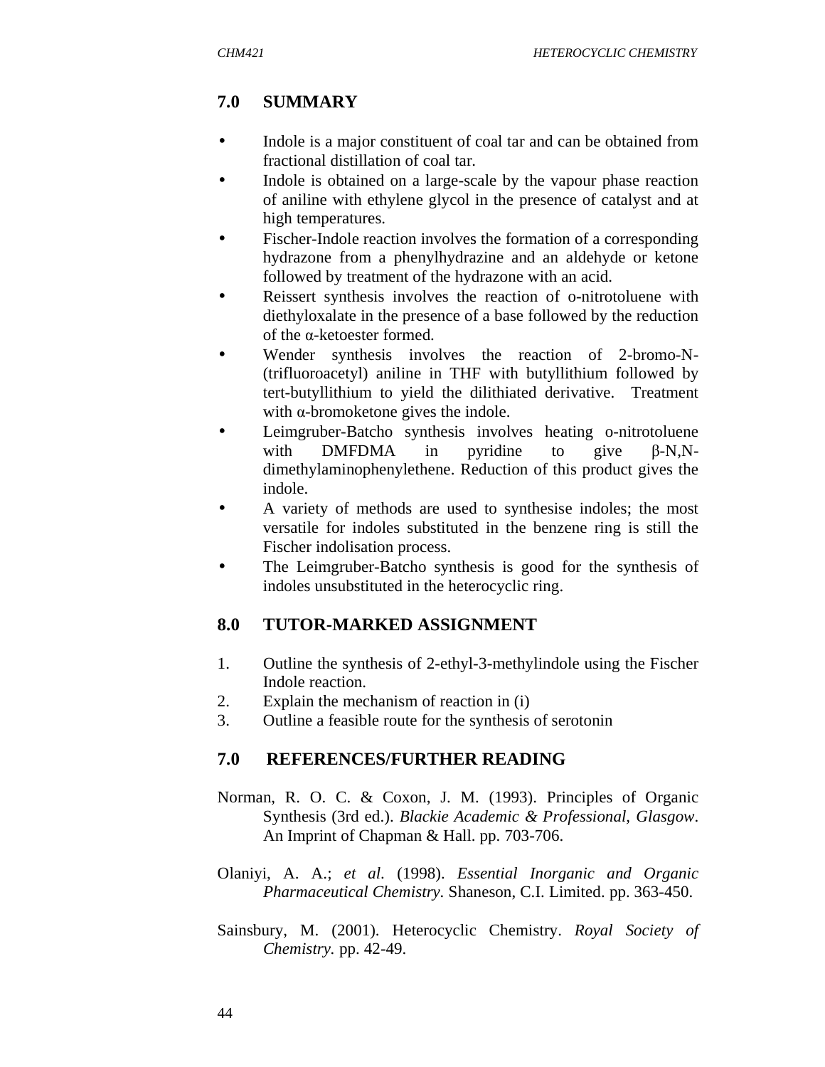## 7.0 SUMMARY

- Indole is a major constituent of coal tar and can be obtained from fractional distillation of coal tar.
- Indole is obtained on a large-scale by the vapour phase reaction of aniline with ethylene glycol in the presence of catalyst and at high temperatures.
- Fischer-Indole reaction involves the formation of a corresponding hydrazone from a phenylhydrazine and an aldehyde or ketone followed by treatment of the hydrazone with an acid.
- Reissert synthesis involves the reaction of o-nitrotoluene with diethyloxalate in the presence of a base followed by the reduction of the α-ketoester formed.
- Wender synthesis involves the reaction of 2-bromo-N-(trifluoroacetyl) aniline in THF with butyllithium followed by tert-butyllithium to yield the dilithiated derivative. Treatment with α-bromoketone gives the indole.
- Leimgruber-Batcho synthesis involves heating o-nitrotoluene with DMFDMA in pyridine to give β-N,N-dimethylaminophenylethene. Reduction of this product gives the indole.
- A variety of methods are used to synthesise indoles; the most versatile for indoles substituted in the benzene ring is still the Fischer indolisation process.
- The Leimgruber-Batcho synthesis is good for the synthesis of indoles unsubstituted in the heterocyclic ring.

## 8.0 TUTOR-MARKED ASSIGNMENT

1. Outline the synthesis of 2-ethyl-3-methylindole using the Fischer Indole reaction.
2. Explain the mechanism of reaction in (i)
3. Outline a feasible route for the synthesis of serotonin

## 7.0 REFERENCES/FURTHER READING

Norman, R. O. C. & Coxon, J. M. (1993). Principles of Organic Synthesis (3rd ed.). *Blackie Academic & Professional, Glasgow*. An Imprint of Chapman & Hall. pp. 703-706.

Olaniyi, A. A.; *et al*. (1998). *Essential Inorganic and Organic Pharmaceutical Chemistry*. Shaneson, C.I. Limited. pp. 363-450.

Sainsbury, M. (2001). Heterocyclic Chemistry. *Royal Society of Chemistry*. pp. 42-49.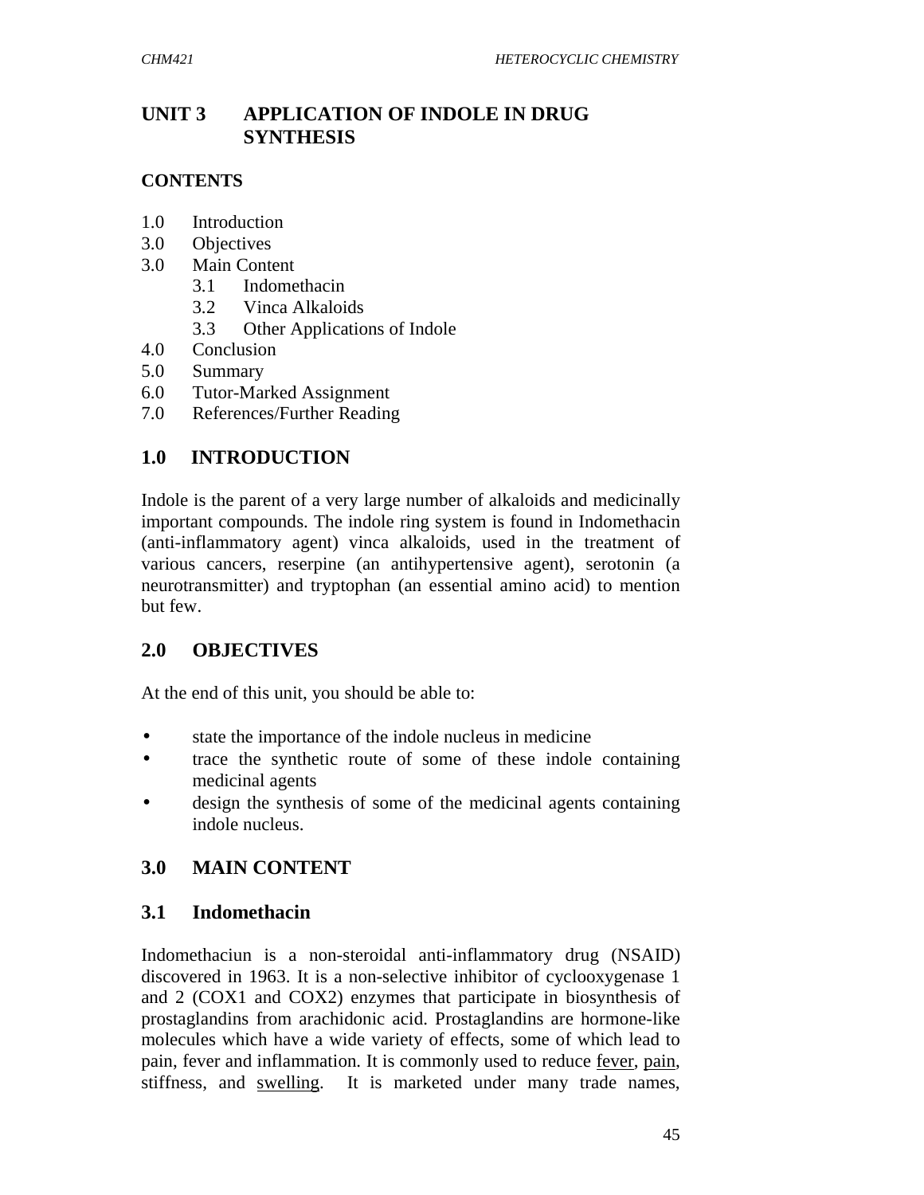## UNIT 3 APPLICATION OF INDOLE IN DRUG SYNTHESIS

**CONTENTS**

1.0 Introduction
3.0 Objectives
3.0 Main Content
 3.1 Indomethacin
 3.2 Vinca Alkaloids
 3.3 Other Applications of Indole
4.0 Conclusion
5.0 Summary
6.0 Tutor-Marked Assignment
7.0 References/Further Reading

## 1.0 INTRODUCTION

Indole is the parent of a very large number of alkaloids and medicinally important compounds. The indole ring system is found in Indomethacin (anti-inflammatory agent) vinca alkaloids, used in the treatment of various cancers, reserpine (an antihypertensive agent), serotonin (a neurotransmitter) and tryptophan (an essential amino acid) to mention but few.

## 2.0 OBJECTIVES

At the end of this unit, you should be able to:

- state the importance of the indole nucleus in medicine
- trace the synthetic route of some of these indole containing medicinal agents
- design the synthesis of some of the medicinal agents containing indole nucleus.

## 3.0 MAIN CONTENT

### 3.1 Indomethacin

Indomethaciun is a non-steroidal anti-inflammatory drug (NSAID) discovered in 1963. It is a non-selective inhibitor of cyclooxygenase 1 and 2 (COX1 and COX2) enzymes that participate in biosynthesis of prostaglandins from arachidonic acid. Prostaglandins are hormone-like molecules which have a wide variety of effects, some of which lead to pain, fever and inflammation. It is commonly used to reduce fever, pain, stiffness, and swelling. It is marketed under many trade names,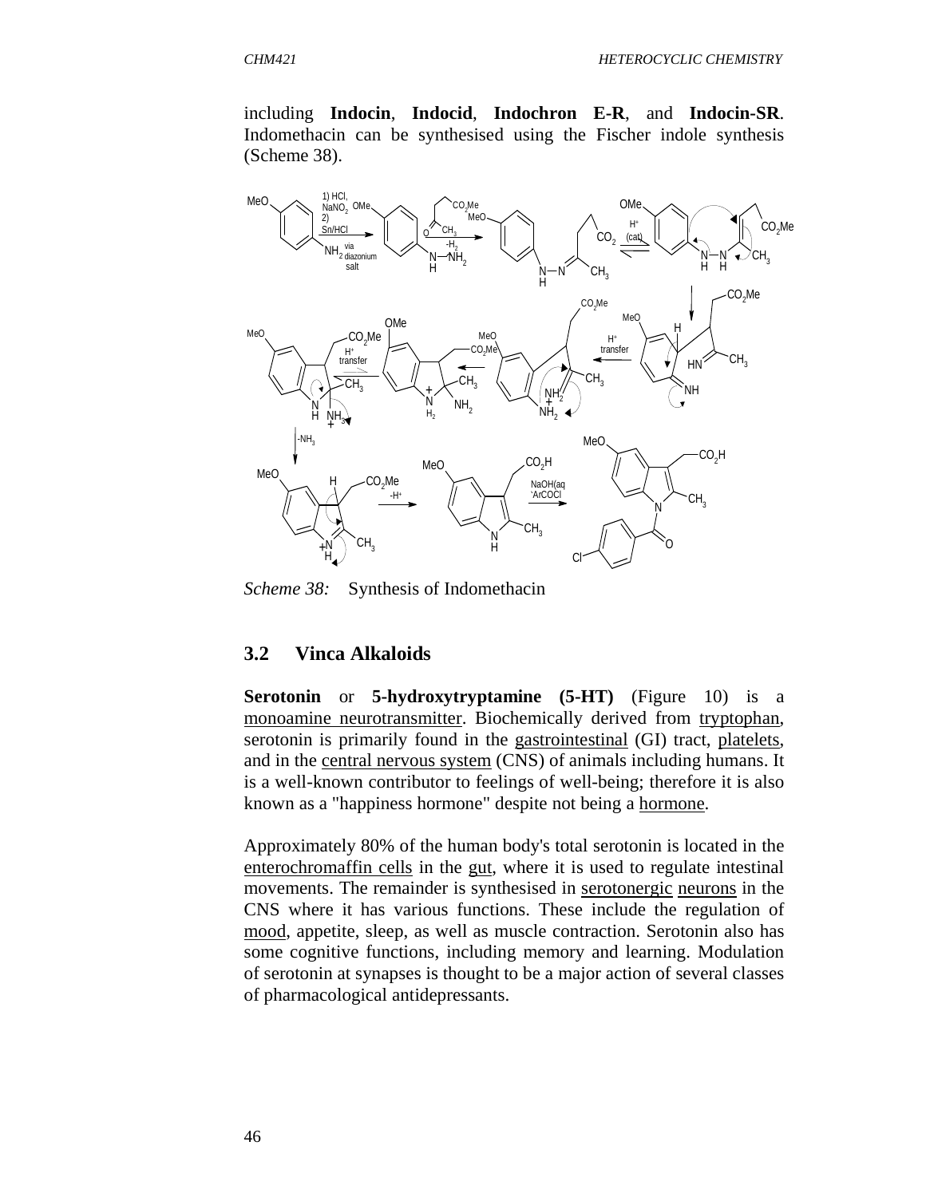including **Indocin**, **Indocid**, **Indochron E-R**, and **Indocin-SR**. Indomethacin can be synthesised using the Fischer indole synthesis (Scheme 38).

*Scheme 38:* Synthesis of Indomethacin

## 3.2 Vinca Alkaloids

**Serotonin** or **5-hydroxytryptamine (5-HT)** (Figure 10) is a monoamine neurotransmitter. Biochemically derived from tryptophan, serotonin is primarily found in the gastrointestinal (GI) tract, platelets, and in the central nervous system (CNS) of animals including humans. It is a well-known contributor to feelings of well-being; therefore it is also known as a "happiness hormone" despite not being a hormone.

Approximately 80% of the human body's total serotonin is located in the enterochromaffin cells in the gut, where it is used to regulate intestinal movements. The remainder is synthesised in serotonergic neurons in the CNS where it has various functions. These include the regulation of mood, appetite, sleep, as well as muscle contraction. Serotonin also has some cognitive functions, including memory and learning. Modulation of serotonin at synapses is thought to be a major action of several classes of pharmacological antidepressants.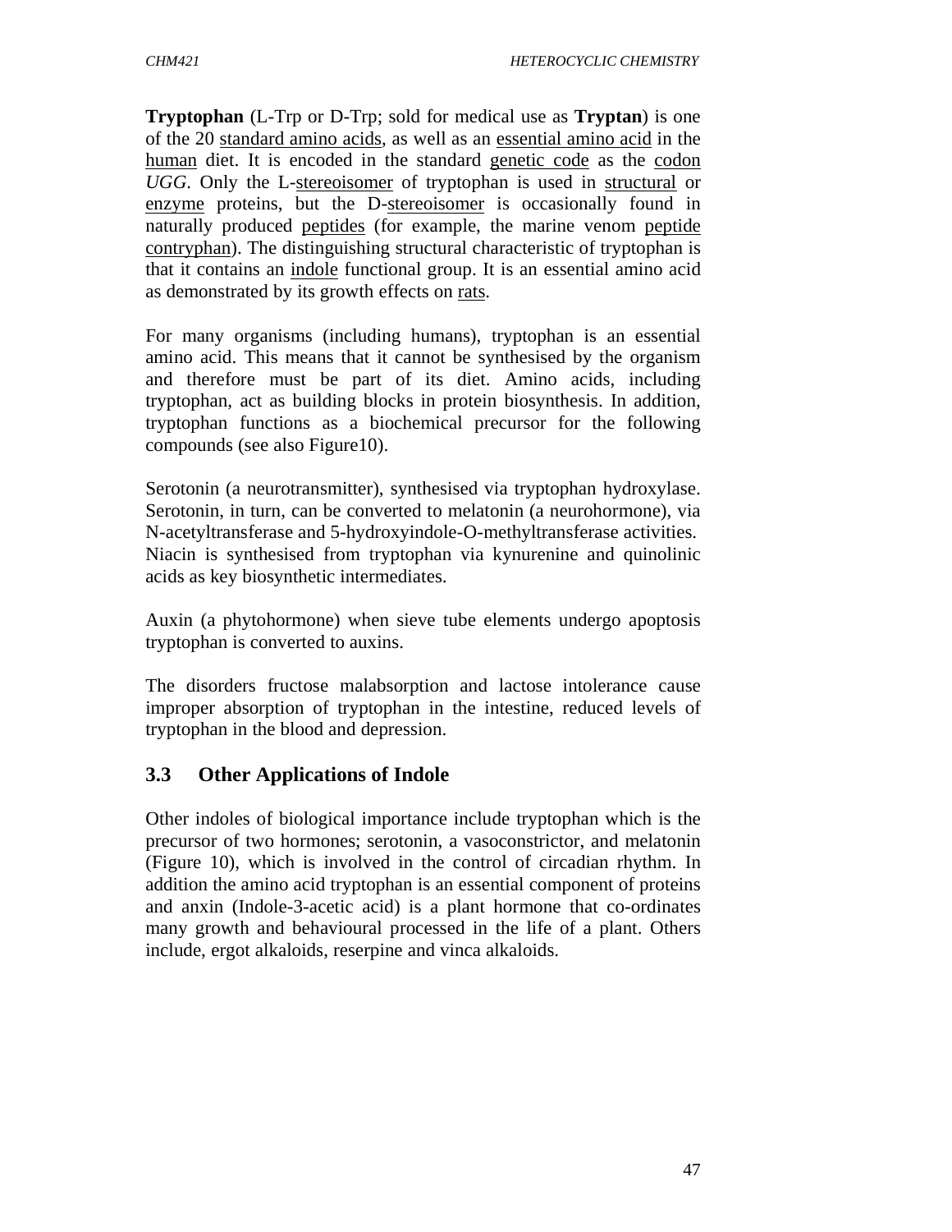**Tryptophan** (L-Trp or D-Trp; sold for medical use as **Tryptan**) is one of the 20 standard amino acids, as well as an essential amino acid in the human diet. It is encoded in the standard genetic code as the codon *UGG*. Only the L-stereoisomer of tryptophan is used in structural or enzyme proteins, but the D-stereoisomer is occasionally found in naturally produced peptides (for example, the marine venom peptide contryphan). The distinguishing structural characteristic of tryptophan is that it contains an indole functional group. It is an essential amino acid as demonstrated by its growth effects on rats.

For many organisms (including humans), tryptophan is an essential amino acid. This means that it cannot be synthesised by the organism and therefore must be part of its diet. Amino acids, including tryptophan, act as building blocks in protein biosynthesis. In addition, tryptophan functions as a biochemical precursor for the following compounds (see also Figure10).

Serotonin (a neurotransmitter), synthesised via tryptophan hydroxylase. Serotonin, in turn, can be converted to melatonin (a neurohormone), via N-acetyltransferase and 5-hydroxyindole-O-methyltransferase activities. Niacin is synthesised from tryptophan via kynurenine and quinolinic acids as key biosynthetic intermediates.

Auxin (a phytohormone) when sieve tube elements undergo apoptosis tryptophan is converted to auxins.

The disorders fructose malabsorption and lactose intolerance cause improper absorption of tryptophan in the intestine, reduced levels of tryptophan in the blood and depression.

## 3.3 Other Applications of Indole

Other indoles of biological importance include tryptophan which is the precursor of two hormones; serotonin, a vasoconstrictor, and melatonin (Figure 10), which is involved in the control of circadian rhythm. In addition the amino acid tryptophan is an essential component of proteins and anxin (Indole-3-acetic acid) is a plant hormone that co-ordinates many growth and behavioural processed in the life of a plant. Others include, ergot alkaloids, reserpine and vinca alkaloids.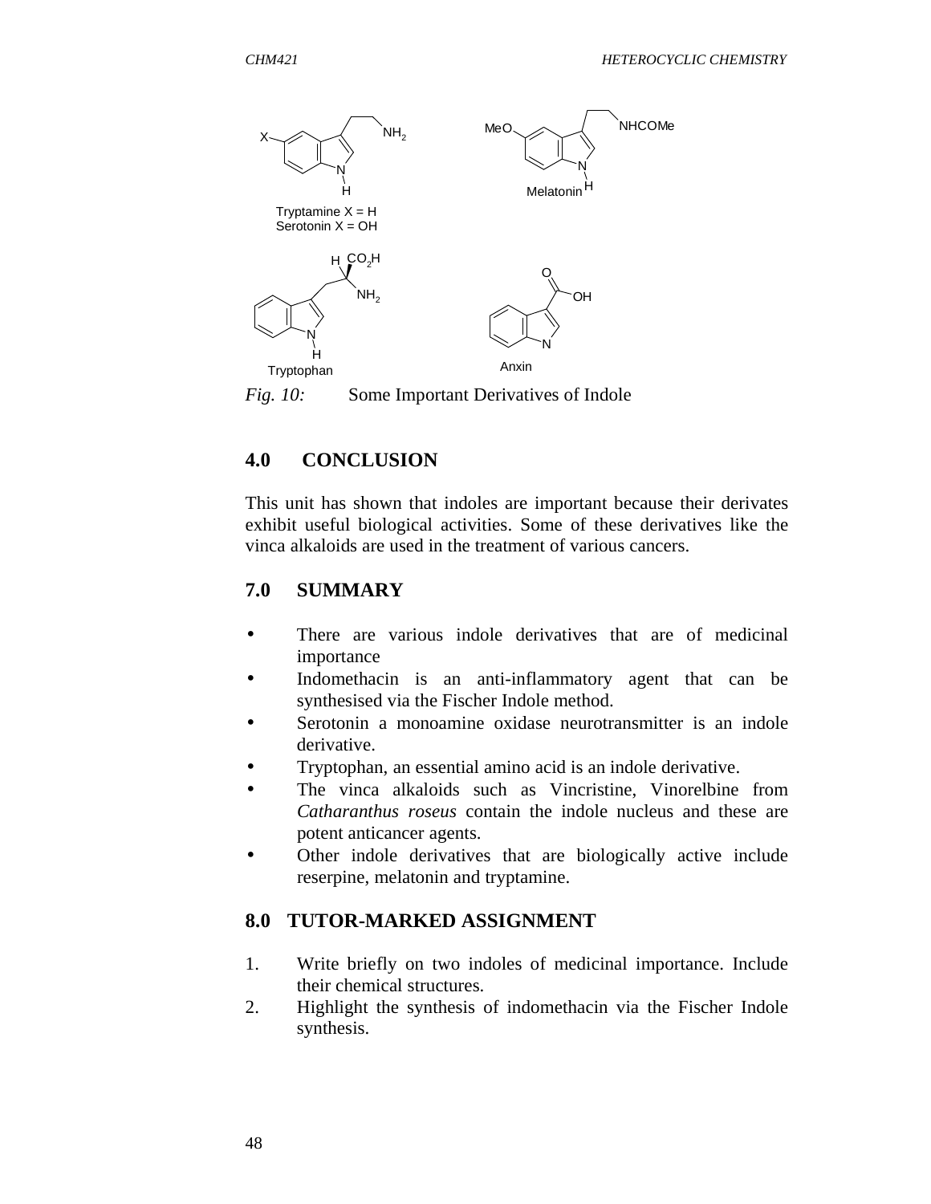Tryptamine X = H
Serotonin X = OH

Melatonin

Tryptophan

Anxin

*Fig. 10:* Some Important Derivatives of Indole

## 4.0 CONCLUSION

This unit has shown that indoles are important because their derivates exhibit useful biological activities. Some of these derivatives like the vinca alkaloids are used in the treatment of various cancers.

## 7.0 SUMMARY

- There are various indole derivatives that are of medicinal importance
- Indomethacin is an anti-inflammatory agent that can be synthesised via the Fischer Indole method.
- Serotonin a monoamine oxidase neurotransmitter is an indole derivative.
- Tryptophan, an essential amino acid is an indole derivative.
- The vinca alkaloids such as Vincristine, Vinorelbine from *Catharanthus roseus* contain the indole nucleus and these are potent anticancer agents.
- Other indole derivatives that are biologically active include reserpine, melatonin and tryptamine.

## 8.0 TUTOR-MARKED ASSIGNMENT

1. Write briefly on two indoles of medicinal importance. Include their chemical structures.
2. Highlight the synthesis of indomethacin via the Fischer Indole synthesis.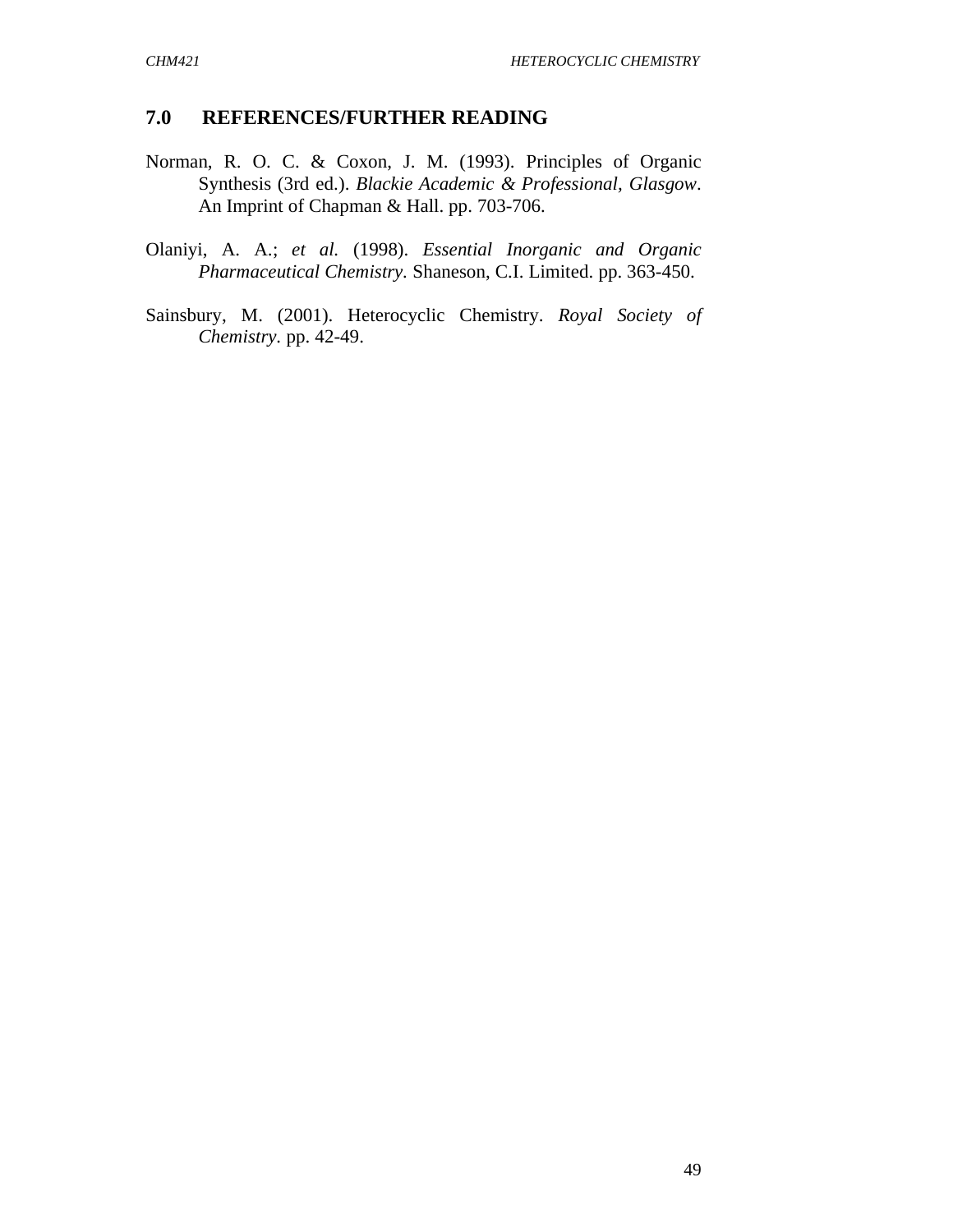## 7.0 REFERENCES/FURTHER READING

Norman, R. O. C. & Coxon, J. M. (1993). Principles of Organic Synthesis (3rd ed.). *Blackie Academic & Professional, Glasgow*. An Imprint of Chapman & Hall. pp. 703-706.

Olaniyi, A. A.; *et al.* (1998). *Essential Inorganic and Organic Pharmaceutical Chemistry*. Shaneson, C.I. Limited. pp. 363-450.

Sainsbury, M. (2001). Heterocyclic Chemistry. *Royal Society of Chemistry*. pp. 42-49.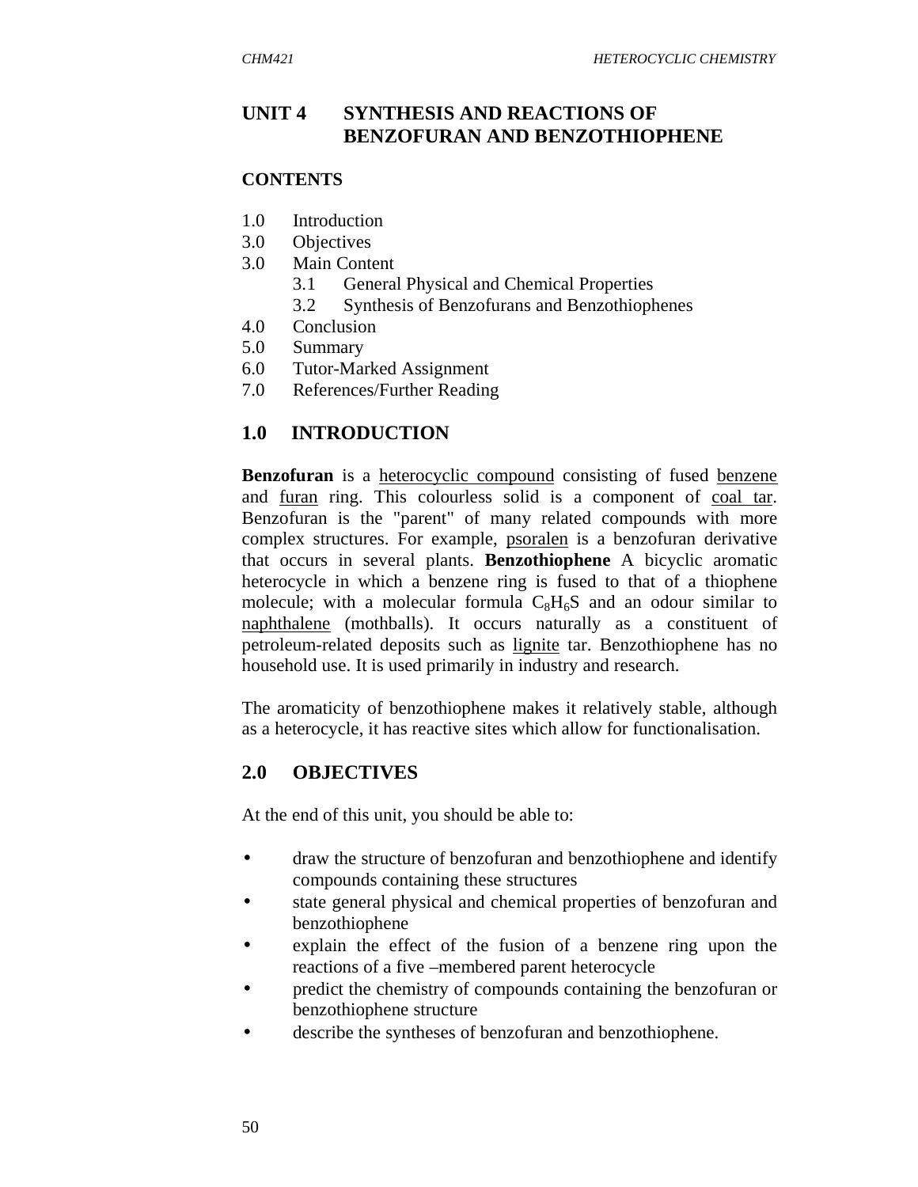# UNIT 4 SYNTHESIS AND REACTIONS OF BENZOFURAN AND BENZOTHIOPHENE

**CONTENTS**

1.0 Introduction
3.0 Objectives
3.0 Main Content
  3.1 General Physical and Chemical Properties
  3.2 Synthesis of Benzofurans and Benzothiophenes
4.0 Conclusion
5.0 Summary
6.0 Tutor-Marked Assignment
7.0 References/Further Reading

## 1.0 INTRODUCTION

**Benzofuran** is a heterocyclic compound consisting of fused benzene and furan ring. This colourless solid is a component of coal tar. Benzofuran is the "parent" of many related compounds with more complex structures. For example, psoralen is a benzofuran derivative that occurs in several plants. **Benzothiophene** A bicyclic aromatic heterocycle in which a benzene ring is fused to that of a thiophene molecule; with a molecular formula $C_8H_6S$ and an odour similar to naphthalene (mothballs). It occurs naturally as a constituent of petroleum-related deposits such as lignite tar. Benzothiophene has no household use. It is used primarily in industry and research.

The aromaticity of benzothiophene makes it relatively stable, although as a heterocycle, it has reactive sites which allow for functionalisation.

## 2.0 OBJECTIVES

At the end of this unit, you should be able to:

- draw the structure of benzofuran and benzothiophene and identify compounds containing these structures
- state general physical and chemical properties of benzofuran and benzothiophene
- explain the effect of the fusion of a benzene ring upon the reactions of a five –membered parent heterocycle
- predict the chemistry of compounds containing the benzofuran or benzothiophene structure
- describe the syntheses of benzofuran and benzothiophene.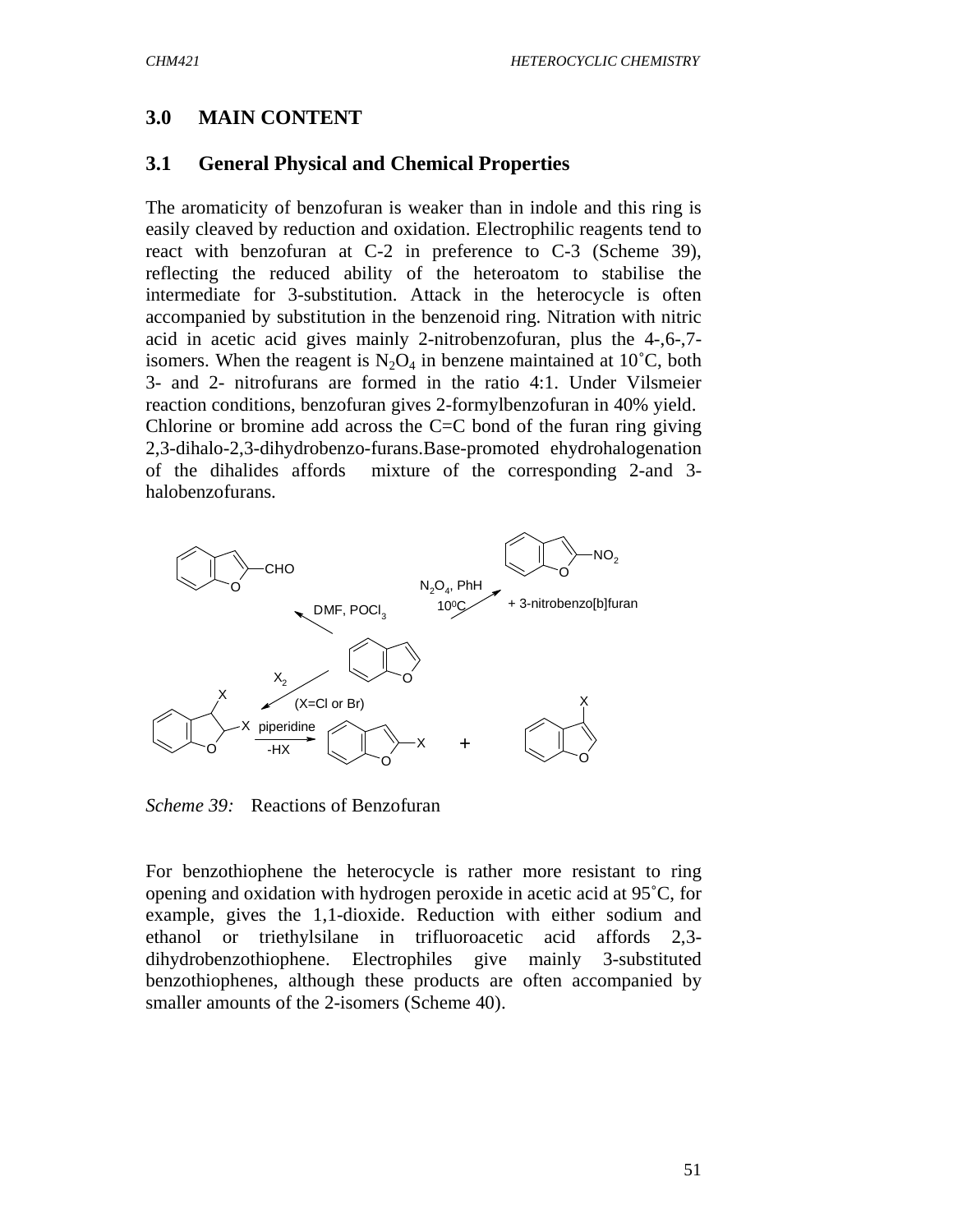## 3.0 MAIN CONTENT

### 3.1 General Physical and Chemical Properties

The aromaticity of benzofuran is weaker than in indole and this ring is easily cleaved by reduction and oxidation. Electrophilic reagents tend to react with benzofuran at C-2 in preference to C-3 (Scheme 39), reflecting the reduced ability of the heteroatom to stabilise the intermediate for 3-substitution. Attack in the heterocycle is often accompanied by substitution in the benzenoid ring. Nitration with nitric acid in acetic acid gives mainly 2-nitrobenzofuran, plus the 4-,6-,7-isomers. When the reagent is $N_2O_4$ in benzene maintained at 10˚C, both 3- and 2- nitrofurans are formed in the ratio 4:1. Under Vilsmeier reaction conditions, benzofuran gives 2-formylbenzofuran in 40% yield. Chlorine or bromine add across the C=C bond of the furan ring giving 2,3-dihalo-2,3-dihydrobenzo-furans.Base-promoted ehydrohalogenation of the dihalides affords mixture of the corresponding 2-and 3-halobenzofurans.

DMF, $POCl_3$ → 2-CHO benzofuran; $N_2O_4$, PhH, $10^0C$ → 2-$NO_2$ benzofuran + 3-nitrobenzo[b]furan; $X_2$ (X=Cl or Br) → 2,3-dihalo-2,3-dihydrobenzofuran; piperidine, -HX → 2-X benzofuran + 3-X benzofuran

*Scheme 39:* Reactions of Benzofuran

For benzothiophene the heterocycle is rather more resistant to ring opening and oxidation with hydrogen peroxide in acetic acid at 95˚C, for example, gives the 1,1-dioxide. Reduction with either sodium and ethanol or triethylsilane in trifluoroacetic acid affords 2,3-dihydrobenzothiophene. Electrophiles give mainly 3-substituted benzothiophenes, although these products are often accompanied by smaller amounts of the 2-isomers (Scheme 40).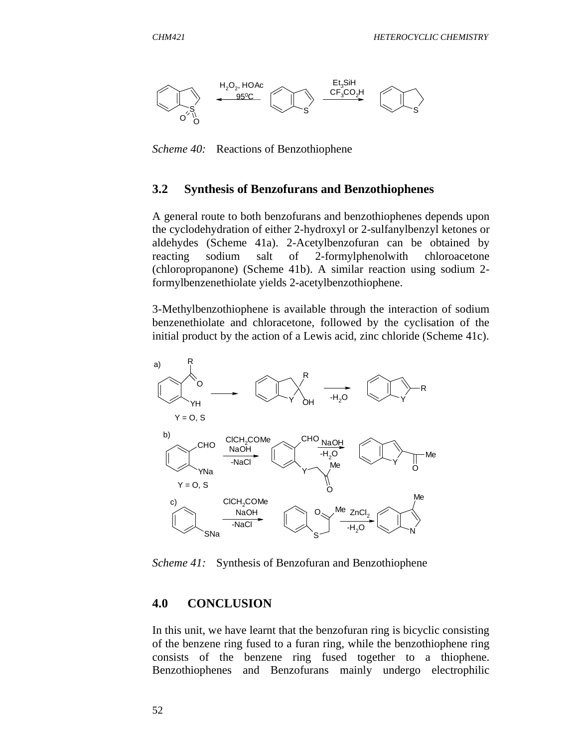*Scheme 40:* Reactions of Benzothiophene

## 3.2 Synthesis of Benzofurans and Benzothiophenes

A general route to both benzofurans and benzothiophenes depends upon the cyclodehydration of either 2-hydroxyl or 2-sulfanylbenzyl ketones or aldehydes (Scheme 41a). 2-Acetylbenzofuran can be obtained by reacting sodium salt of 2-formylphenolwith chloroacetone (chloropropanone) (Scheme 41b). A similar reaction using sodium 2-formylbenzenethiolate yields 2-acetylbenzothiophene.

3-Methylbenzothiophene is available through the interaction of sodium benzenethiolate and chloracetone, followed by the cyclisation of the initial product by the action of a Lewis acid, zinc chloride (Scheme 41c).

*Scheme 41:* Synthesis of Benzofuran and Benzothiophene

## 4.0 CONCLUSION

In this unit, we have learnt that the benzofuran ring is bicyclic consisting of the benzene ring fused to a furan ring, while the benzothiophene ring consists of the benzene ring fused together to a thiophene. Benzothiophenes and Benzofurans mainly undergo electrophilic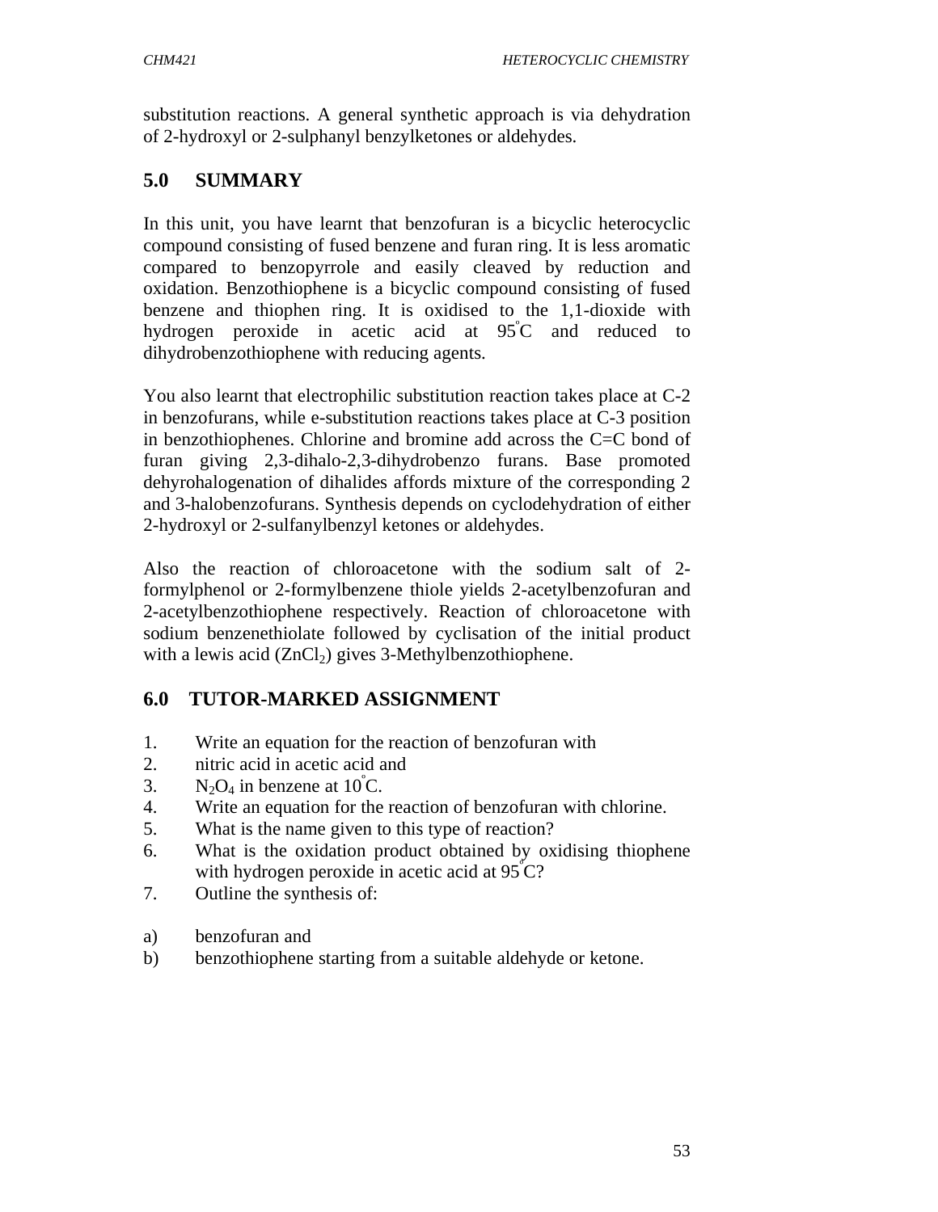substitution reactions. A general synthetic approach is via dehydration of 2-hydroxyl or 2-sulphanyl benzylketones or aldehydes.

## 5.0 SUMMARY

In this unit, you have learnt that benzofuran is a bicyclic heterocyclic compound consisting of fused benzene and furan ring. It is less aromatic compared to benzopyrrole and easily cleaved by reduction and oxidation. Benzothiophene is a bicyclic compound consisting of fused benzene and thiophen ring. It is oxidised to the 1,1-dioxide with hydrogen peroxide in acetic acid at 95°C and reduced to dihydrobenzothiophene with reducing agents.

You also learnt that electrophilic substitution reaction takes place at C-2 in benzofurans, while e-substitution reactions takes place at C-3 position in benzothiophenes. Chlorine and bromine add across the C=C bond of furan giving 2,3-dihalo-2,3-dihydrobenzo furans. Base promoted dehyrohalogenation of dihalides affords mixture of the corresponding 2 and 3-halobenzofurans. Synthesis depends on cyclodehydration of either 2-hydroxyl or 2-sulfanylbenzyl ketones or aldehydes.

Also the reaction of chloroacetone with the sodium salt of 2-formylphenol or 2-formylbenzene thiole yields 2-acetylbenzofuran and 2-acetylbenzothiophene respectively. Reaction of chloroacetone with sodium benzenethiolate followed by cyclisation of the initial product with a lewis acid ($ZnCl_2$) gives 3-Methylbenzothiophene.

## 6.0 TUTOR-MARKED ASSIGNMENT

1. Write an equation for the reaction of benzofuran with
2. nitric acid in acetic acid and
3. $N_2O_4$ in benzene at 10°C.
4. Write an equation for the reaction of benzofuran with chlorine.
5. What is the name given to this type of reaction?
6. What is the oxidation product obtained by oxidising thiophene with hydrogen peroxide in acetic acid at 95°C?
7. Outline the synthesis of:

a) benzofuran and
b) benzothiophene starting from a suitable aldehyde or ketone.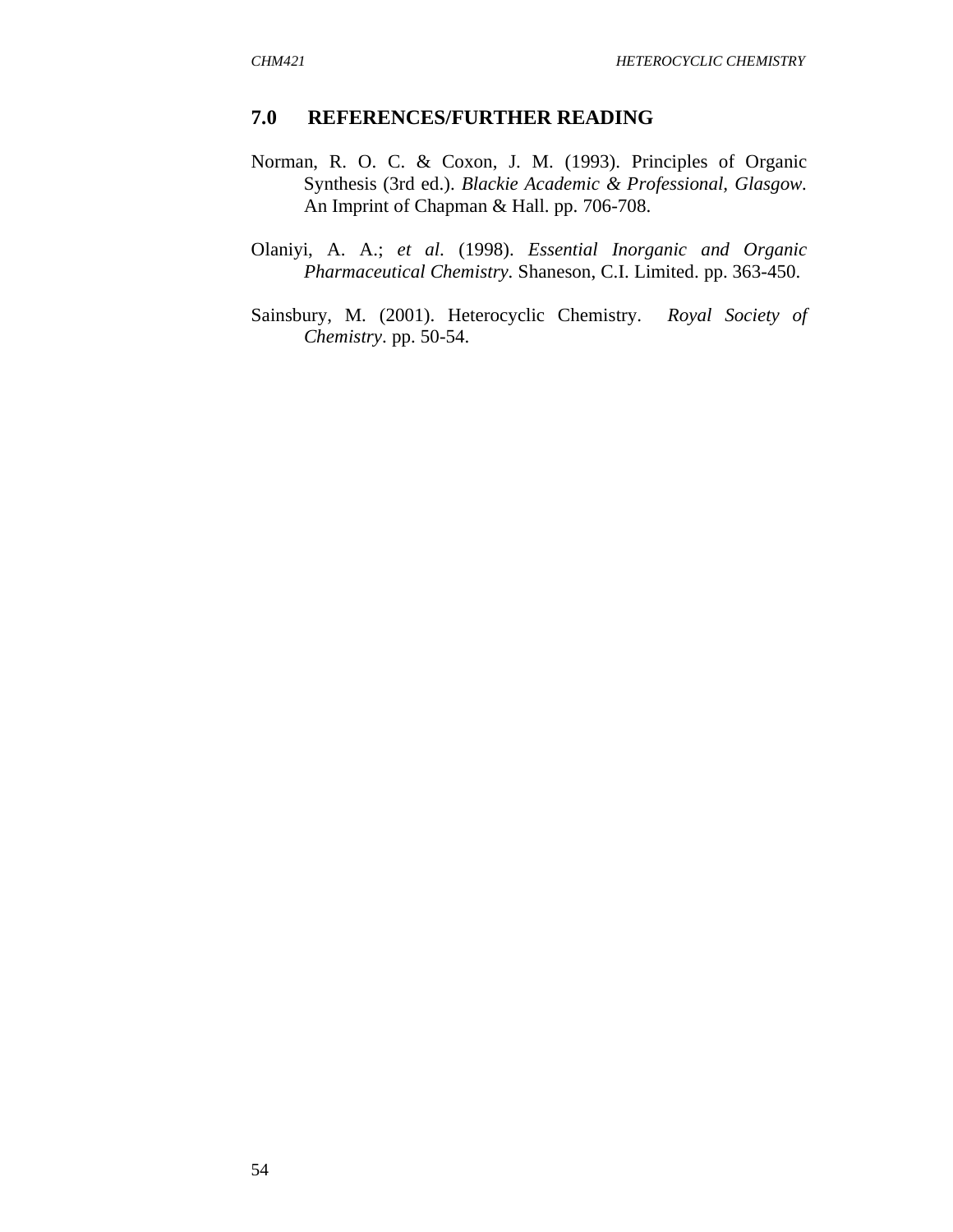## 7.0 REFERENCES/FURTHER READING

Norman, R. O. C. & Coxon, J. M. (1993). Principles of Organic Synthesis (3rd ed.). *Blackie Academic & Professional, Glasgow*. An Imprint of Chapman & Hall. pp. 706-708.

Olaniyi, A. A.; *et al*. (1998). *Essential Inorganic and Organic Pharmaceutical Chemistry*. Shaneson, C.I. Limited. pp. 363-450.

Sainsbury, M. (2001). Heterocyclic Chemistry. *Royal Society of Chemistry*. pp. 50-54.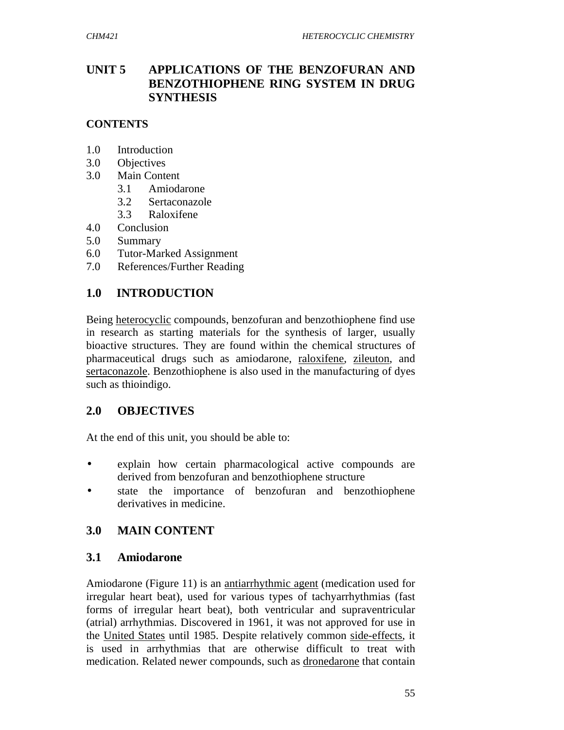# UNIT 5 APPLICATIONS OF THE BENZOFURAN AND BENZOTHIOPHENE RING SYSTEM IN DRUG SYNTHESIS

## CONTENTS

1.0 Introduction
3.0 Objectives
3.0 Main Content
 3.1 Amiodarone
 3.2 Sertaconazole
 3.3 Raloxifene
4.0 Conclusion
5.0 Summary
6.0 Tutor-Marked Assignment
7.0 References/Further Reading

## 1.0 INTRODUCTION

Being heterocyclic compounds, benzofuran and benzothiophene find use in research as starting materials for the synthesis of larger, usually bioactive structures. They are found within the chemical structures of pharmaceutical drugs such as amiodarone, raloxifene, zileuton, and sertaconazole. Benzothiophene is also used in the manufacturing of dyes such as thioindigo.

## 2.0 OBJECTIVES

At the end of this unit, you should be able to:

- explain how certain pharmacological active compounds are derived from benzofuran and benzothiophene structure
- state the importance of benzofuran and benzothiophene derivatives in medicine.

## 3.0 MAIN CONTENT

### 3.1 Amiodarone

Amiodarone (Figure 11) is an antiarrhythmic agent (medication used for irregular heart beat), used for various types of tachyarrhythmias (fast forms of irregular heart beat), both ventricular and supraventricular (atrial) arrhythmias. Discovered in 1961, it was not approved for use in the United States until 1985. Despite relatively common side-effects, it is used in arrhythmias that are otherwise difficult to treat with medication. Related newer compounds, such as dronedarone that contain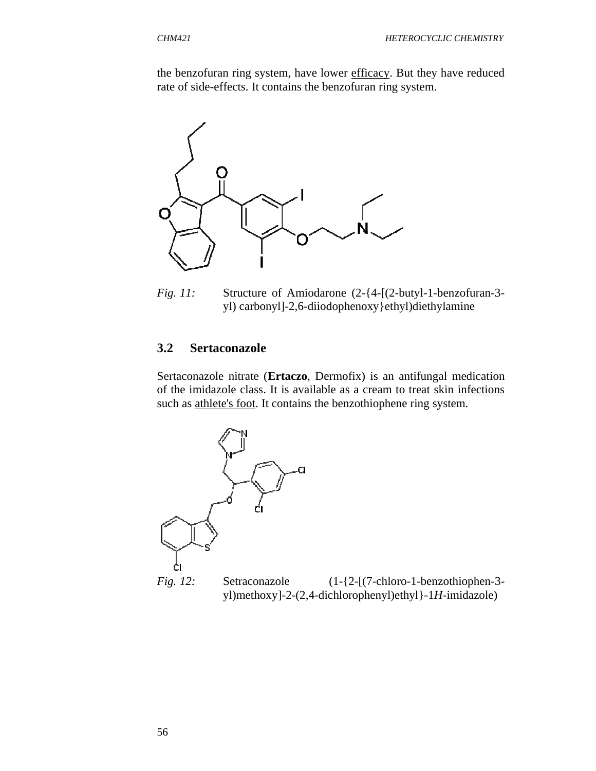the benzofuran ring system, have lower efficacy. But they have reduced rate of side-effects. It contains the benzofuran ring system.

*Fig. 11:* Structure of Amiodarone (2-{4-[(2-butyl-1-benzofuran-3-yl) carbonyl]-2,6-diiodophenoxy}ethyl)diethylamine

## 3.2 Sertaconazole

Sertaconazole nitrate (**Ertaczo**, Dermofix) is an antifungal medication of the imidazole class. It is available as a cream to treat skin infections such as athlete's foot. It contains the benzothiophene ring system.

*Fig. 12:* Setraconazole (1-{2-[(7-chloro-1-benzothiophen-3-yl)methoxy]-2-(2,4-dichlorophenyl)ethyl}-1*H*-imidazole)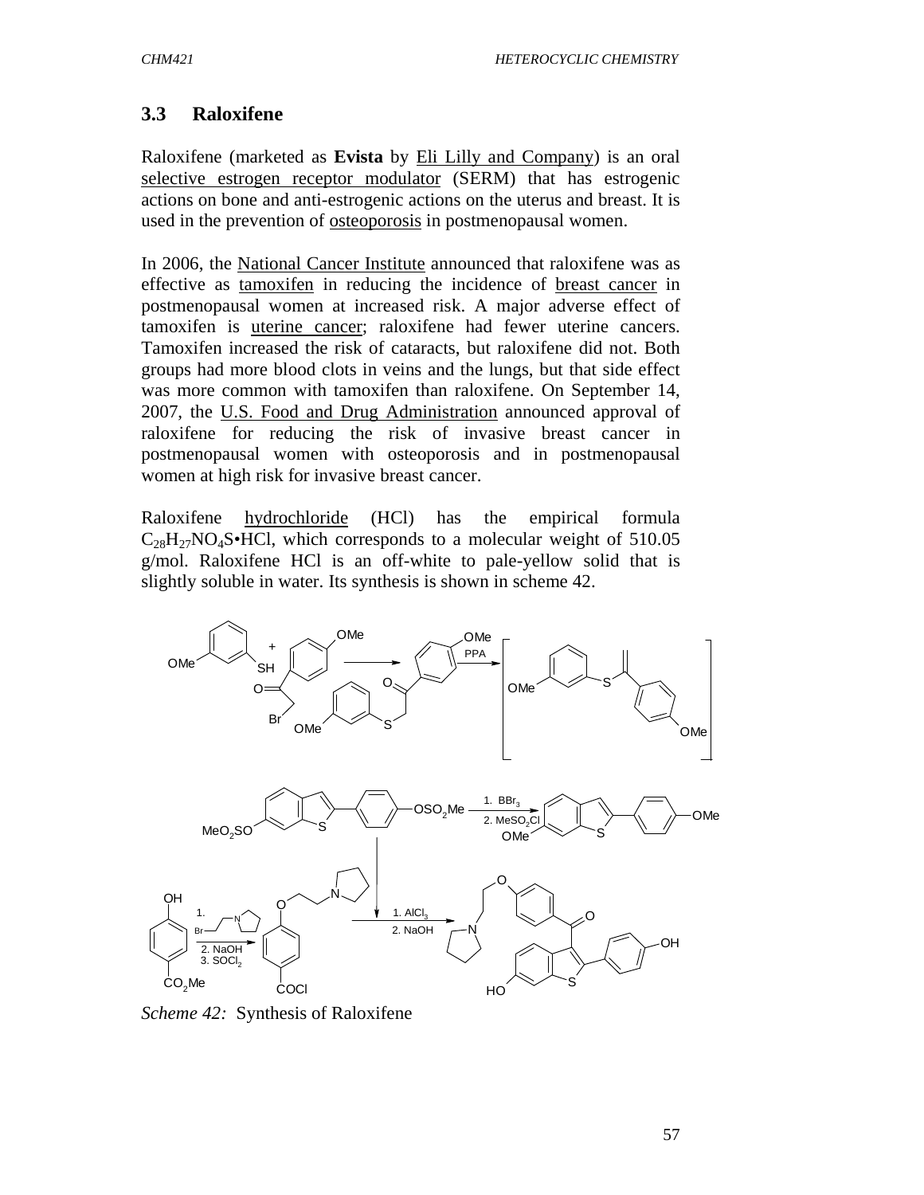### 3.3 Raloxifene

Raloxifene (marketed as **Evista** by Eli Lilly and Company) is an oral selective estrogen receptor modulator (SERM) that has estrogenic actions on bone and anti-estrogenic actions on the uterus and breast. It is used in the prevention of osteoporosis in postmenopausal women.

In 2006, the National Cancer Institute announced that raloxifene was as effective as tamoxifen in reducing the incidence of breast cancer in postmenopausal women at increased risk. A major adverse effect of tamoxifen is uterine cancer; raloxifene had fewer uterine cancers. Tamoxifen increased the risk of cataracts, but raloxifene did not. Both groups had more blood clots in veins and the lungs, but that side effect was more common with tamoxifen than raloxifene. On September 14, 2007, the U.S. Food and Drug Administration announced approval of raloxifene for reducing the risk of invasive breast cancer in postmenopausal women with osteoporosis and in postmenopausal women at high risk for invasive breast cancer.

Raloxifene hydrochloride (HCl) has the empirical formula $C_{28}H_{27}NO_4S$•HCl, which corresponds to a molecular weight of 510.05 g/mol. Raloxifene HCl is an off-white to pale-yellow solid that is slightly soluble in water. Its synthesis is shown in scheme 42.

*Scheme 42:* Synthesis of Raloxifene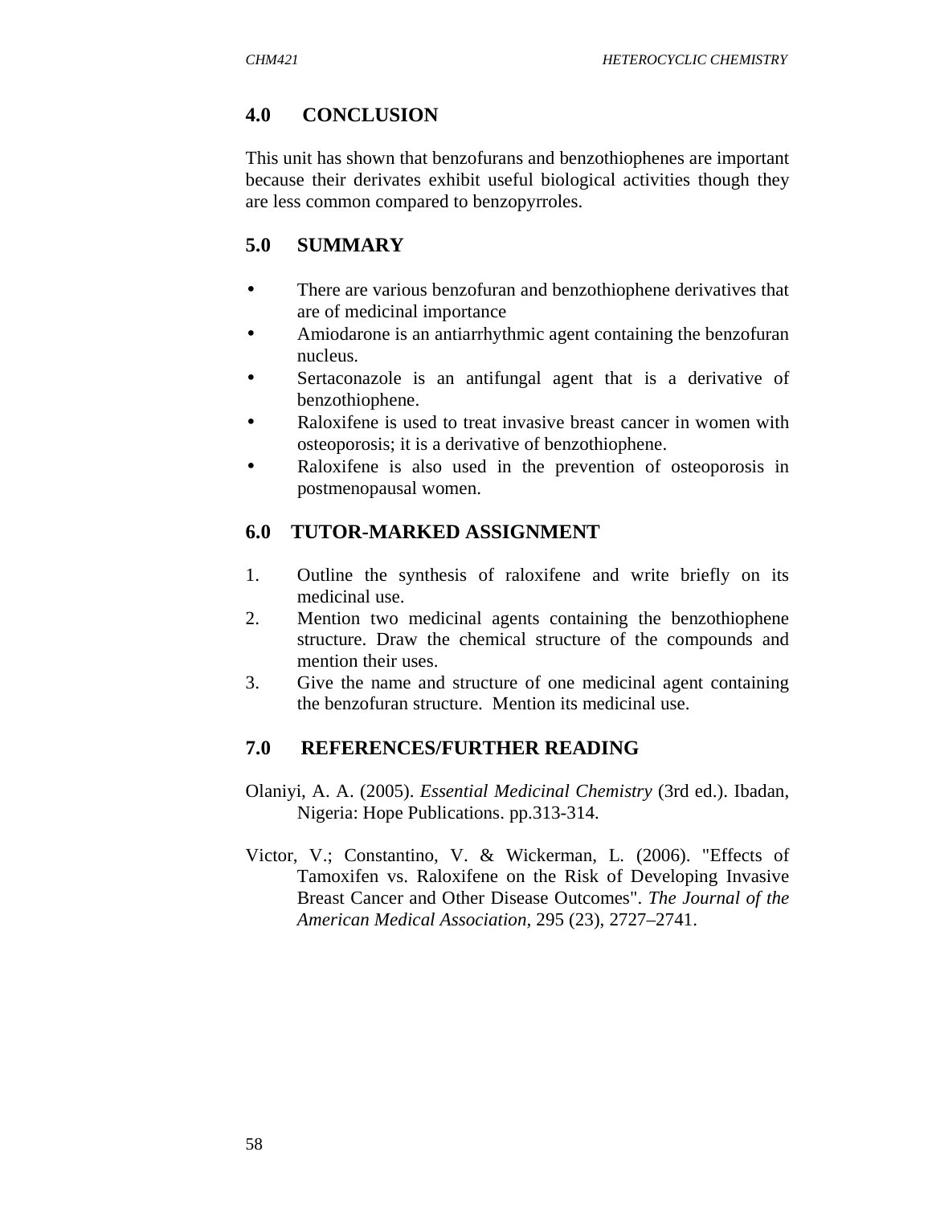## 4.0 CONCLUSION

This unit has shown that benzofurans and benzothiophenes are important because their derivates exhibit useful biological activities though they are less common compared to benzopyrroles.

## 5.0 SUMMARY

- There are various benzofuran and benzothiophene derivatives that are of medicinal importance
- Amiodarone is an antiarrhythmic agent containing the benzofuran nucleus.
- Sertaconazole is an antifungal agent that is a derivative of benzothiophene.
- Raloxifene is used to treat invasive breast cancer in women with osteoporosis; it is a derivative of benzothiophene.
- Raloxifene is also used in the prevention of osteoporosis in postmenopausal women.

## 6.0 TUTOR-MARKED ASSIGNMENT

1. Outline the synthesis of raloxifene and write briefly on its medicinal use.
2. Mention two medicinal agents containing the benzothiophene structure. Draw the chemical structure of the compounds and mention their uses.
3. Give the name and structure of one medicinal agent containing the benzofuran structure. Mention its medicinal use.

## 7.0 REFERENCES/FURTHER READING

Olaniyi, A. A. (2005). *Essential Medicinal Chemistry* (3rd ed.). Ibadan, Nigeria: Hope Publications. pp.313-314.

Victor, V.; Constantino, V. & Wickerman, L. (2006). "Effects of Tamoxifen vs. Raloxifene on the Risk of Developing Invasive Breast Cancer and Other Disease Outcomes". *The Journal of the American Medical Association*, 295 (23), 2727–2741.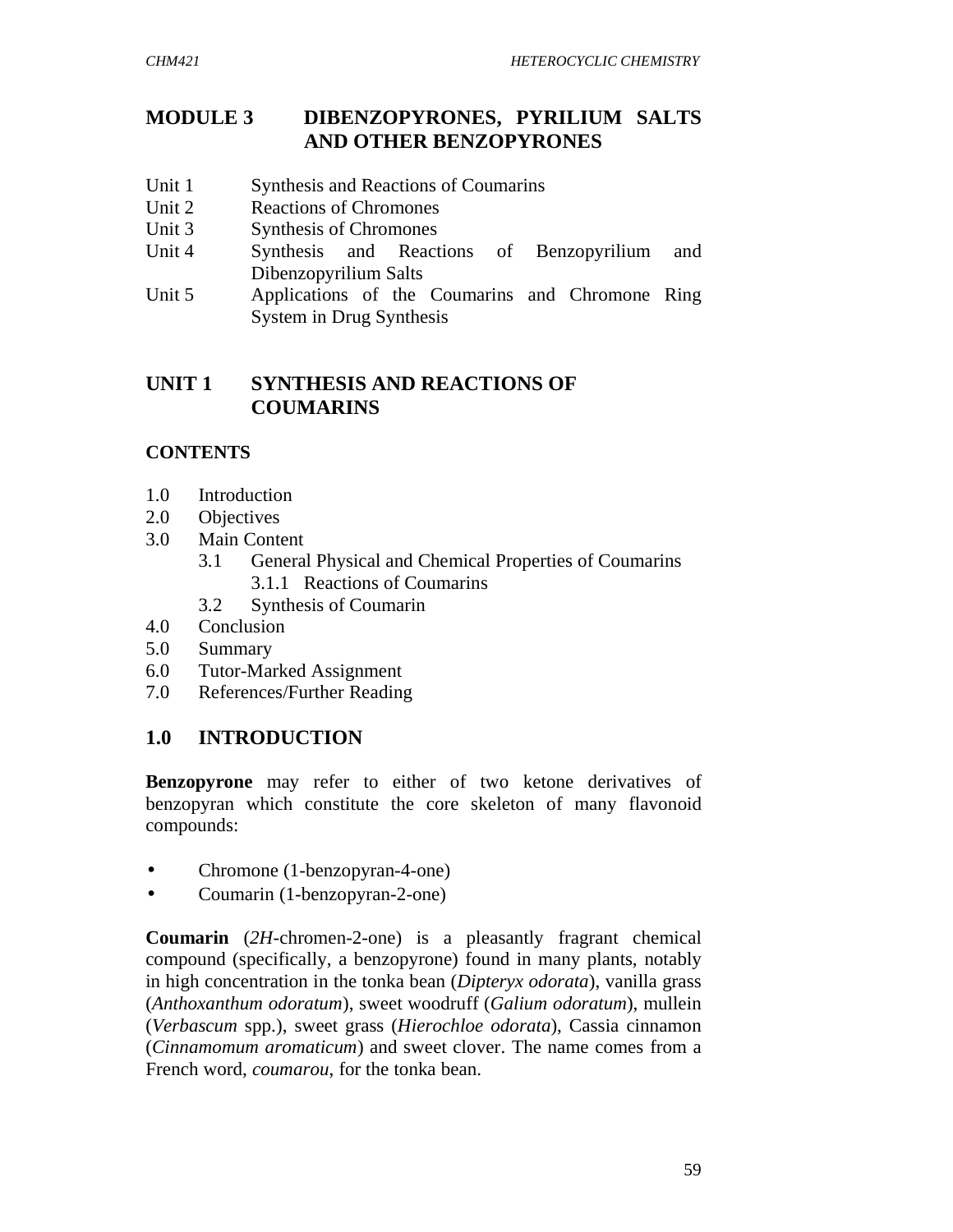# MODULE 3 DIBENZOPYRONES, PYRILIUM SALTS AND OTHER BENZOPYRONES

Unit 1 Synthesis and Reactions of Coumarins
Unit 2 Reactions of Chromones
Unit 3 Synthesis of Chromones
Unit 4 Synthesis and Reactions of Benzopyrilium and Dibenzopyrilium Salts
Unit 5 Applications of the Coumarins and Chromone Ring System in Drug Synthesis

## UNIT 1 SYNTHESIS AND REACTIONS OF COUMARINS

### CONTENTS

1.0 Introduction
2.0 Objectives
3.0 Main Content
  3.1 General Physical and Chemical Properties of Coumarins
    3.1.1 Reactions of Coumarins
  3.2 Synthesis of Coumarin
4.0 Conclusion
5.0 Summary
6.0 Tutor-Marked Assignment
7.0 References/Further Reading

## 1.0 INTRODUCTION

**Benzopyrone** may refer to either of two ketone derivatives of benzopyran which constitute the core skeleton of many flavonoid compounds:

- Chromone (1-benzopyran-4-one)
- Coumarin (1-benzopyran-2-one)

**Coumarin** (*2H*-chromen-2-one) is a pleasantly fragrant chemical compound (specifically, a benzopyrone) found in many plants, notably in high concentration in the tonka bean (*Dipteryx odorata*), vanilla grass (*Anthoxanthum odoratum*), sweet woodruff (*Galium odoratum*), mullein (*Verbascum* spp.), sweet grass (*Hierochloe odorata*), Cassia cinnamon (*Cinnamomum aromaticum*) and sweet clover. The name comes from a French word, *coumarou*, for the tonka bean.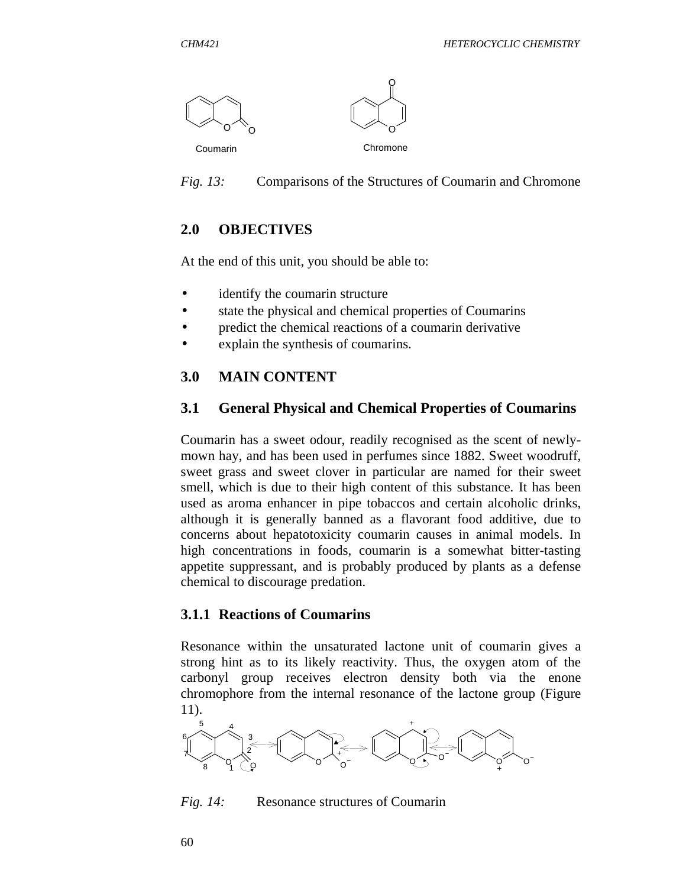Coumarin          Chromone

*Fig. 13:* Comparisons of the Structures of Coumarin and Chromone

## 2.0 OBJECTIVES

At the end of this unit, you should be able to:

- identify the coumarin structure
- state the physical and chemical properties of Coumarins
- predict the chemical reactions of a coumarin derivative
- explain the synthesis of coumarins.

## 3.0 MAIN CONTENT

### 3.1 General Physical and Chemical Properties of Coumarins

Coumarin has a sweet odour, readily recognised as the scent of newly-mown hay, and has been used in perfumes since 1882. Sweet woodruff, sweet grass and sweet clover in particular are named for their sweet smell, which is due to their high content of this substance. It has been used as aroma enhancer in pipe tobaccos and certain alcoholic drinks, although it is generally banned as a flavorant food additive, due to concerns about hepatotoxicity coumarin causes in animal models. In high concentrations in foods, coumarin is a somewhat bitter-tasting appetite suppressant, and is probably produced by plants as a defense chemical to discourage predation.

#### 3.1.1 Reactions of Coumarins

Resonance within the unsaturated lactone unit of coumarin gives a strong hint as to its likely reactivity. Thus, the oxygen atom of the carbonyl group receives electron density both via the enone chromophore from the internal resonance of the lactone group (Figure 11).

*Fig. 14:* Resonance structures of Coumarin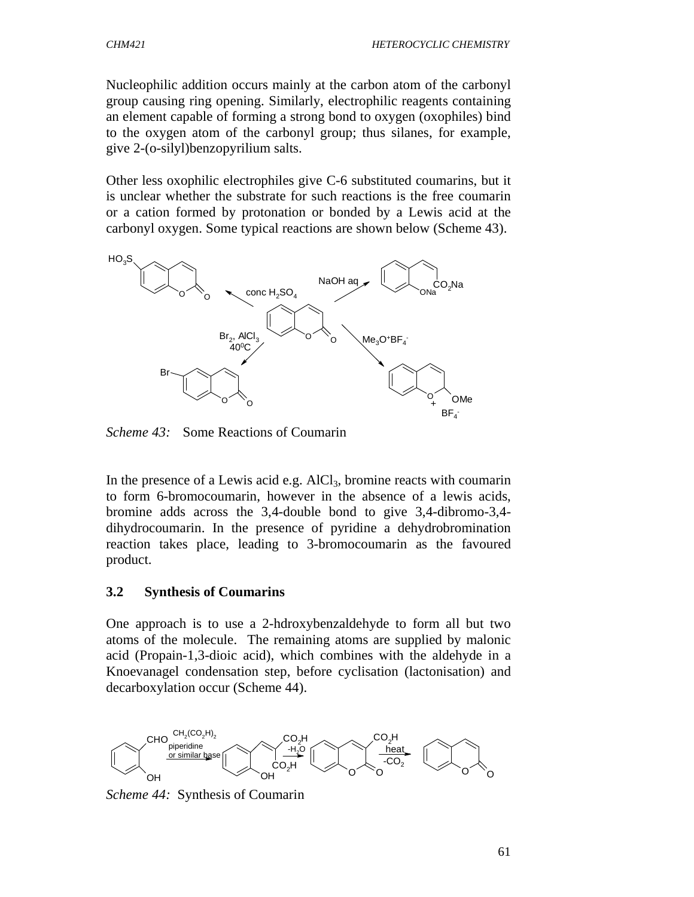Nucleophilic addition occurs mainly at the carbon atom of the carbonyl group causing ring opening. Similarly, electrophilic reagents containing an element capable of forming a strong bond to oxygen (oxophiles) bind to the oxygen atom of the carbonyl group; thus silanes, for example, give 2-(o-silyl)benzopyrilium salts.

Other less oxophilic electrophiles give C-6 substituted coumarins, but it is unclear whether the substrate for such reactions is the free coumarin or a cation formed by protonation or bonded by a Lewis acid at the carbonyl oxygen. Some typical reactions are shown below (Scheme 43).

*Scheme 43:* Some Reactions of Coumarin

In the presence of a Lewis acid e.g. $AlCl_3$, bromine reacts with coumarin to form 6-bromocoumarin, however in the absence of a lewis acids, bromine adds across the 3,4-double bond to give 3,4-dibromo-3,4-dihydrocoumarin. In the presence of pyridine a dehydrobromination reaction takes place, leading to 3-bromocoumarin as the favoured product.

### 3.2 Synthesis of Coumarins

One approach is to use a 2-hdroxybenzaldehyde to form all but two atoms of the molecule. The remaining atoms are supplied by malonic acid (Propain-1,3-dioic acid), which combines with the aldehyde in a Knoevanagel condensation step, before cyclisation (lactonisation) and decarboxylation occur (Scheme 44).

*Scheme 44:* Synthesis of Coumarin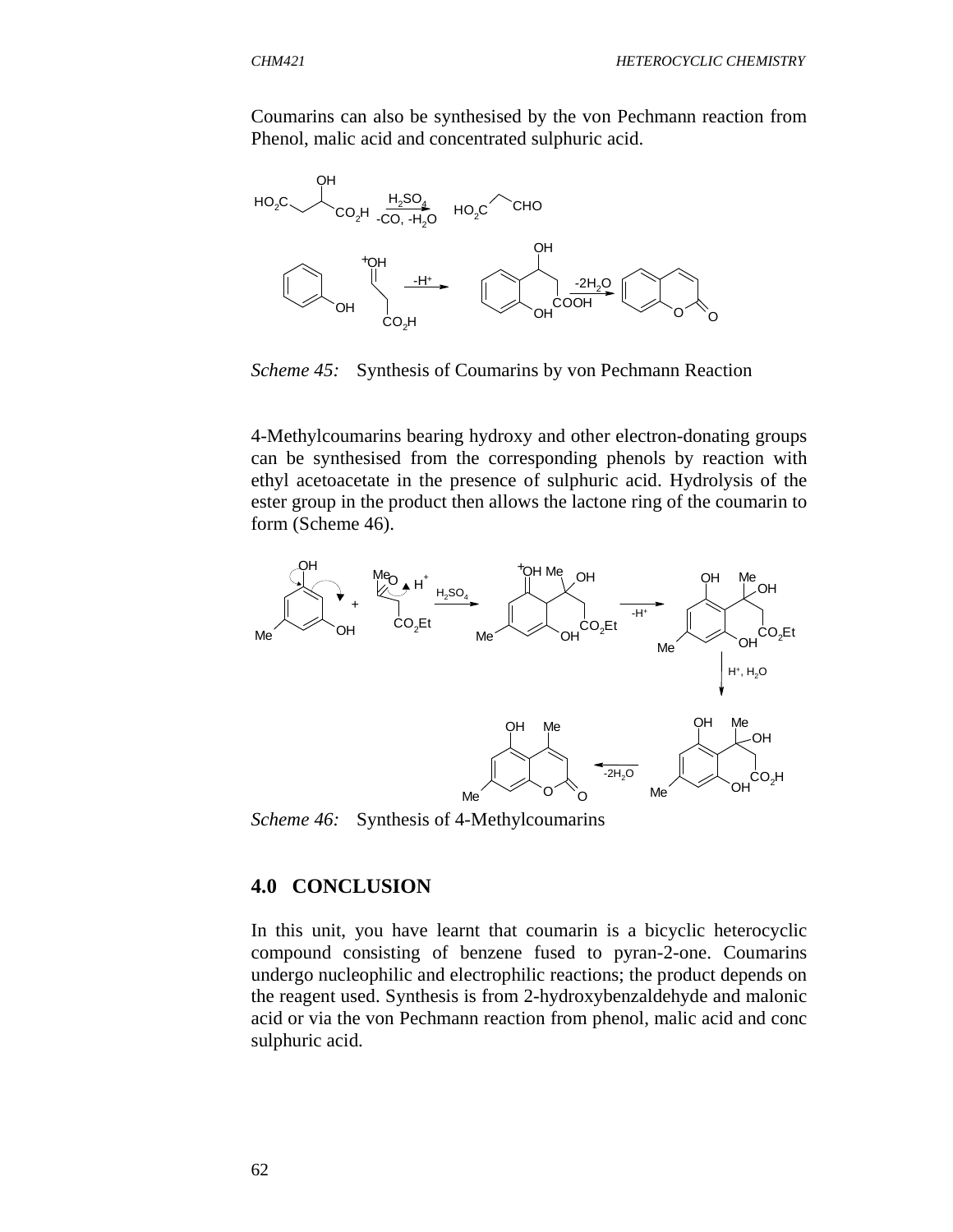Coumarins can also be synthesised by the von Pechmann reaction from Phenol, malic acid and concentrated sulphuric acid.

*Scheme 45:* Synthesis of Coumarins by von Pechmann Reaction

4-Methylcoumarins bearing hydroxy and other electron-donating groups can be synthesised from the corresponding phenols by reaction with ethyl acetoacetate in the presence of sulphuric acid. Hydrolysis of the ester group in the product then allows the lactone ring of the coumarin to form (Scheme 46).

*Scheme 46:* Synthesis of 4-Methylcoumarins

## 4.0 CONCLUSION

In this unit, you have learnt that coumarin is a bicyclic heterocyclic compound consisting of benzene fused to pyran-2-one. Coumarins undergo nucleophilic and electrophilic reactions; the product depends on the reagent used. Synthesis is from 2-hydroxybenzaldehyde and malonic acid or via the von Pechmann reaction from phenol, malic acid and conc sulphuric acid.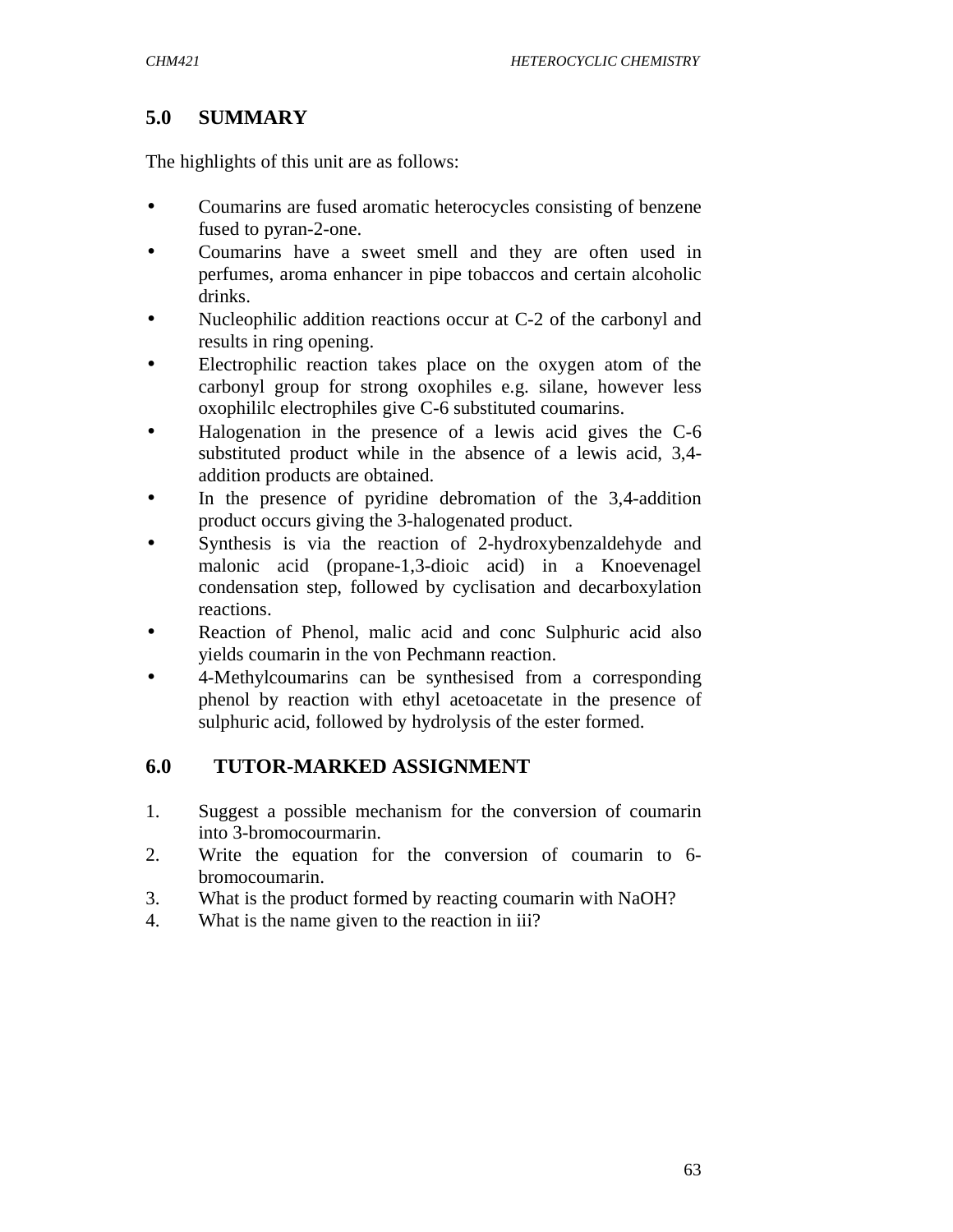## 5.0 SUMMARY

The highlights of this unit are as follows:

- Coumarins are fused aromatic heterocycles consisting of benzene fused to pyran-2-one.
- Coumarins have a sweet smell and they are often used in perfumes, aroma enhancer in pipe tobaccos and certain alcoholic drinks.
- Nucleophilic addition reactions occur at C-2 of the carbonyl and results in ring opening.
- Electrophilic reaction takes place on the oxygen atom of the carbonyl group for strong oxophiles e.g. silane, however less oxophililc electrophiles give C-6 substituted coumarins.
- Halogenation in the presence of a lewis acid gives the C-6 substituted product while in the absence of a lewis acid, 3,4-addition products are obtained.
- In the presence of pyridine debromation of the 3,4-addition product occurs giving the 3-halogenated product.
- Synthesis is via the reaction of 2-hydroxybenzaldehyde and malonic acid (propane-1,3-dioic acid) in a Knoevenagel condensation step, followed by cyclisation and decarboxylation reactions.
- Reaction of Phenol, malic acid and conc Sulphuric acid also yields coumarin in the von Pechmann reaction.
- 4-Methylcoumarins can be synthesised from a corresponding phenol by reaction with ethyl acetoacetate in the presence of sulphuric acid, followed by hydrolysis of the ester formed.

## 6.0 TUTOR-MARKED ASSIGNMENT

1. Suggest a possible mechanism for the conversion of coumarin into 3-bromocourmarin.
2. Write the equation for the conversion of coumarin to 6-bromocoumarin.
3. What is the product formed by reacting coumarin with NaOH?
4. What is the name given to the reaction in iii?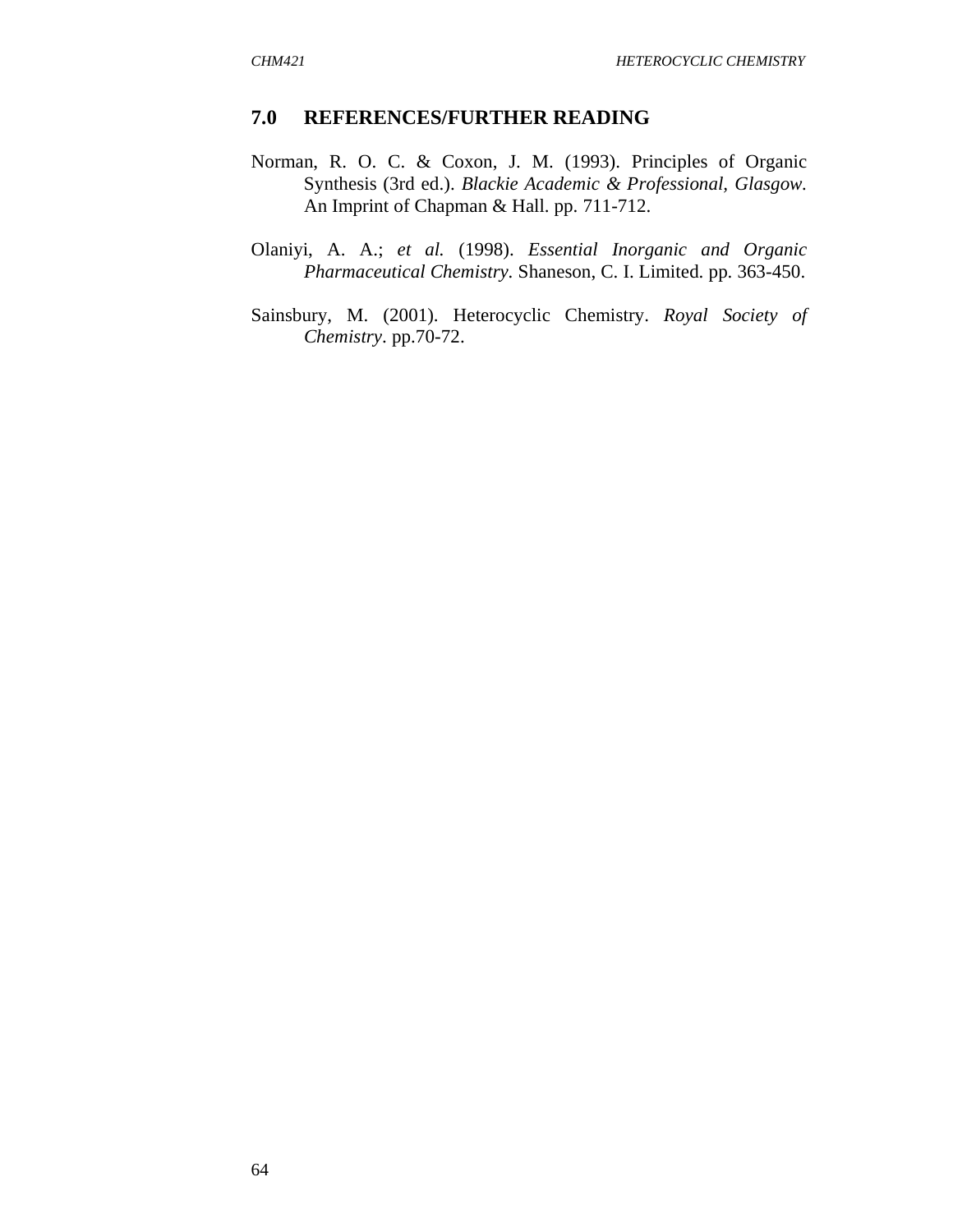## 7.0 REFERENCES/FURTHER READING

Norman, R. O. C. & Coxon, J. M. (1993). Principles of Organic Synthesis (3rd ed.). *Blackie Academic & Professional, Glasgow.* An Imprint of Chapman & Hall. pp. 711-712.

Olaniyi, A. A.; *et al.* (1998). *Essential Inorganic and Organic Pharmaceutical Chemistry*. Shaneson, C. I. Limited. pp. 363-450.

Sainsbury, M. (2001). Heterocyclic Chemistry. *Royal Society of Chemistry*. pp.70-72.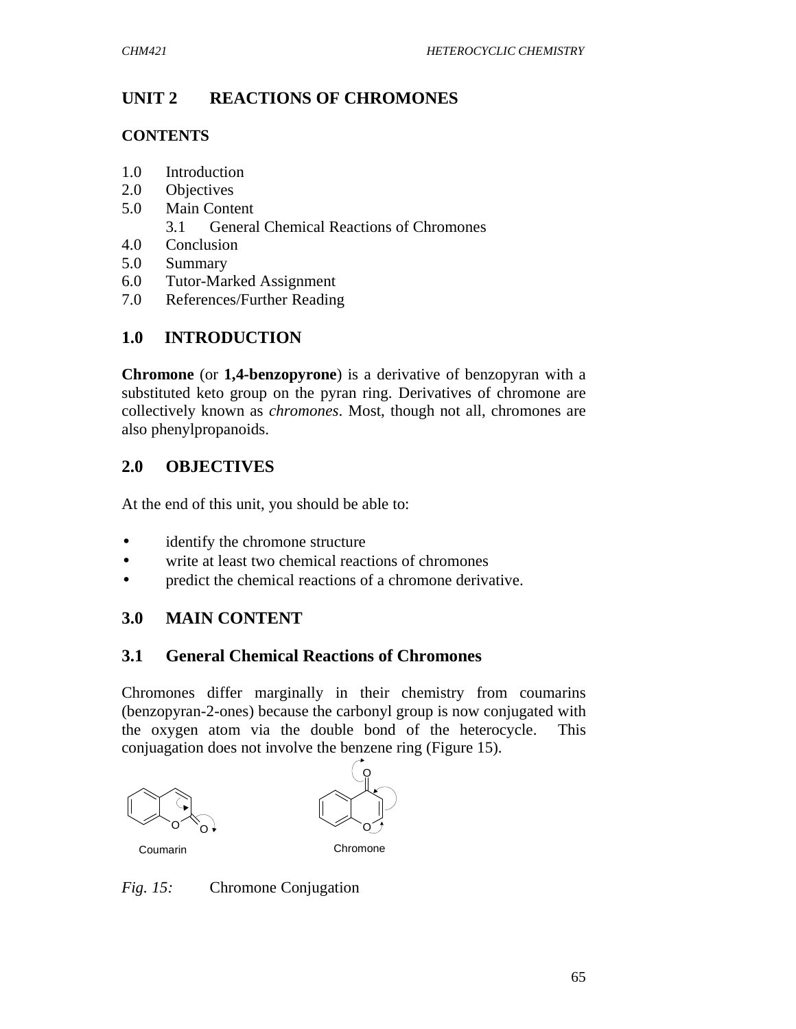# UNIT 2 REACTIONS OF CHROMONES

**CONTENTS**

1.0 Introduction
2.0 Objectives
5.0 Main Content
    3.1 General Chemical Reactions of Chromones
4.0 Conclusion
5.0 Summary
6.0 Tutor-Marked Assignment
7.0 References/Further Reading

## 1.0 INTRODUCTION

**Chromone** (or **1,4-benzopyrone**) is a derivative of benzopyran with a substituted keto group on the pyran ring. Derivatives of chromone are collectively known as *chromones*. Most, though not all, chromones are also phenylpropanoids.

## 2.0 OBJECTIVES

At the end of this unit, you should be able to:

- identify the chromone structure
- write at least two chemical reactions of chromones
- predict the chemical reactions of a chromone derivative.

## 3.0 MAIN CONTENT

### 3.1 General Chemical Reactions of Chromones

Chromones differ marginally in their chemistry from coumarins (benzopyran-2-ones) because the carbonyl group is now conjugated with the oxygen atom via the double bond of the heterocycle. This conjuagation does not involve the benzene ring (Figure 15).

Coumarin    Chromone

*Fig. 15:* Chromone Conjugation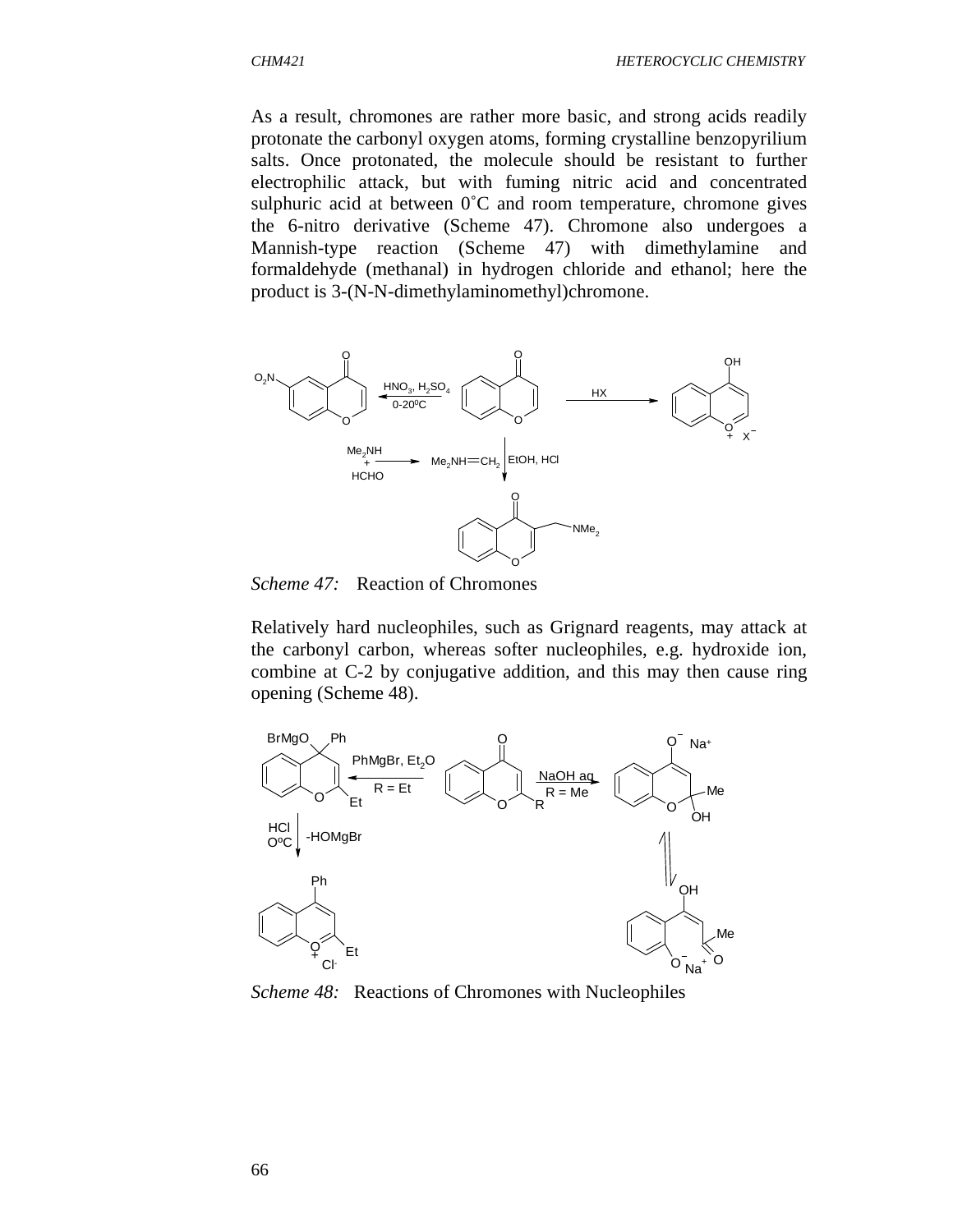As a result, chromones are rather more basic, and strong acids readily protonate the carbonyl oxygen atoms, forming crystalline benzopyrilium salts. Once protonated, the molecule should be resistant to further electrophilic attack, but with fuming nitric acid and concentrated sulphuric acid at between 0˚C and room temperature, chromone gives the 6-nitro derivative (Scheme 47). Chromone also undergoes a Mannish-type reaction (Scheme 47) with dimethylamine and formaldehyde (methanal) in hydrogen chloride and ethanol; here the product is 3-(N-N-dimethylaminomethyl)chromone.

*Scheme 47:* Reaction of Chromones

Relatively hard nucleophiles, such as Grignard reagents, may attack at the carbonyl carbon, whereas softer nucleophiles, e.g. hydroxide ion, combine at C-2 by conjugative addition, and this may then cause ring opening (Scheme 48).

*Scheme 48:* Reactions of Chromones with Nucleophiles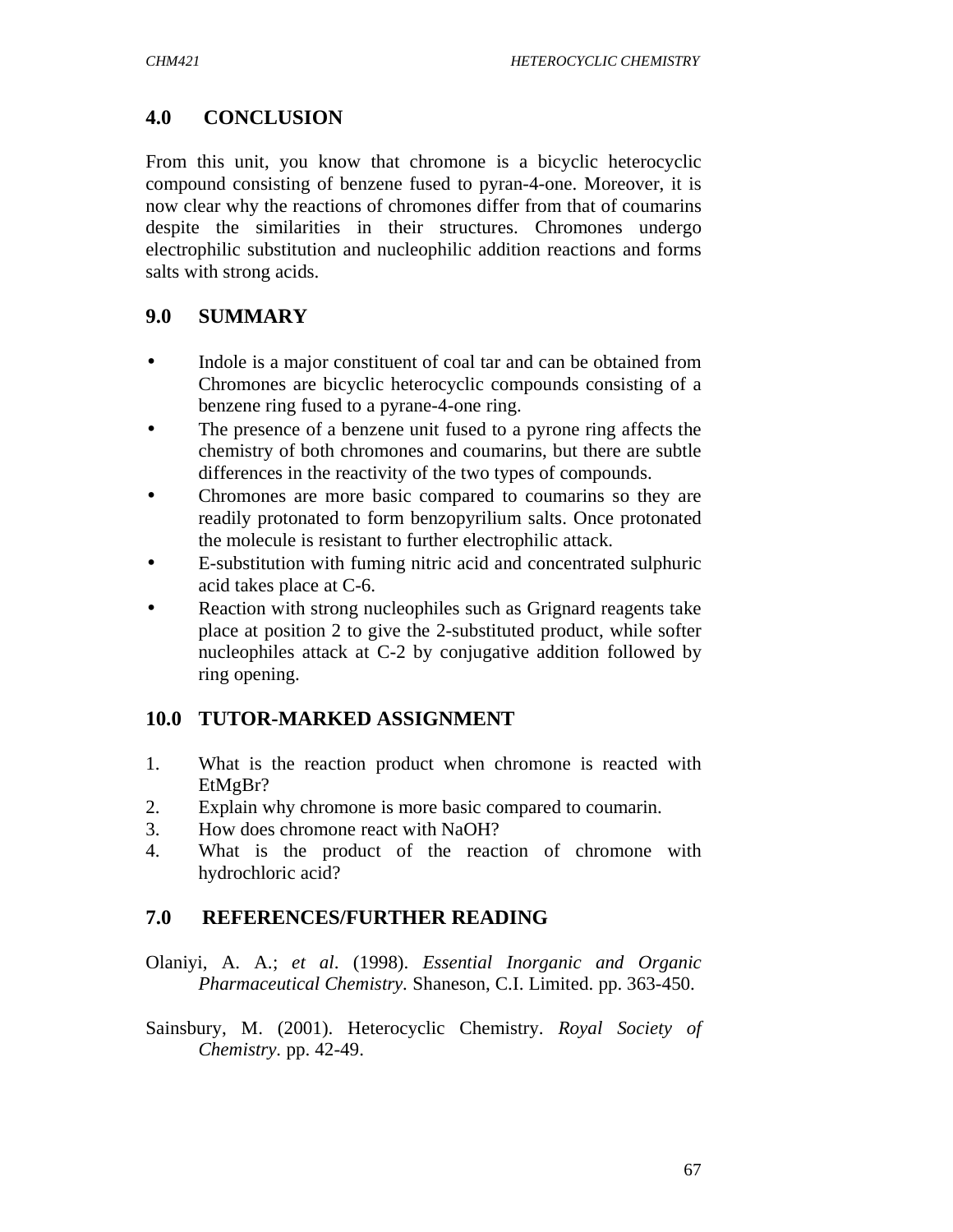## 4.0 CONCLUSION

From this unit, you know that chromone is a bicyclic heterocyclic compound consisting of benzene fused to pyran-4-one. Moreover, it is now clear why the reactions of chromones differ from that of coumarins despite the similarities in their structures. Chromones undergo electrophilic substitution and nucleophilic addition reactions and forms salts with strong acids.

## 9.0 SUMMARY

- Indole is a major constituent of coal tar and can be obtained from Chromones are bicyclic heterocyclic compounds consisting of a benzene ring fused to a pyrane-4-one ring.
- The presence of a benzene unit fused to a pyrone ring affects the chemistry of both chromones and coumarins, but there are subtle differences in the reactivity of the two types of compounds.
- Chromones are more basic compared to coumarins so they are readily protonated to form benzopyrilium salts. Once protonated the molecule is resistant to further electrophilic attack.
- E-substitution with fuming nitric acid and concentrated sulphuric acid takes place at C-6.
- Reaction with strong nucleophiles such as Grignard reagents take place at position 2 to give the 2-substituted product, while softer nucleophiles attack at C-2 by conjugative addition followed by ring opening.

## 10.0 TUTOR-MARKED ASSIGNMENT

1. What is the reaction product when chromone is reacted with EtMgBr?
2. Explain why chromone is more basic compared to coumarin.
3. How does chromone react with NaOH?
4. What is the product of the reaction of chromone with hydrochloric acid?

## 7.0 REFERENCES/FURTHER READING

Olaniyi, A. A.; *et al*. (1998). *Essential Inorganic and Organic Pharmaceutical Chemistry.* Shaneson, C.I. Limited. pp. 363-450.

Sainsbury, M. (2001). Heterocyclic Chemistry. *Royal Society of Chemistry*. pp. 42-49.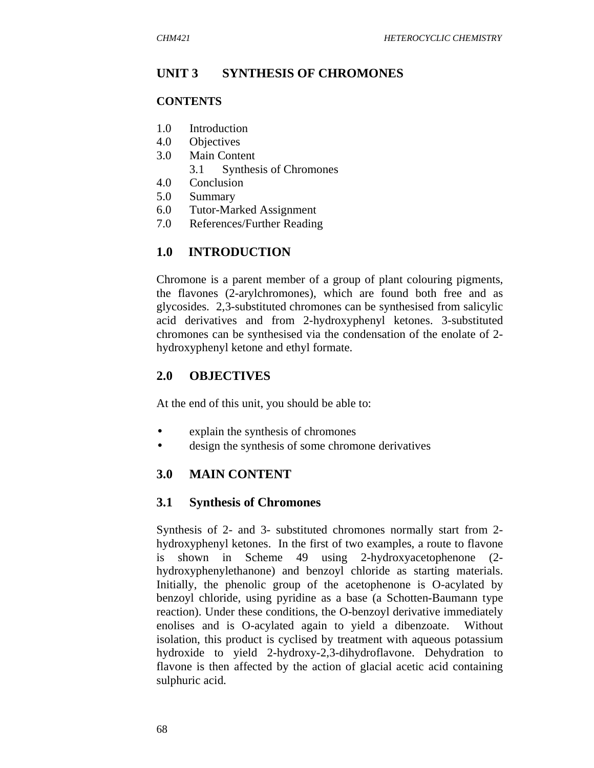# UNIT 3 SYNTHESIS OF CHROMONES

**CONTENTS**

1.0 Introduction
4.0 Objectives
3.0 Main Content
  3.1 Synthesis of Chromones
4.0 Conclusion
5.0 Summary
6.0 Tutor-Marked Assignment
7.0 References/Further Reading

## 1.0 INTRODUCTION

Chromone is a parent member of a group of plant colouring pigments, the flavones (2-arylchromones), which are found both free and as glycosides. 2,3-substituted chromones can be synthesised from salicylic acid derivatives and from 2-hydroxyphenyl ketones. 3-substituted chromones can be synthesised via the condensation of the enolate of 2-hydroxyphenyl ketone and ethyl formate.

## 2.0 OBJECTIVES

At the end of this unit, you should be able to:

- explain the synthesis of chromones
- design the synthesis of some chromone derivatives

## 3.0 MAIN CONTENT

### 3.1 Synthesis of Chromones

Synthesis of 2- and 3- substituted chromones normally start from 2-hydroxyphenyl ketones. In the first of two examples, a route to flavone is shown in Scheme 49 using 2-hydroxyacetophenone (2-hydroxyphenylethanone) and benzoyl chloride as starting materials. Initially, the phenolic group of the acetophenone is O-acylated by benzoyl chloride, using pyridine as a base (a Schotten-Baumann type reaction). Under these conditions, the O-benzoyl derivative immediately enolises and is O-acylated again to yield a dibenzoate. Without isolation, this product is cyclised by treatment with aqueous potassium hydroxide to yield 2-hydroxy-2,3-dihydroflavone. Dehydration to flavone is then affected by the action of glacial acetic acid containing sulphuric acid.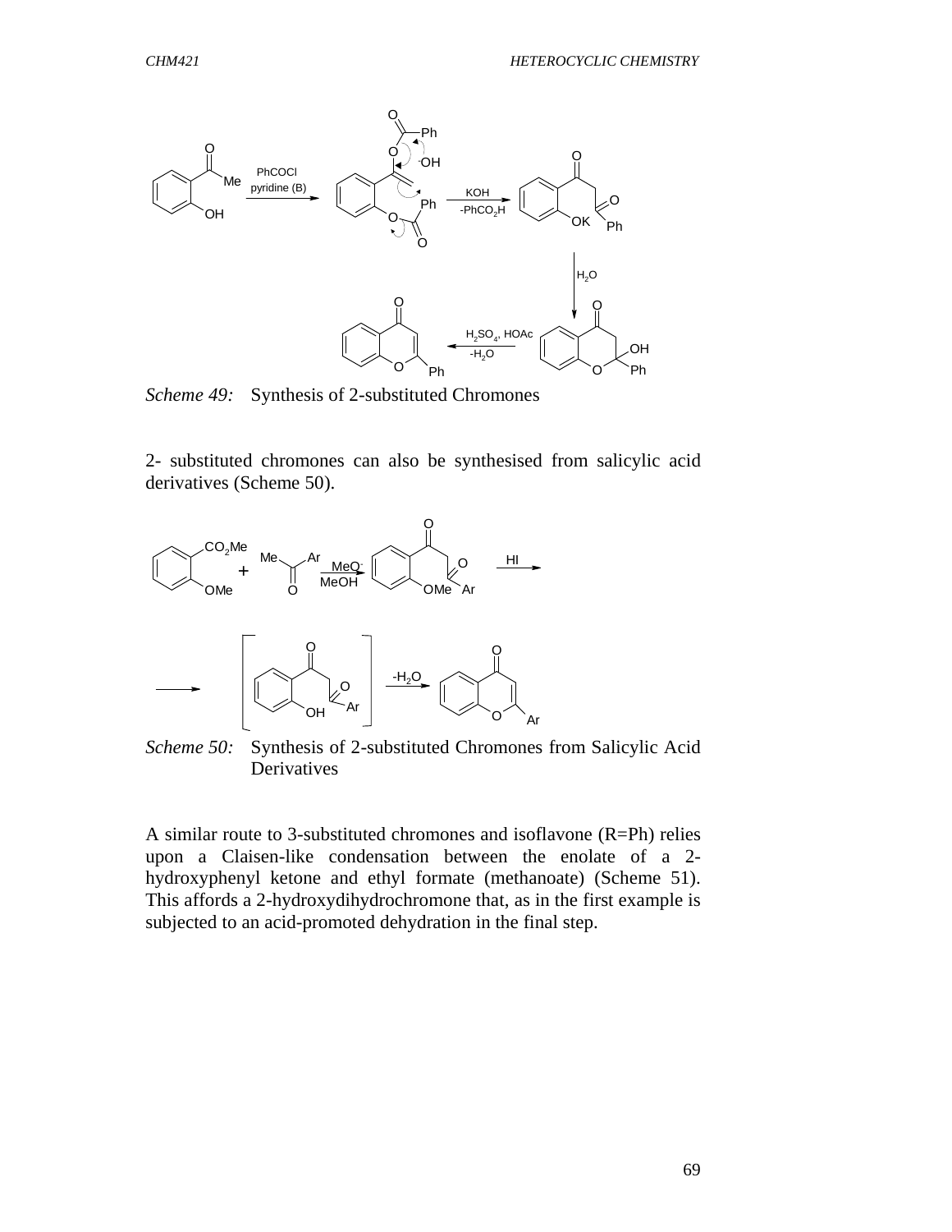*Scheme 49:* Synthesis of 2-substituted Chromones

2- substituted chromones can also be synthesised from salicylic acid derivatives (Scheme 50).

*Scheme 50:* Synthesis of 2-substituted Chromones from Salicylic Acid Derivatives

A similar route to 3-substituted chromones and isoflavone (R=Ph) relies upon a Claisen-like condensation between the enolate of a 2-hydroxyphenyl ketone and ethyl formate (methanoate) (Scheme 51). This affords a 2-hydroxydihydrochromone that, as in the first example is subjected to an acid-promoted dehydration in the final step.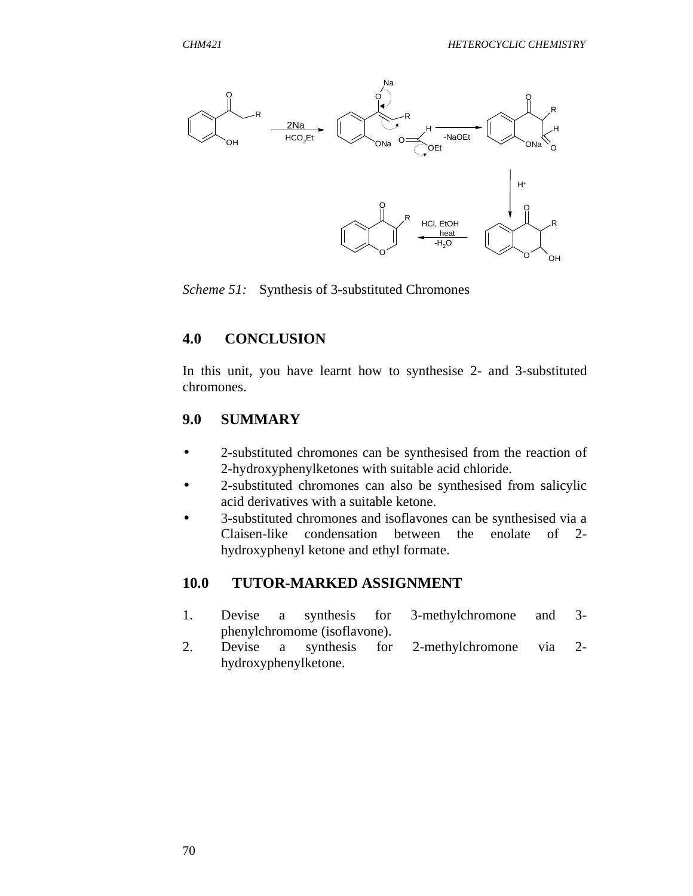*Scheme 51:* Synthesis of 3-substituted Chromones

## 4.0 CONCLUSION

In this unit, you have learnt how to synthesise 2- and 3-substituted chromones.

## 9.0 SUMMARY

- 2-substituted chromones can be synthesised from the reaction of 2-hydroxyphenylketones with suitable acid chloride.
- 2-substituted chromones can also be synthesised from salicylic acid derivatives with a suitable ketone.
- 3-substituted chromones and isoflavones can be synthesised via a Claisen-like condensation between the enolate of 2-hydroxyphenyl ketone and ethyl formate.

## 10.0 TUTOR-MARKED ASSIGNMENT

1. Devise a synthesis for 3-methylchromone and 3-phenylchromome (isoflavone).
2. Devise a synthesis for 2-methylchromone via 2-hydroxyphenylketone.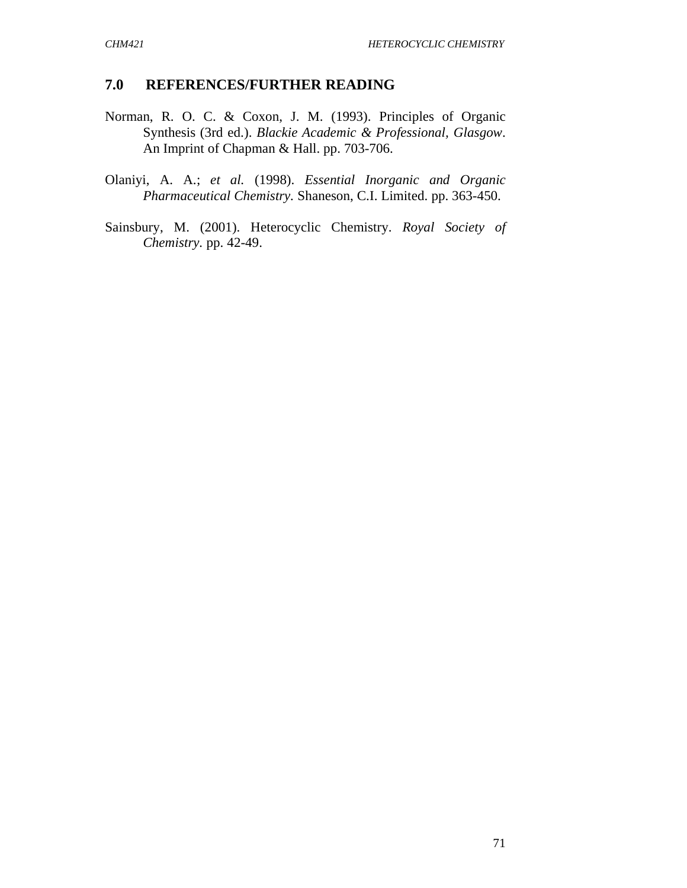## 7.0 REFERENCES/FURTHER READING

Norman, R. O. C. & Coxon, J. M. (1993). Principles of Organic Synthesis (3rd ed.). *Blackie Academic & Professional, Glasgow*. An Imprint of Chapman & Hall. pp. 703-706.

Olaniyi, A. A.; *et al.* (1998). *Essential Inorganic and Organic Pharmaceutical Chemistry*. Shaneson, C.I. Limited. pp. 363-450.

Sainsbury, M. (2001). Heterocyclic Chemistry. *Royal Society of Chemistry*. pp. 42-49.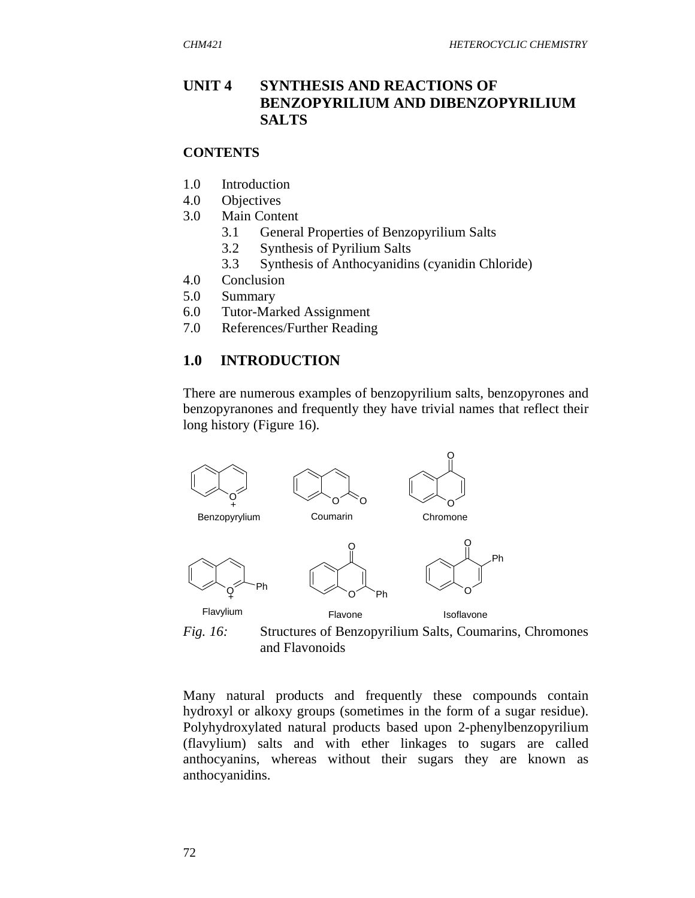# UNIT 4 SYNTHESIS AND REACTIONS OF BENZOPYRILIUM AND DIBENZOPYRILIUM SALTS

## CONTENTS

1.0 Introduction
4.0 Objectives
3.0 Main Content
   3.1 General Properties of Benzopyrilium Salts
   3.2 Synthesis of Pyrilium Salts
   3.3 Synthesis of Anthocyanidins (cyanidin Chloride)
4.0 Conclusion
5.0 Summary
6.0 Tutor-Marked Assignment
7.0 References/Further Reading

## 1.0 INTRODUCTION

There are numerous examples of benzopyrilium salts, benzopyrones and benzopyranones and frequently they have trivial names that reflect their long history (Figure 16).

Benzopyrylium    Coumarin    Chromone

Flavylium    Flavone    Isoflavone

*Fig. 16:* Structures of Benzopyrilium Salts, Coumarins, Chromones and Flavonoids

Many natural products and frequently these compounds contain hydroxyl or alkoxy groups (sometimes in the form of a sugar residue). Polyhydroxylated natural products based upon 2-phenylbenzopyrilium (flavylium) salts and with ether linkages to sugars are called anthocyanins, whereas without their sugars they are known as anthocyanidins.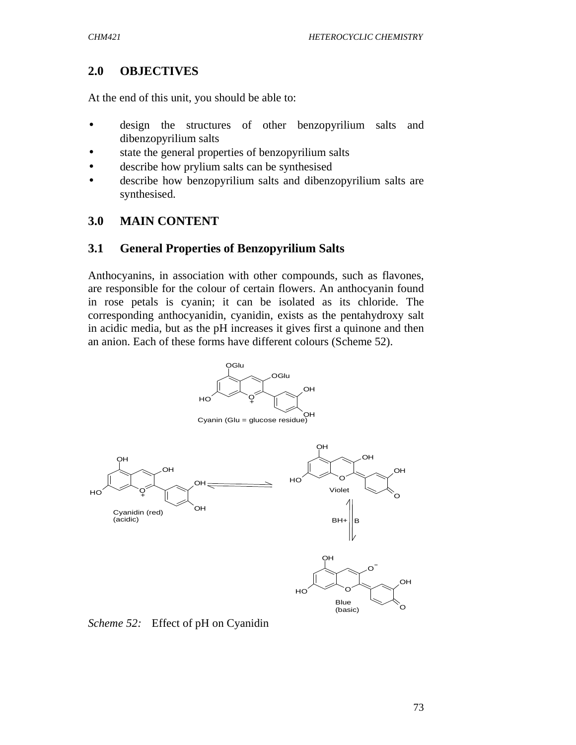## 2.0 OBJECTIVES

At the end of this unit, you should be able to:

- design the structures of other benzopyrilium salts and dibenzopyrilium salts
- state the general properties of benzopyrilium salts
- describe how prylium salts can be synthesised
- describe how benzopyrilium salts and dibenzopyrilium salts are synthesised.

## 3.0 MAIN CONTENT

### 3.1 General Properties of Benzopyrilium Salts

Anthocyanins, in association with other compounds, such as flavones, are responsible for the colour of certain flowers. An anthocyanin found in rose petals is cyanin; it can be isolated as its chloride. The corresponding anthocyanidin, cyanidin, exists as the pentahydroxy salt in acidic media, but as the pH increases it gives first a quinone and then an anion. Each of these forms have different colours (Scheme 52).

Cyanin (Glu = glucose residue)

Cyanidin (red) (acidic) ⇌ Violet

BH+ | B

Blue (basic)

*Scheme 52:* Effect of pH on Cyanidin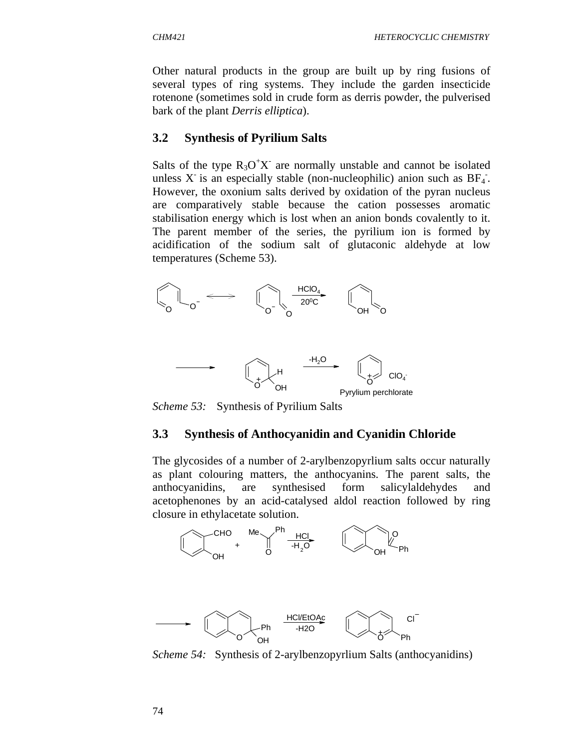Other natural products in the group are built up by ring fusions of several types of ring systems. They include the garden insecticide rotenone (sometimes sold in crude form as derris powder, the pulverised bark of the plant *Derris elliptica*).

## 3.2 Synthesis of Pyrilium Salts

Salts of the type $R_3O^+X^-$ are normally unstable and cannot be isolated unless $X^-$ is an especially stable (non-nucleophilic) anion such as $BF_4^-$. However, the oxonium salts derived by oxidation of the pyran nucleus are comparatively stable because the cation possesses aromatic stabilisation energy which is lost when an anion bonds covalently to it. The parent member of the series, the pyrilium ion is formed by acidification of the sodium salt of glutaconic aldehyde at low temperatures (Scheme 53).

*Scheme 53:* Synthesis of Pyrilium Salts

## 3.3 Synthesis of Anthocyanidin and Cyanidin Chloride

The glycosides of a number of 2-arylbenzopyrlium salts occur naturally as plant colouring matters, the anthocyanins. The parent salts, the anthocyanidins, are synthesised form salicylaldehydes and acetophenones by an acid-catalysed aldol reaction followed by ring closure in ethylacetate solution.

*Scheme 54:* Synthesis of 2-arylbenzopyrlium Salts (anthocyanidins)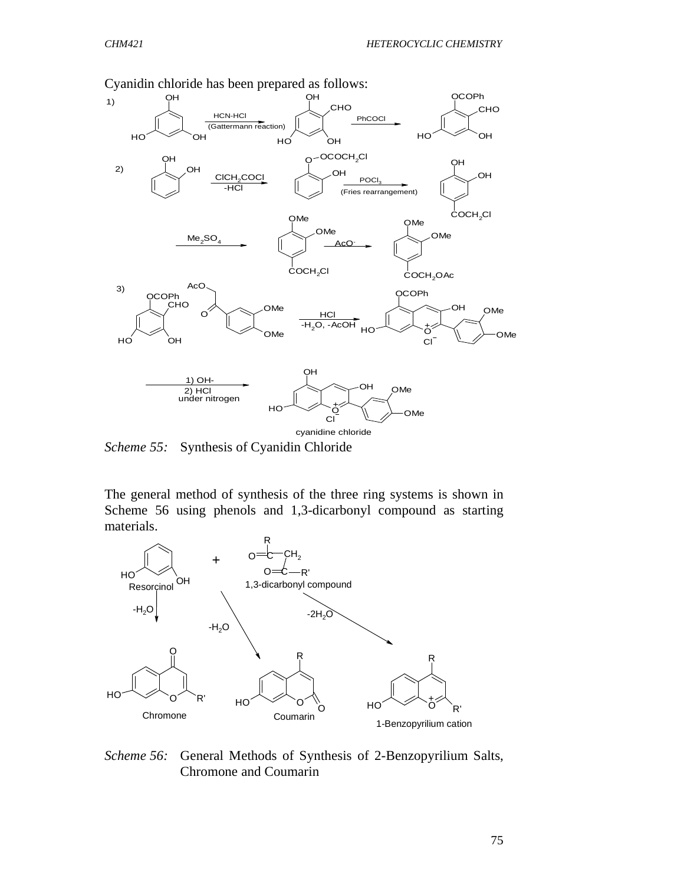Cyanidin chloride has been prepared as follows:

*Scheme 55:* Synthesis of Cyanidin Chloride

The general method of synthesis of the three ring systems is shown in Scheme 56 using phenols and 1,3-dicarbonyl compound as starting materials.

*Scheme 56:* General Methods of Synthesis of 2-Benzopyrilium Salts, Chromone and Coumarin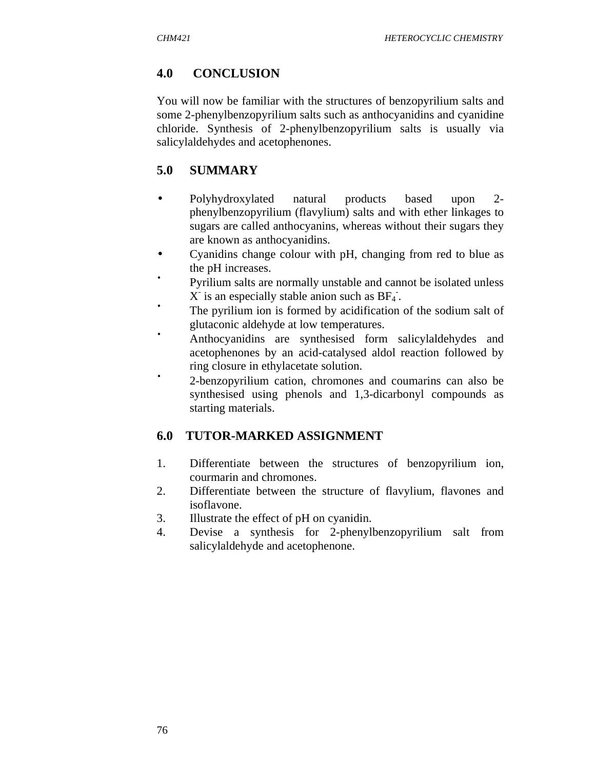## 4.0 CONCLUSION

You will now be familiar with the structures of benzopyrilium salts and some 2-phenylbenzopyrilium salts such as anthocyanidins and cyanidine chloride. Synthesis of 2-phenylbenzopyrilium salts is usually via salicylaldehydes and acetophenones.

## 5.0 SUMMARY

- Polyhydroxylated natural products based upon 2-phenylbenzopyrilium (flavylium) salts and with ether linkages to sugars are called anthocyanins, whereas without their sugars they are known as anthocyanidins.
- Cyanidins change colour with pH, changing from red to blue as the pH increases.
- Pyrilium salts are normally unstable and cannot be isolated unless $X^-$ is an especially stable anion such as $BF_4^-$.
- The pyrilium ion is formed by acidification of the sodium salt of glutaconic aldehyde at low temperatures.
- Anthocyanidins are synthesised form salicylaldehydes and acetophenones by an acid-catalysed aldol reaction followed by ring closure in ethylacetate solution.
- 2-benzopyrilium cation, chromones and coumarins can also be synthesised using phenols and 1,3-dicarbonyl compounds as starting materials.

## 6.0 TUTOR-MARKED ASSIGNMENT

1. Differentiate between the structures of benzopyrilium ion, courmarin and chromones.
2. Differentiate between the structure of flavylium, flavones and isoflavone.
3. Illustrate the effect of pH on cyanidin.
4. Devise a synthesis for 2-phenylbenzopyrilium salt from salicylaldehyde and acetophenone.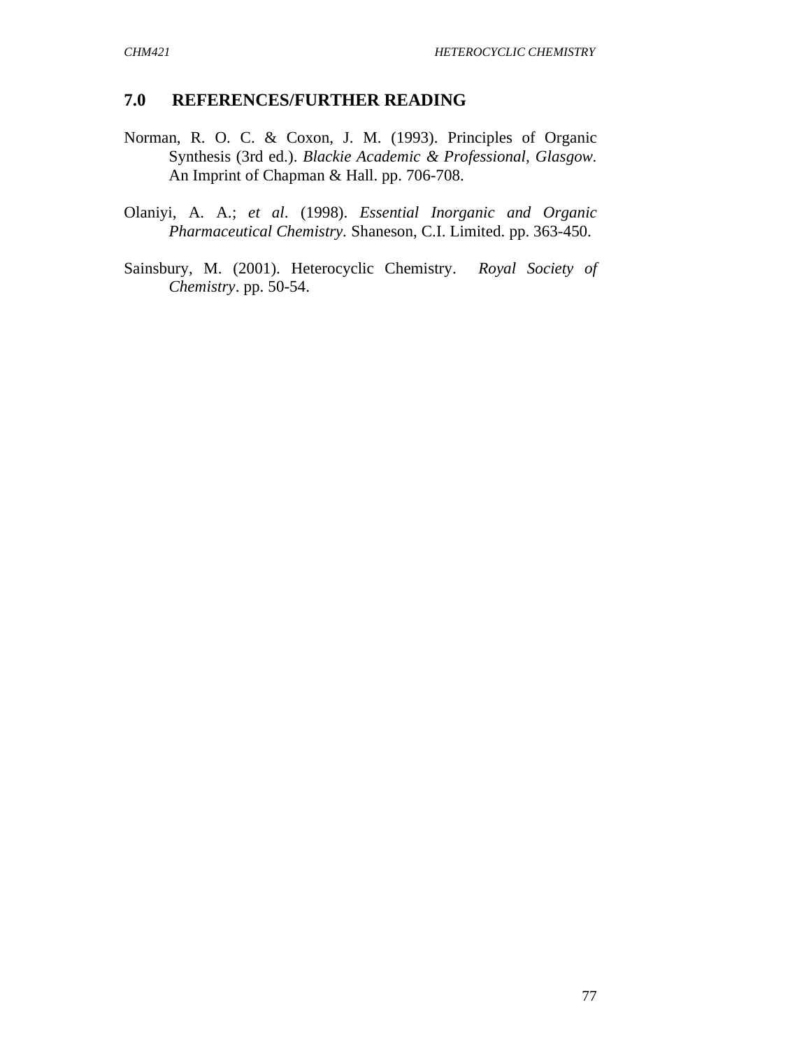## 7.0 REFERENCES/FURTHER READING

Norman, R. O. C. & Coxon, J. M. (1993). Principles of Organic Synthesis (3rd ed.). *Blackie Academic & Professional, Glasgow.* An Imprint of Chapman & Hall. pp. 706-708.

Olaniyi, A. A.; *et al*. (1998). *Essential Inorganic and Organic Pharmaceutical Chemistry.* Shaneson, C.I. Limited. pp. 363-450.

Sainsbury, M. (2001). Heterocyclic Chemistry. *Royal Society of Chemistry*. pp. 50-54.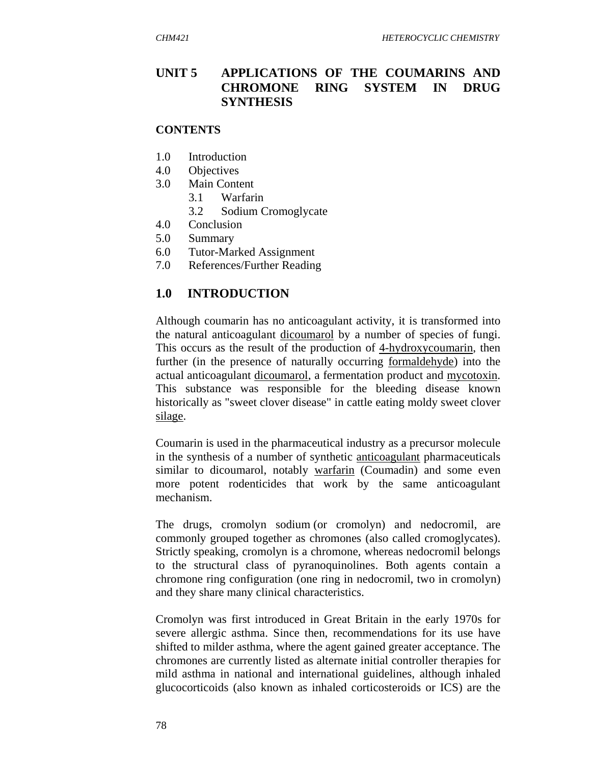## UNIT 5 APPLICATIONS OF THE COUMARINS AND CHROMONE RING SYSTEM IN DRUG SYNTHESIS

**CONTENTS**

1.0 Introduction
4.0 Objectives
3.0 Main Content
   3.1 Warfarin
   3.2 Sodium Cromoglycate
4.0 Conclusion
5.0 Summary
6.0 Tutor-Marked Assignment
7.0 References/Further Reading

### 1.0 INTRODUCTION

Although coumarin has no anticoagulant activity, it is transformed into the natural anticoagulant dicoumarol by a number of species of fungi. This occurs as the result of the production of 4-hydroxycoumarin, then further (in the presence of naturally occurring formaldehyde) into the actual anticoagulant dicoumarol, a fermentation product and mycotoxin. This substance was responsible for the bleeding disease known historically as "sweet clover disease" in cattle eating moldy sweet clover silage.

Coumarin is used in the pharmaceutical industry as a precursor molecule in the synthesis of a number of synthetic anticoagulant pharmaceuticals similar to dicoumarol, notably warfarin (Coumadin) and some even more potent rodenticides that work by the same anticoagulant mechanism.

The drugs, cromolyn sodium (or cromolyn) and nedocromil, are commonly grouped together as chromones (also called cromoglycates). Strictly speaking, cromolyn is a chromone, whereas nedocromil belongs to the structural class of pyranoquinolines. Both agents contain a chromone ring configuration (one ring in nedocromil, two in cromolyn) and they share many clinical characteristics.

Cromolyn was first introduced in Great Britain in the early 1970s for severe allergic asthma. Since then, recommendations for its use have shifted to milder asthma, where the agent gained greater acceptance. The chromones are currently listed as alternate initial controller therapies for mild asthma in national and international guidelines, although inhaled glucocorticoids (also known as inhaled corticosteroids or ICS) are the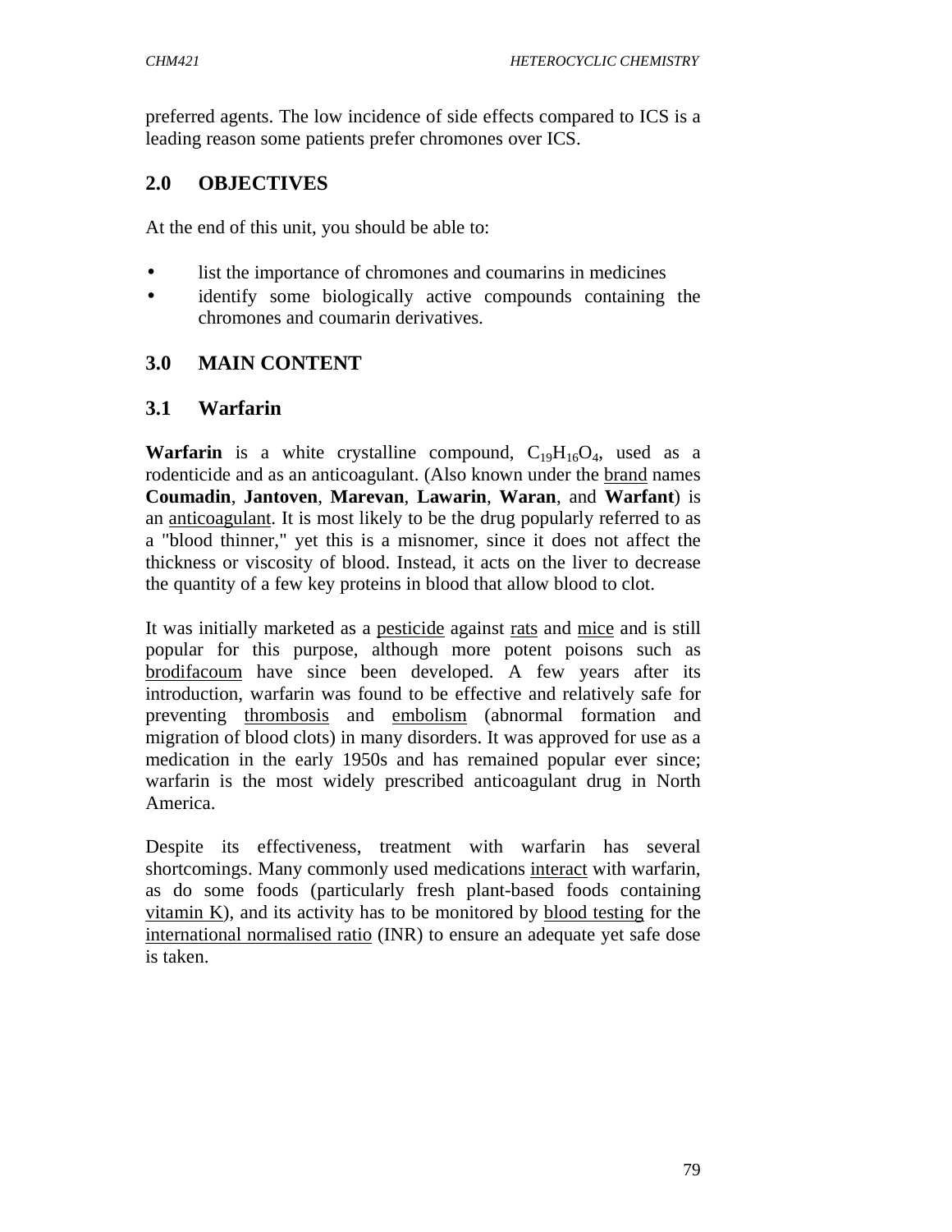preferred agents. The low incidence of side effects compared to ICS is a leading reason some patients prefer chromones over ICS.

## 2.0 OBJECTIVES

At the end of this unit, you should be able to:

- list the importance of chromones and coumarins in medicines
- identify some biologically active compounds containing the chromones and coumarin derivatives.

## 3.0 MAIN CONTENT

### 3.1 Warfarin

**Warfarin** is a white crystalline compound, $C_{19}H_{16}O_4$, used as a rodenticide and as an anticoagulant. (Also known under the brand names **Coumadin**, **Jantoven**, **Marevan**, **Lawarin**, **Waran**, and **Warfant**) is an anticoagulant. It is most likely to be the drug popularly referred to as a "blood thinner," yet this is a misnomer, since it does not affect the thickness or viscosity of blood. Instead, it acts on the liver to decrease the quantity of a few key proteins in blood that allow blood to clot.

It was initially marketed as a pesticide against rats and mice and is still popular for this purpose, although more potent poisons such as brodifacoum have since been developed. A few years after its introduction, warfarin was found to be effective and relatively safe for preventing thrombosis and embolism (abnormal formation and migration of blood clots) in many disorders. It was approved for use as a medication in the early 1950s and has remained popular ever since; warfarin is the most widely prescribed anticoagulant drug in North America.

Despite its effectiveness, treatment with warfarin has several shortcomings. Many commonly used medications interact with warfarin, as do some foods (particularly fresh plant-based foods containing vitamin K), and its activity has to be monitored by blood testing for the international normalised ratio (INR) to ensure an adequate yet safe dose is taken.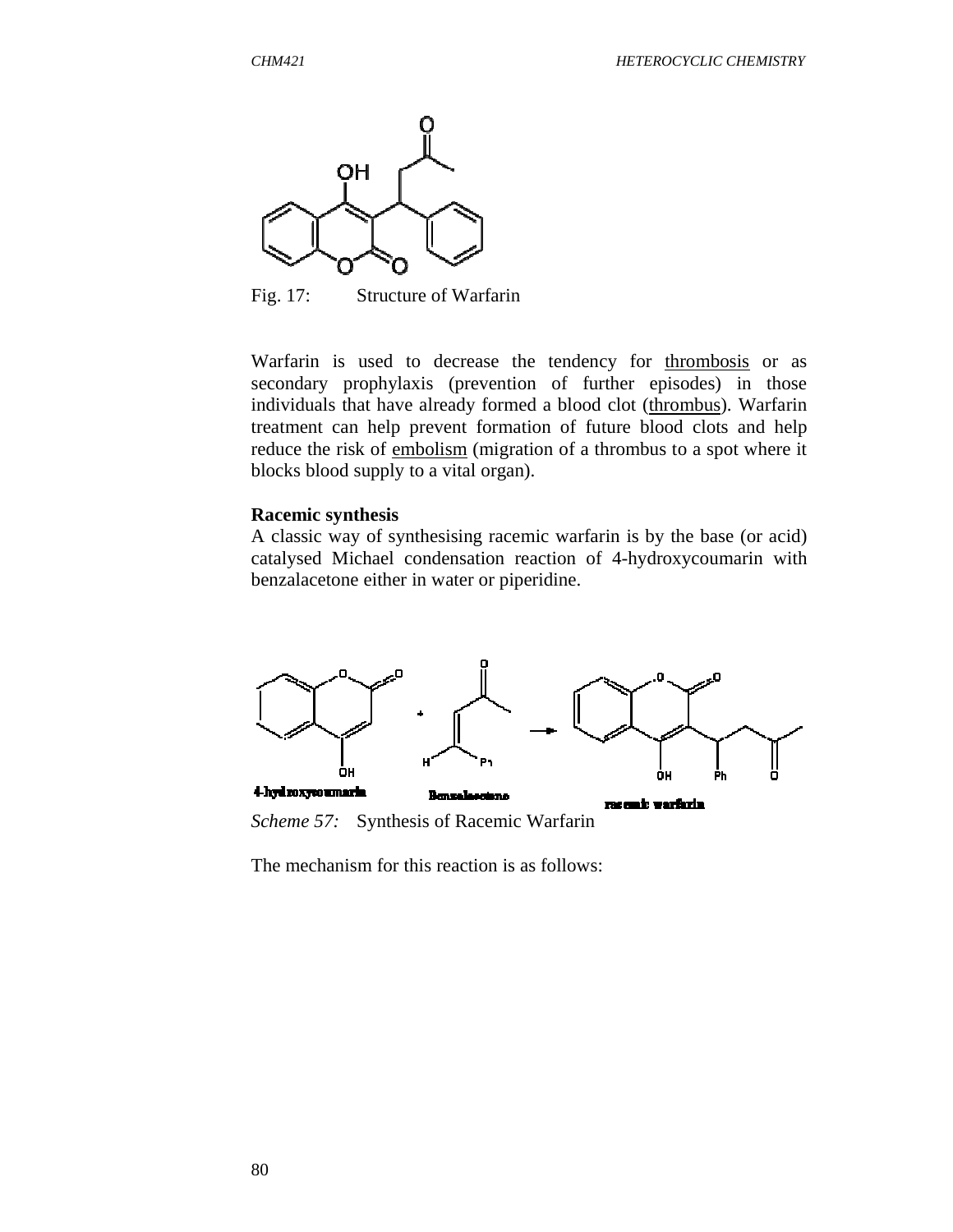Fig. 17: Structure of Warfarin

Warfarin is used to decrease the tendency for thrombosis or as secondary prophylaxis (prevention of further episodes) in those individuals that have already formed a blood clot (thrombus). Warfarin treatment can help prevent formation of future blood clots and help reduce the risk of embolism (migration of a thrombus to a spot where it blocks blood supply to a vital organ).

**Racemic synthesis**

A classic way of synthesising racemic warfarin is by the base (or acid) catalysed Michael condensation reaction of 4-hydroxycoumarin with benzalacetone either in water or piperidine.

*Scheme 57:* Synthesis of Racemic Warfarin

The mechanism for this reaction is as follows: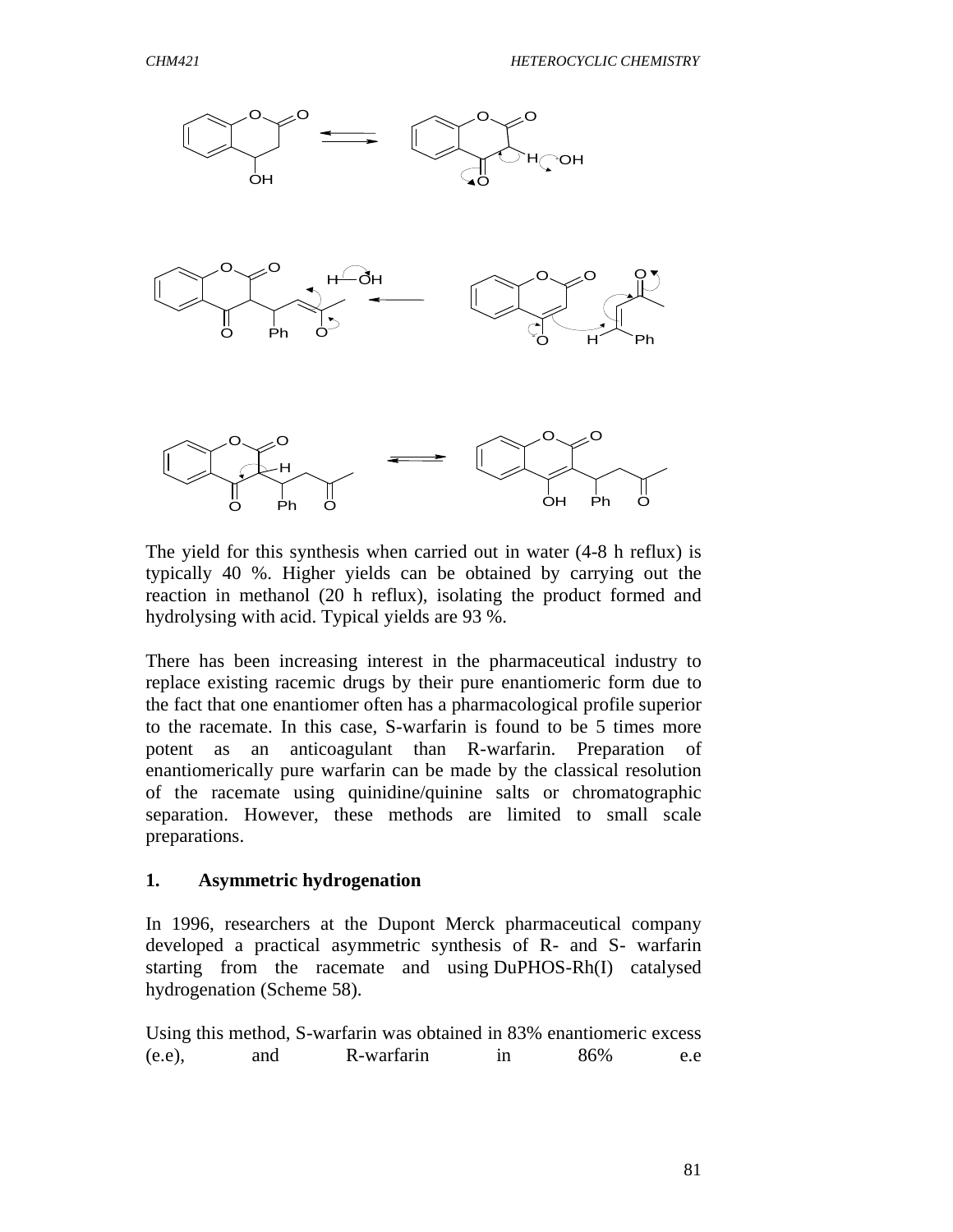The yield for this synthesis when carried out in water (4-8 h reflux) is typically 40 %. Higher yields can be obtained by carrying out the reaction in methanol (20 h reflux), isolating the product formed and hydrolysing with acid. Typical yields are 93 %.

There has been increasing interest in the pharmaceutical industry to replace existing racemic drugs by their pure enantiomeric form due to the fact that one enantiomer often has a pharmacological profile superior to the racemate. In this case, S-warfarin is found to be 5 times more potent as an anticoagulant than R-warfarin. Preparation of enantiomerically pure warfarin can be made by the classical resolution of the racemate using quinidine/quinine salts or chromatographic separation. However, these methods are limited to small scale preparations.

**1. Asymmetric hydrogenation**

In 1996, researchers at the Dupont Merck pharmaceutical company developed a practical asymmetric synthesis of R- and S- warfarin starting from the racemate and using DuPHOS-Rh(I) catalysed hydrogenation (Scheme 58).

Using this method, S-warfarin was obtained in 83% enantiomeric excess (e.e), and R-warfarin in 86% e.e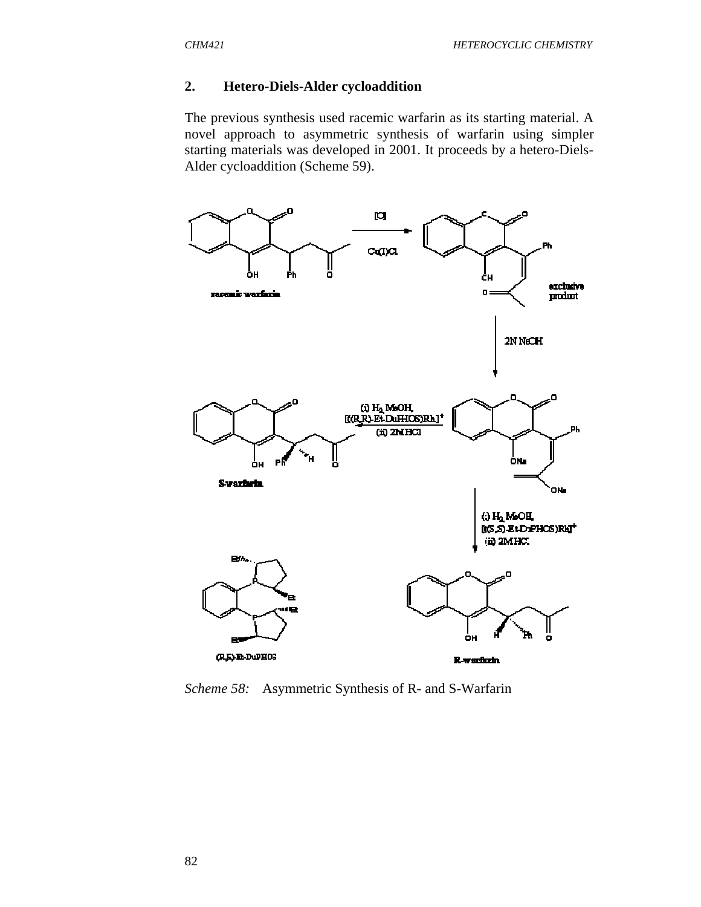## 2. Hetero-Diels-Alder cycloaddition

The previous synthesis used racemic warfarin as its starting material. A novel approach to asymmetric synthesis of warfarin using simpler starting materials was developed in 2001. It proceeds by a hetero-Diels-Alder cycloaddition (Scheme 59).

*Scheme 58:* Asymmetric Synthesis of R- and S-Warfarin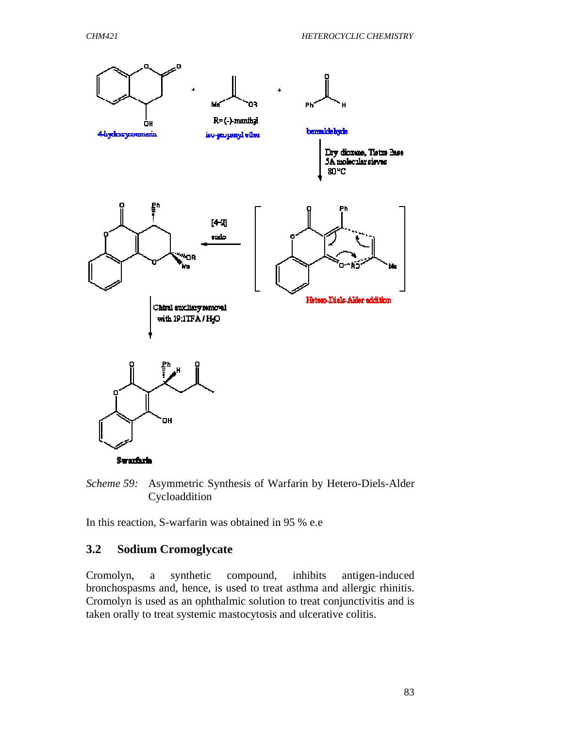*Scheme 59:* Asymmetric Synthesis of Warfarin by Hetero-Diels-Alder Cycloaddition

In this reaction, S-warfarin was obtained in 95 % e.e

## 3.2 Sodium Cromoglycate

Cromolyn, a synthetic compound, inhibits antigen-induced bronchospasms and, hence, is used to treat asthma and allergic rhinitis. Cromolyn is used as an ophthalmic solution to treat conjunctivitis and is taken orally to treat systemic mastocytosis and ulcerative colitis.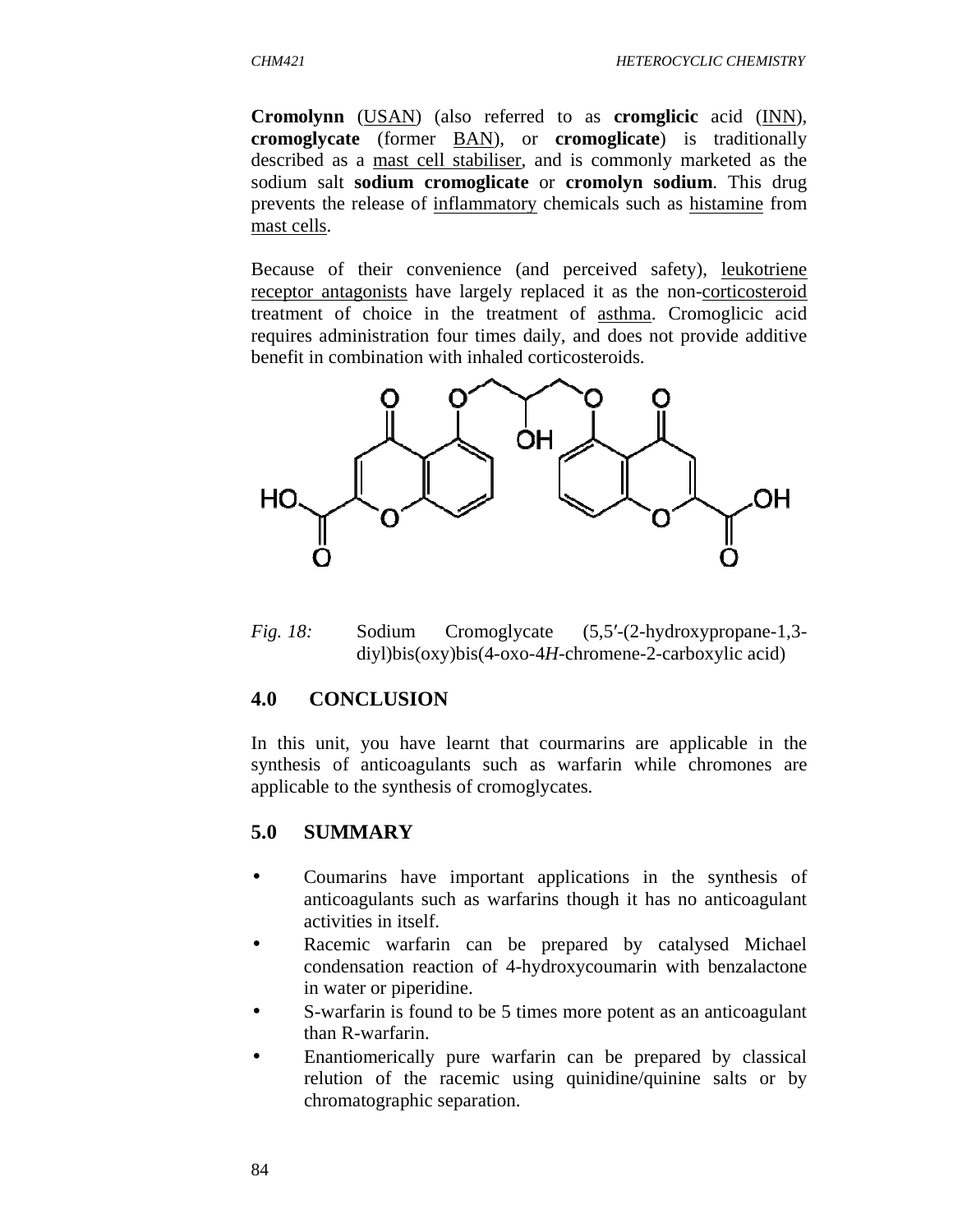**Cromolynn** (USAN) (also referred to as **cromglicic** acid (INN), **cromoglycate** (former BAN), or **cromoglicate**) is traditionally described as a mast cell stabiliser, and is commonly marketed as the sodium salt **sodium cromoglicate** or **cromolyn sodium**. This drug prevents the release of inflammatory chemicals such as histamine from mast cells.

Because of their convenience (and perceived safety), leukotriene receptor antagonists have largely replaced it as the non-corticosteroid treatment of choice in the treatment of asthma. Cromoglicic acid requires administration four times daily, and does not provide additive benefit in combination with inhaled corticosteroids.

*Fig. 18:* Sodium Cromoglycate (5,5′-(2-hydroxypropane-1,3-diyl)bis(oxy)bis(4-oxo-4*H*-chromene-2-carboxylic acid)

## 4.0 CONCLUSION

In this unit, you have learnt that courmarins are applicable in the synthesis of anticoagulants such as warfarin while chromones are applicable to the synthesis of cromoglycates.

## 5.0 SUMMARY

- Coumarins have important applications in the synthesis of anticoagulants such as warfarins though it has no anticoagulant activities in itself.
- Racemic warfarin can be prepared by catalysed Michael condensation reaction of 4-hydroxycoumarin with benzalactone in water or piperidine.
- S-warfarin is found to be 5 times more potent as an anticoagulant than R-warfarin.
- Enantiomerically pure warfarin can be prepared by classical relution of the racemic using quinidine/quinine salts or by chromatographic separation.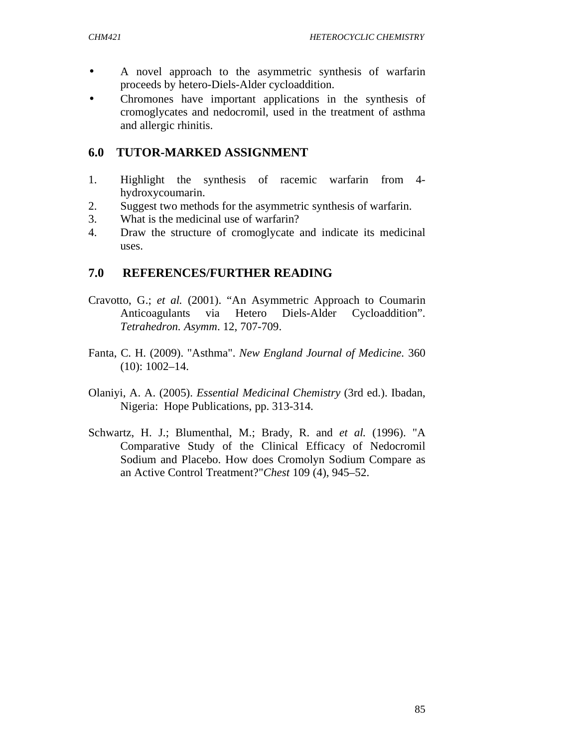- A novel approach to the asymmetric synthesis of warfarin proceeds by hetero-Diels-Alder cycloaddition.
- Chromones have important applications in the synthesis of cromoglycates and nedocromil, used in the treatment of asthma and allergic rhinitis.

## 6.0 TUTOR-MARKED ASSIGNMENT

1. Highlight the synthesis of racemic warfarin from 4-hydroxycoumarin.
2. Suggest two methods for the asymmetric synthesis of warfarin.
3. What is the medicinal use of warfarin?
4. Draw the structure of cromoglycate and indicate its medicinal uses.

## 7.0 REFERENCES/FURTHER READING

Cravotto, G.; *et al.* (2001). "An Asymmetric Approach to Coumarin Anticoagulants via Hetero Diels-Alder Cycloaddition". *Tetrahedron. Asymm*. 12, 707-709.

Fanta, C. H. (2009). "Asthma". *New England Journal of Medicine.* 360 (10): 1002–14.

Olaniyi, A. A. (2005). *Essential Medicinal Chemistry* (3rd ed.). Ibadan, Nigeria: Hope Publications, pp. 313-314.

Schwartz, H. J.; Blumenthal, M.; Brady, R. and *et al.* (1996). "A Comparative Study of the Clinical Efficacy of Nedocromil Sodium and Placebo. How does Cromolyn Sodium Compare as an Active Control Treatment?"*Chest* 109 (4), 945–52.